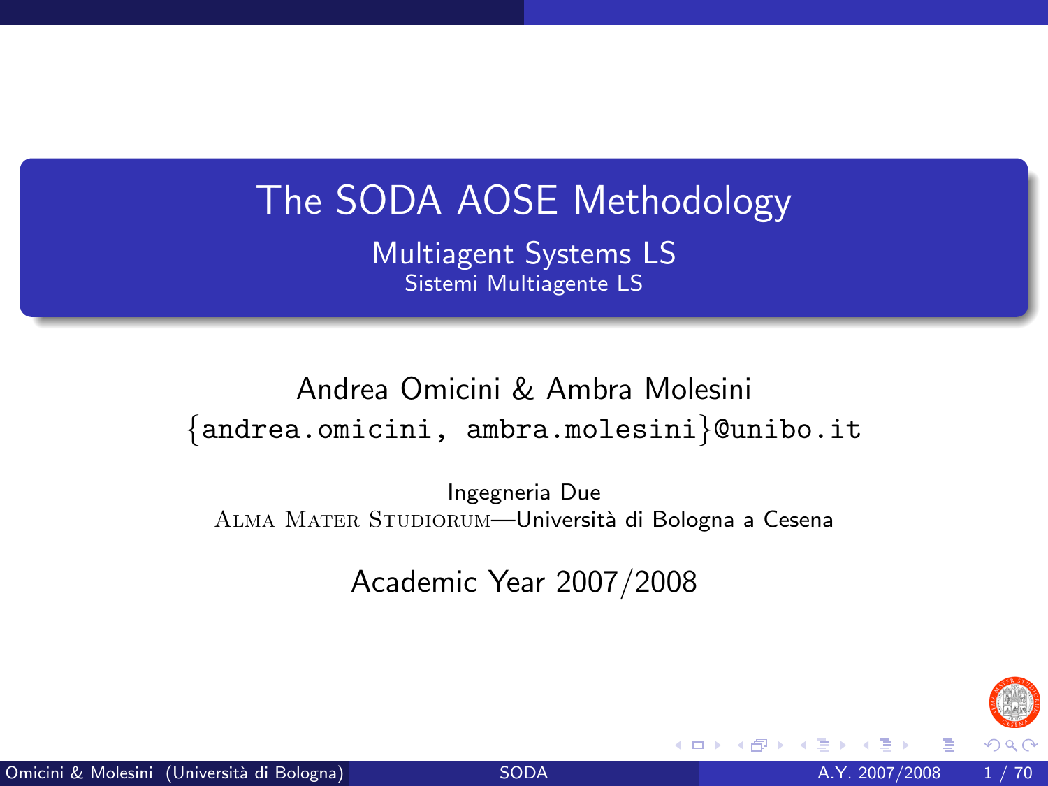# The SODA AOSE Methodology

## Multiagent Systems LS

### Sistemi Multiagente LS

Andrea Omicini & Ambra Molesini

{andrea.omicini, ambra.molesini}@unibo.it

Ingegneria Due

Alma Mater Studiorum—Università di Bologna a Cesena

Academic Year 2007/2008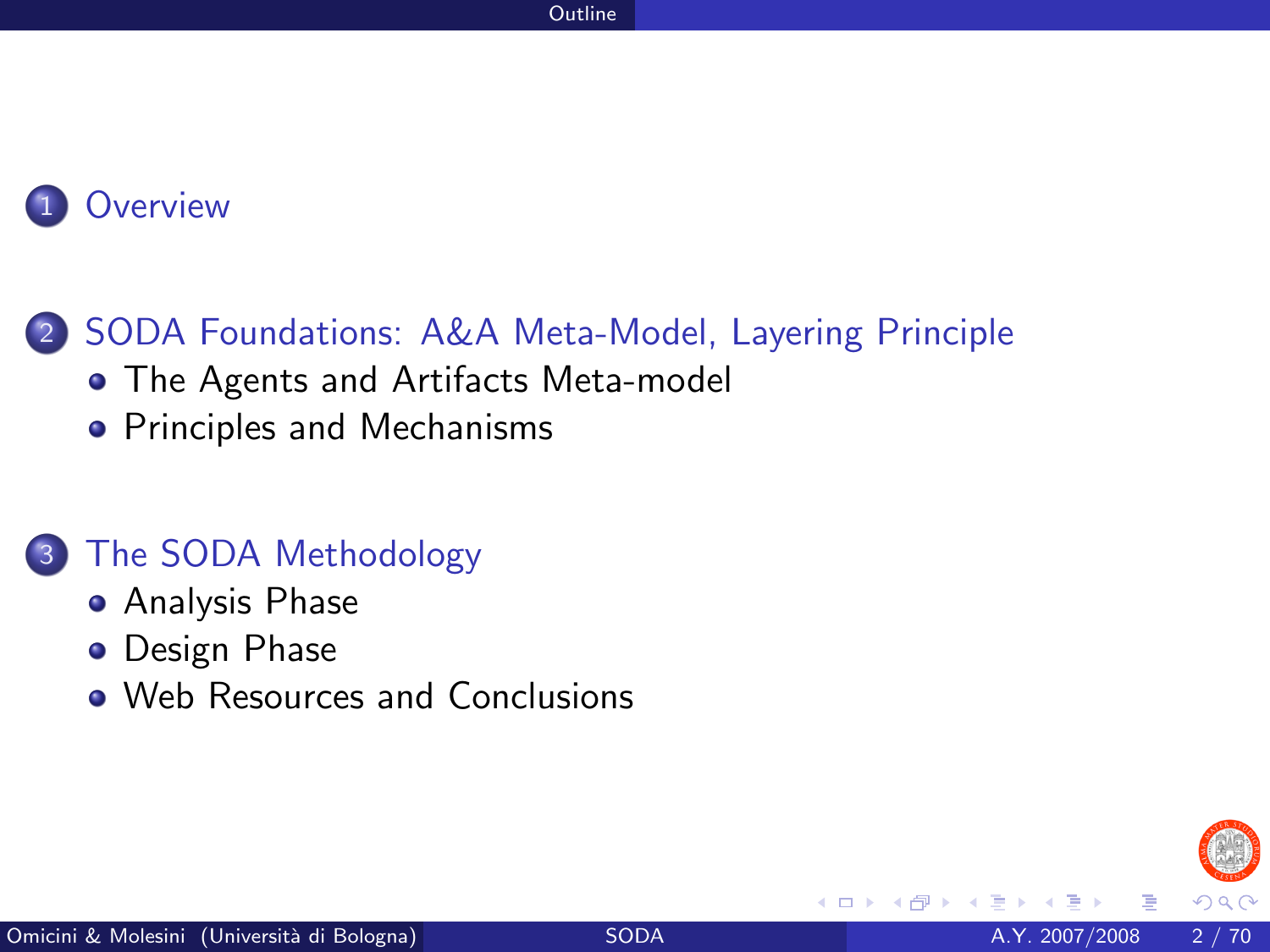1. Overview

2. SODA Foundations: A&A Meta-Model, Layering Principle
   - The Agents and Artifacts Meta-model
   - Principles and Mechanisms

3. The SODA Methodology
   - Analysis Phase
   - Design Phase
   - Web Resources and Conclusions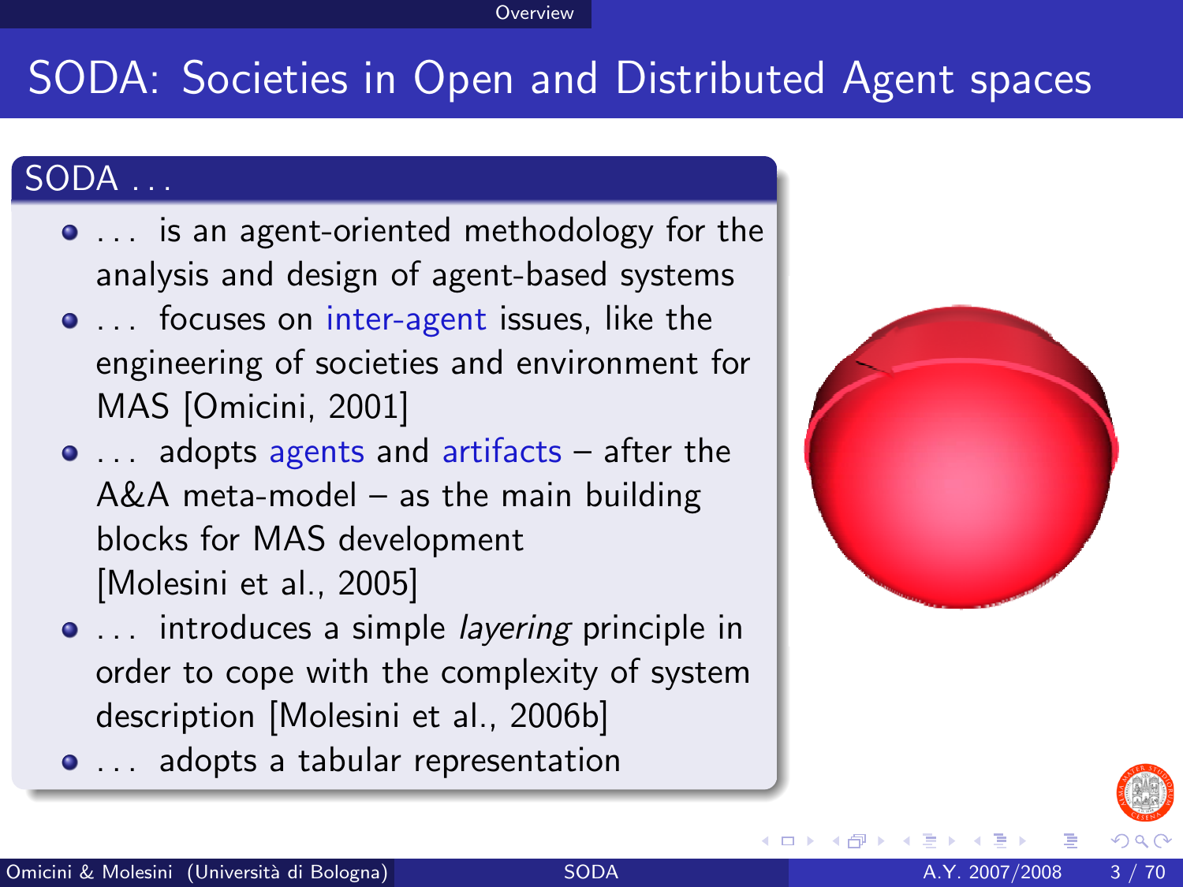# SODA: Societies in Open and Distributed Agent spaces

## SODA . . .

- . . . is an agent-oriented methodology for the analysis and design of agent-based systems
- . . . focuses on inter-agent issues, like the engineering of societies and environment for MAS [Omicini, 2001]
- . . . adopts agents and artifacts – after the A&A meta-model – as the main building blocks for MAS development [Molesini et al., 2005]
- . . . introduces a simple *layering* principle in order to cope with the complexity of system description [Molesini et al., 2006b]
- . . . adopts a tabular representation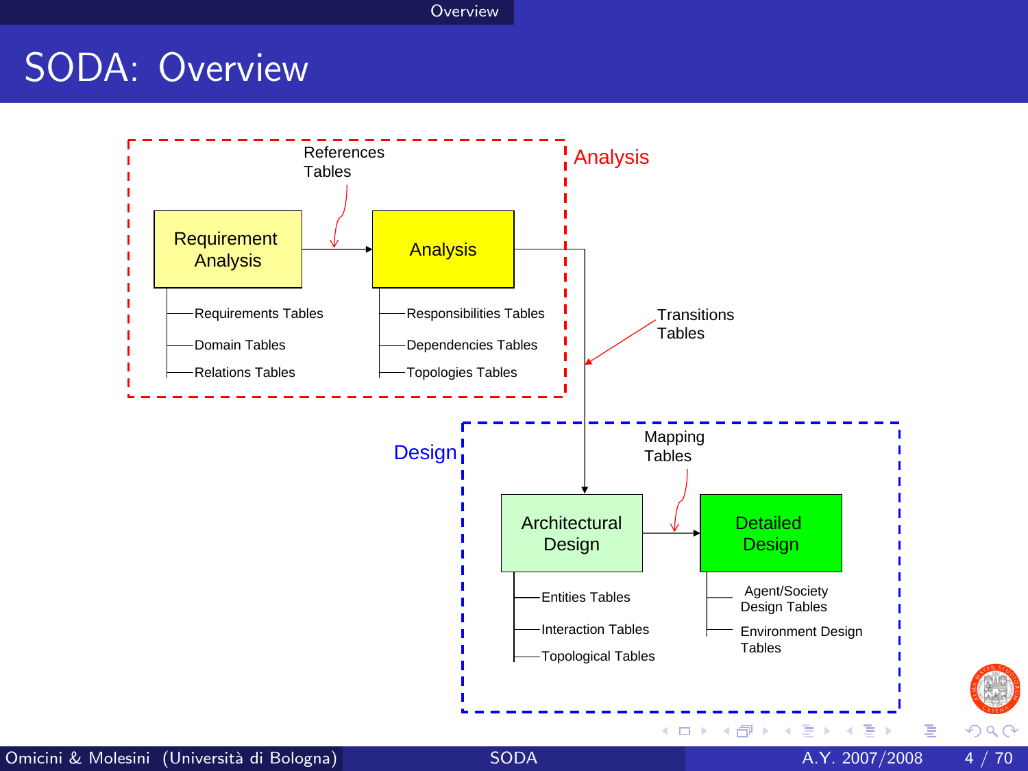# SODA: Overview

**Analysis**

- Requirement Analysis
  - Requirements Tables
  - Domain Tables
  - Relations Tables
- References Tables
- Analysis
  - Responsibilities Tables
  - Dependencies Tables
  - Topologies Tables

Transitions Tables

**Design**

- Architectural Design
  - Entities Tables
  - Interaction Tables
  - Topological Tables
- Mapping Tables
- Detailed Design
  - Agent/Society Design Tables
  - Environment Design Tables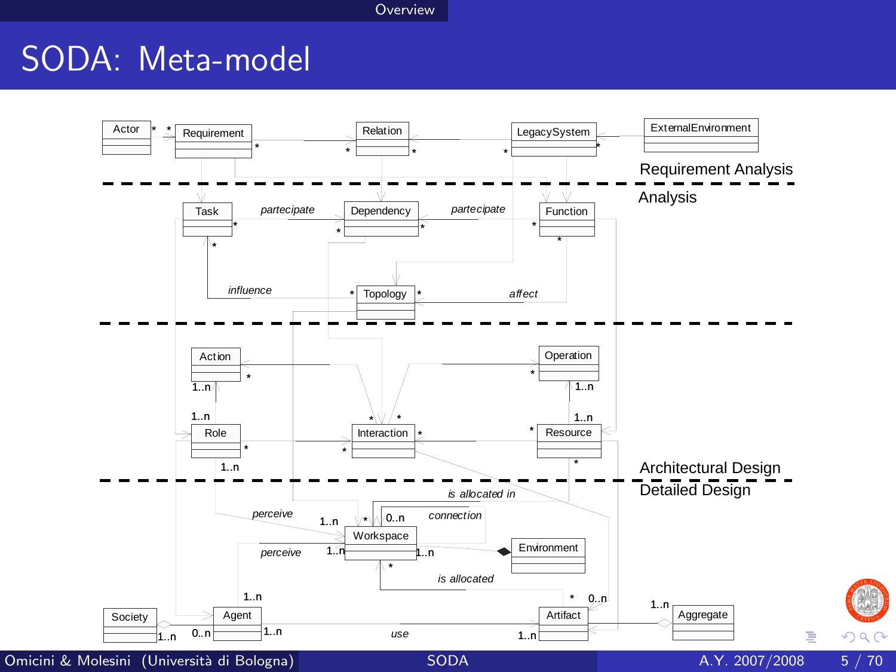# SODA: Meta-model

Requirement Analysis

Analysis

Architectural Design

Detailed Design

Actor, Requirement, Relation, LegacySystem, ExternalEnvironment

Task, Dependency, Function, Topology

*partecipate*, *partecipate*, *influence*, *affect*

Action, Operation, Role, Interaction, Resource

Workspace, Environment, Society, Agent, Artifact, Aggregate

*is allocated in*, *connection*, *perceive*, *perceive*, *is allocated*, *use*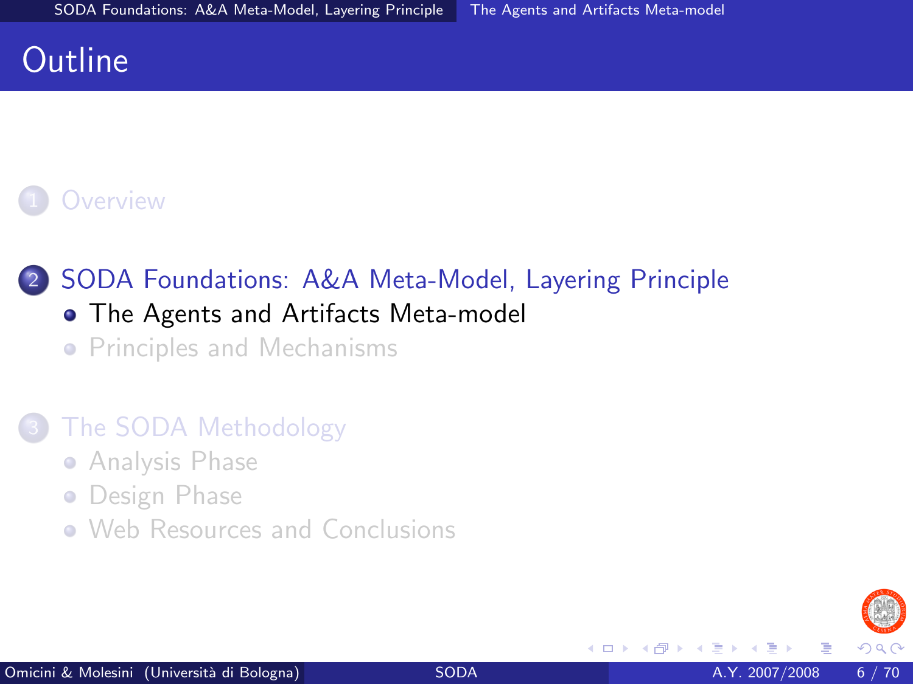# Outline

1. Overview

2. SODA Foundations: A&A Meta-Model, Layering Principle
   - The Agents and Artifacts Meta-model
   - Principles and Mechanisms

3. The SODA Methodology
   - Analysis Phase
   - Design Phase
   - Web Resources and Conclusions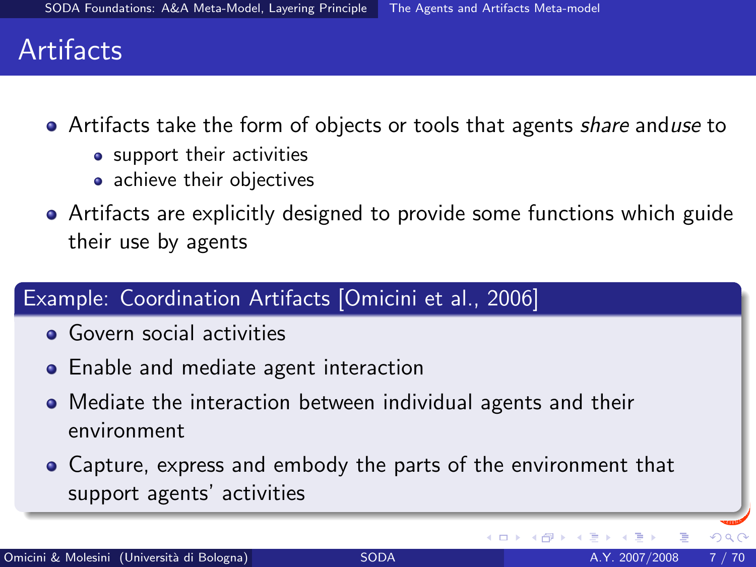# Artifacts

- Artifacts take the form of objects or tools that agents *share* and*use* to
  - support their activities
  - achieve their objectives
- Artifacts are explicitly designed to provide some functions which guide their use by agents

**Example: Coordination Artifacts [Omicini et al., 2006]**

- Govern social activities
- Enable and mediate agent interaction
- Mediate the interaction between individual agents and their environment
- Capture, express and embody the parts of the environment that support agents' activities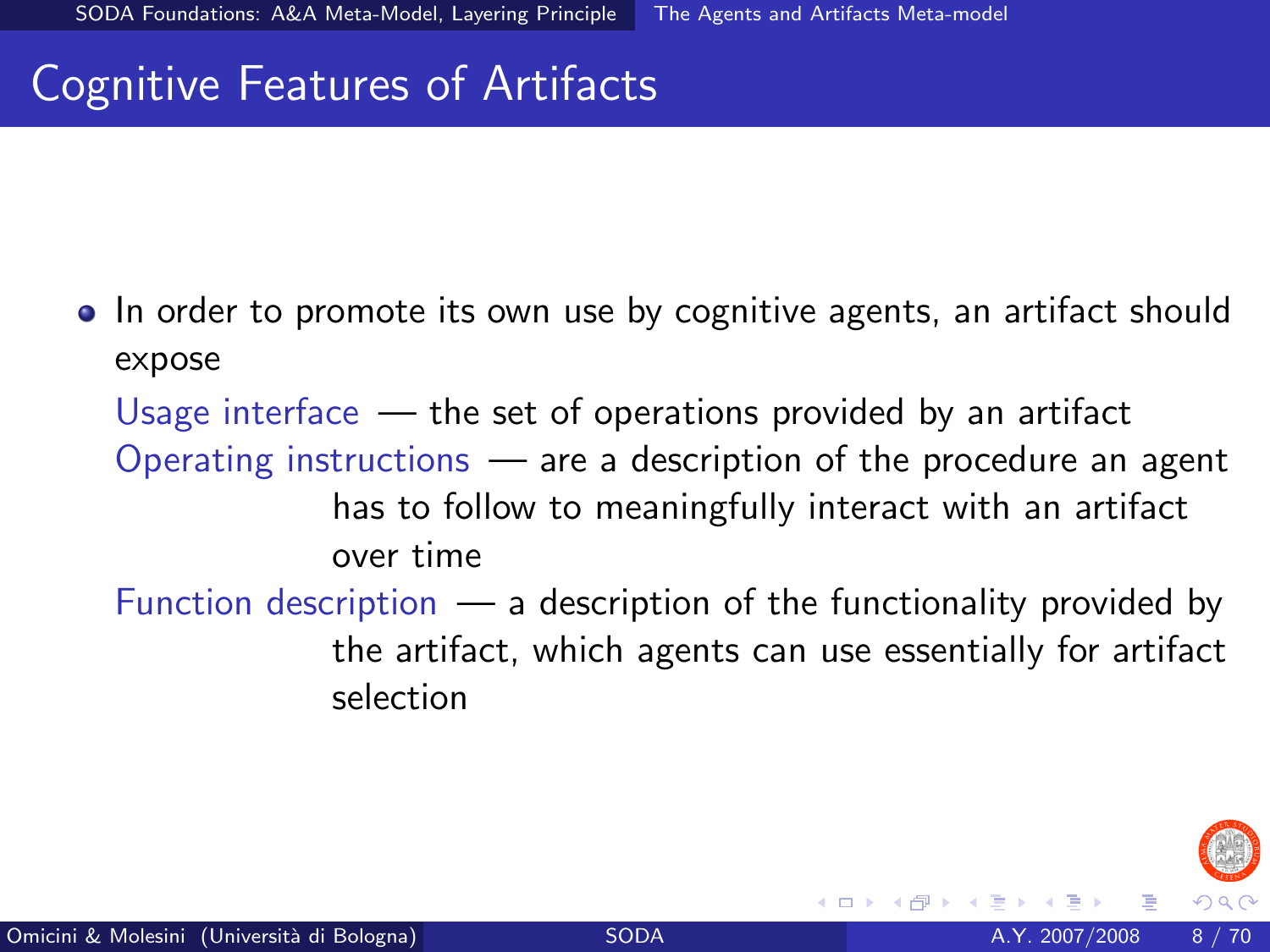# Cognitive Features of Artifacts

- In order to promote its own use by cognitive agents, an artifact should expose

  **Usage interface** — the set of operations provided by an artifact

  **Operating instructions** — are a description of the procedure an agent has to follow to meaningfully interact with an artifact over time

  **Function description** — a description of the functionality provided by the artifact, which agents can use essentially for artifact selection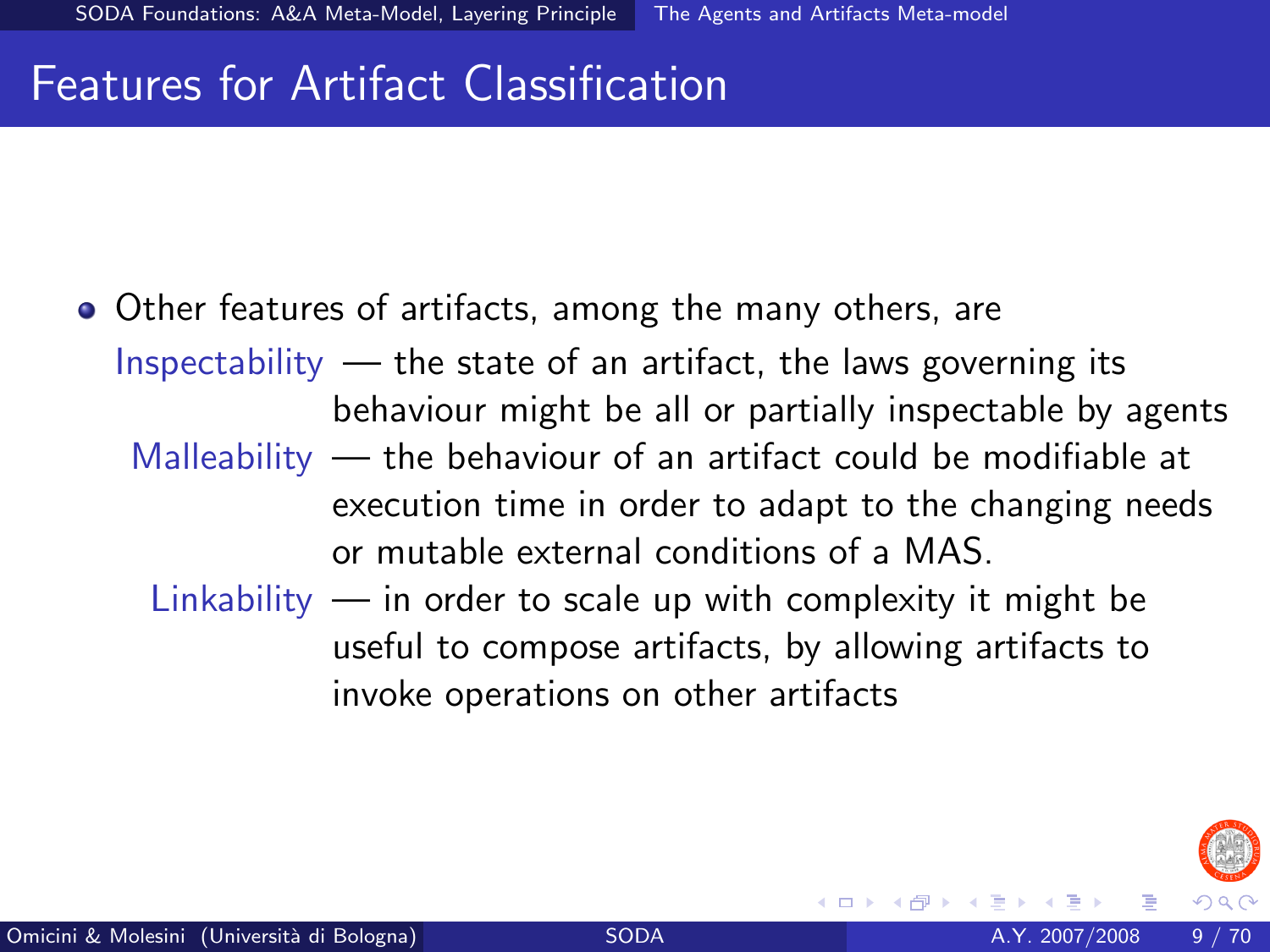# Features for Artifact Classification

- Other features of artifacts, among the many others, are

  **Inspectability** — the state of an artifact, the laws governing its behaviour might be all or partially inspectable by agents

  **Malleability** — the behaviour of an artifact could be modifiable at execution time in order to adapt to the changing needs or mutable external conditions of a MAS.

  **Linkability** — in order to scale up with complexity it might be useful to compose artifacts, by allowing artifacts to invoke operations on other artifacts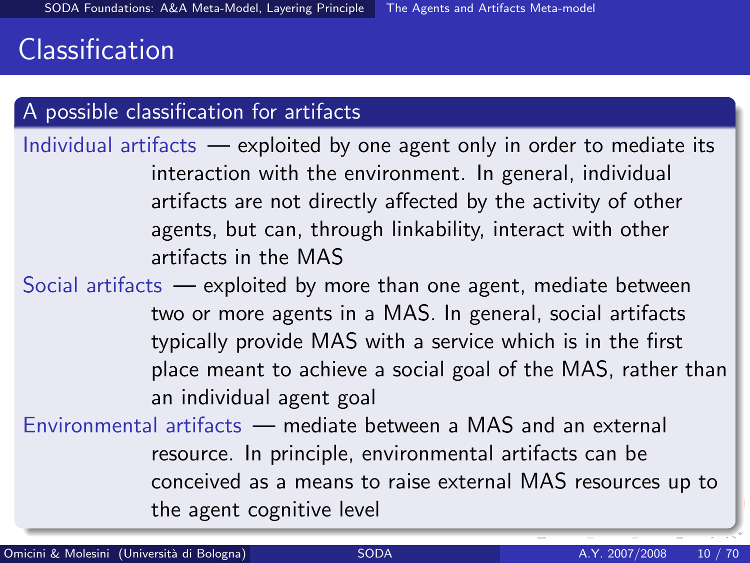# Classification

## A possible classification for artifacts

Individual artifacts — exploited by one agent only in order to mediate its interaction with the environment. In general, individual artifacts are not directly affected by the activity of other agents, but can, through linkability, interact with other artifacts in the MAS

Social artifacts — exploited by more than one agent, mediate between two or more agents in a MAS. In general, social artifacts typically provide MAS with a service which is in the first place meant to achieve a social goal of the MAS, rather than an individual agent goal

Environmental artifacts — mediate between a MAS and an external resource. In principle, environmental artifacts can be conceived as a means to raise external MAS resources up to the agent cognitive level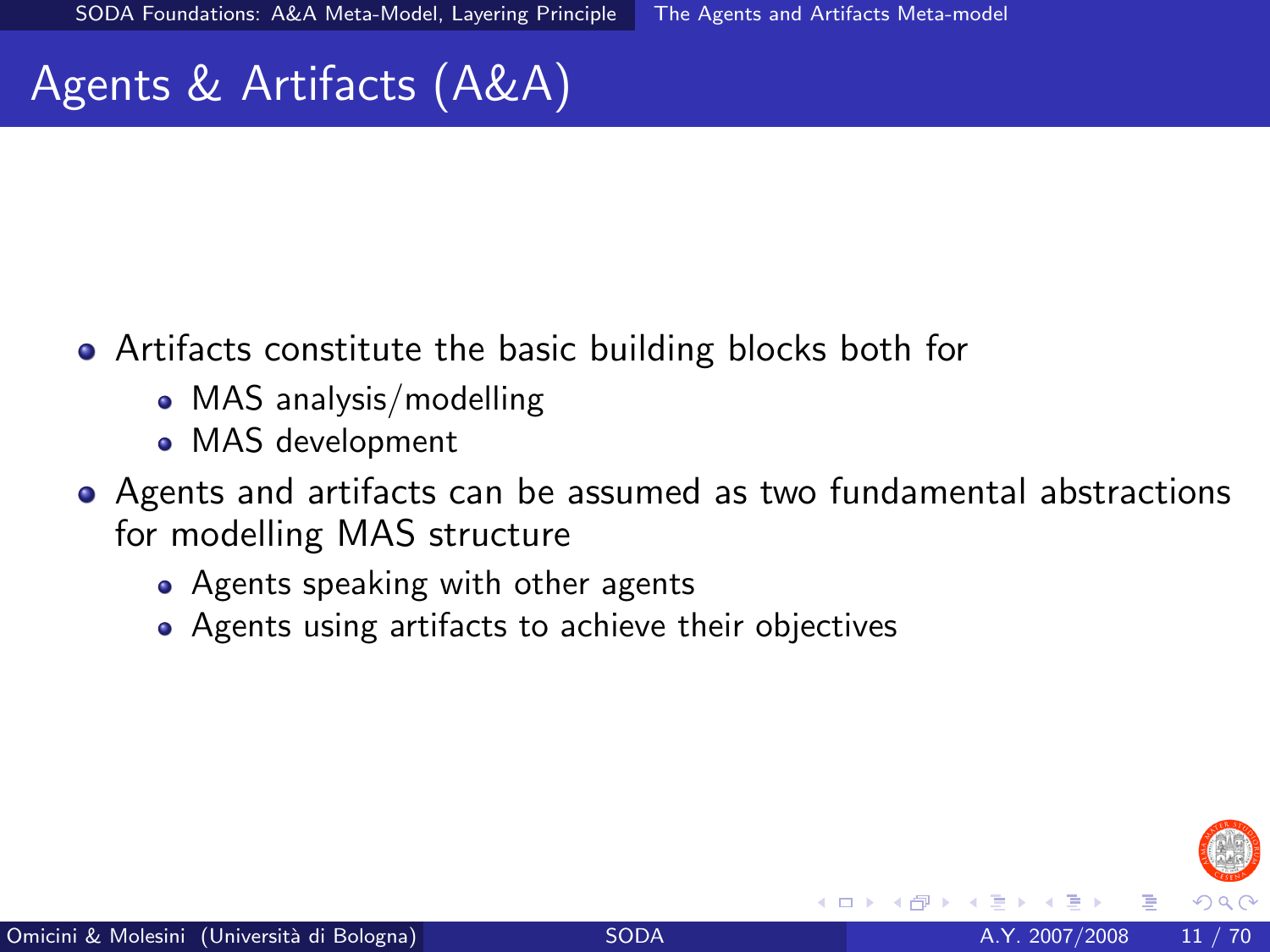# Agents & Artifacts (A&A)

- Artifacts constitute the basic building blocks both for
  - MAS analysis/modelling
  - MAS development
- Agents and artifacts can be assumed as two fundamental abstractions for modelling MAS structure
  - Agents speaking with other agents
  - Agents using artifacts to achieve their objectives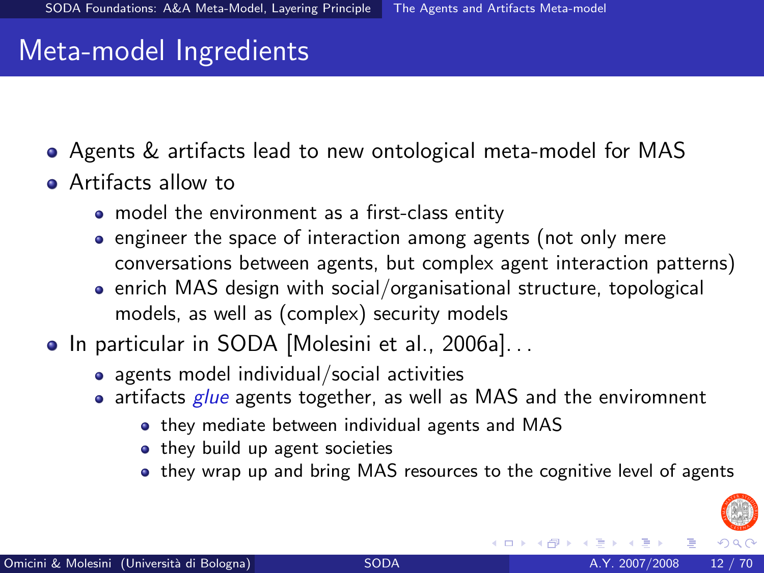# Meta-model Ingredients

- Agents & artifacts lead to new ontological meta-model for MAS
- Artifacts allow to
  - model the environment as a first-class entity
  - engineer the space of interaction among agents (not only mere conversations between agents, but complex agent interaction patterns)
  - enrich MAS design with social/organisational structure, topological models, as well as (complex) security models
- In particular in SODA [Molesini et al., 2006a]...
  - agents model individual/social activities
  - artifacts *glue* agents together, as well as MAS and the enviromnent
    - they mediate between individual agents and MAS
    - they build up agent societies
    - they wrap up and bring MAS resources to the cognitive level of agents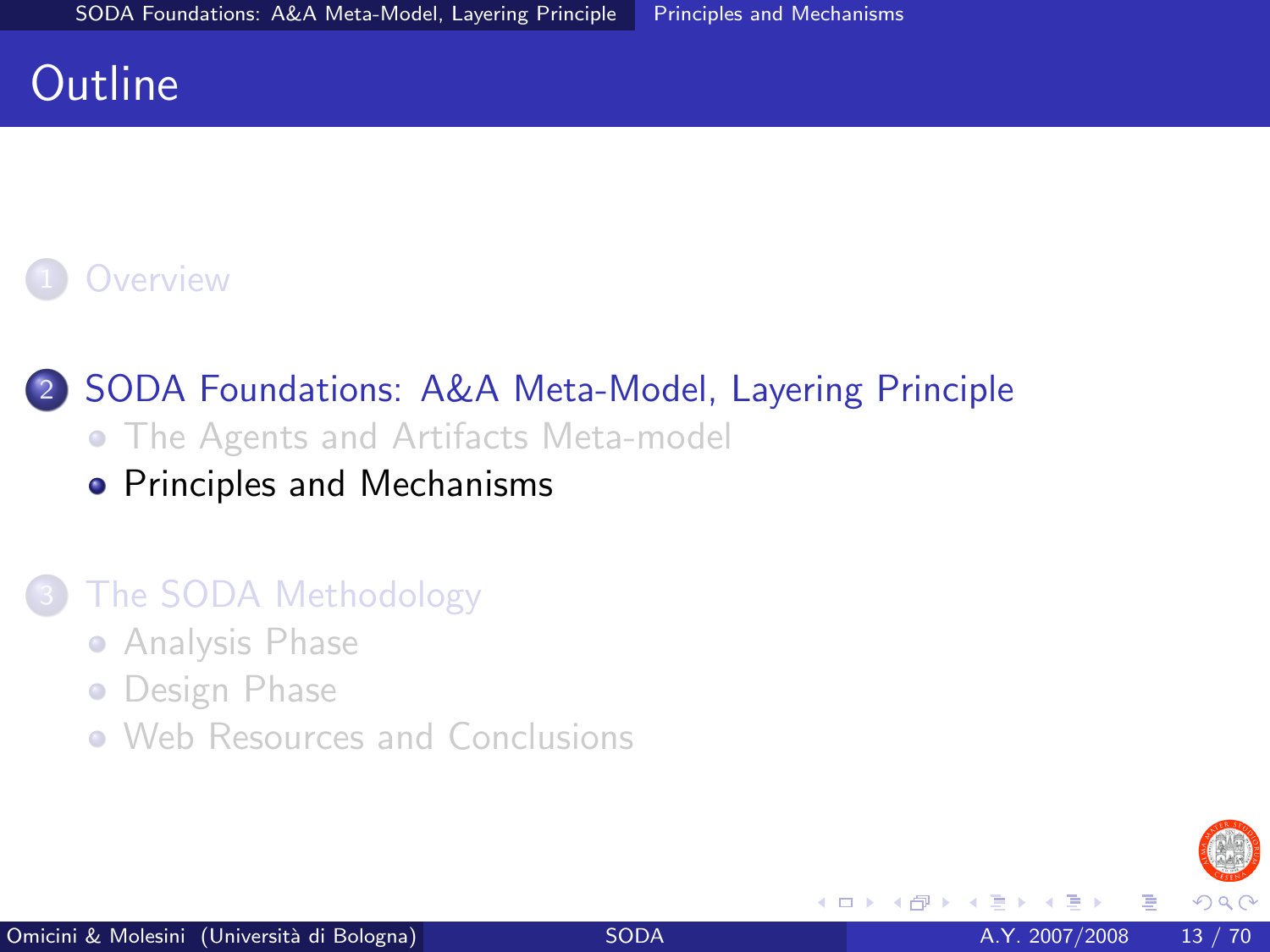# Outline

1. Overview

2. SODA Foundations: A&A Meta-Model, Layering Principle
   - The Agents and Artifacts Meta-model
   - Principles and Mechanisms

3. The SODA Methodology
   - Analysis Phase
   - Design Phase
   - Web Resources and Conclusions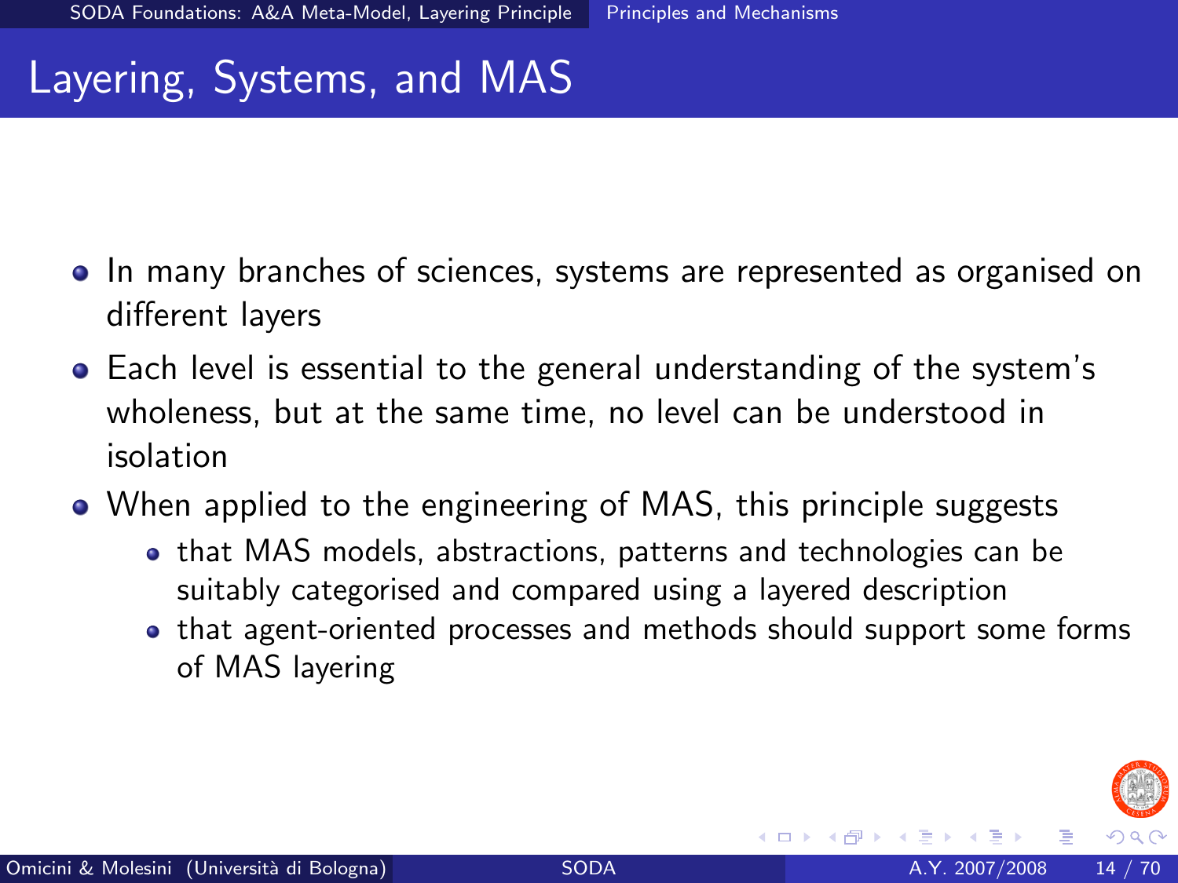# Layering, Systems, and MAS

- In many branches of sciences, systems are represented as organised on different layers
- Each level is essential to the general understanding of the system's wholeness, but at the same time, no level can be understood in isolation
- When applied to the engineering of MAS, this principle suggests
  - that MAS models, abstractions, patterns and technologies can be suitably categorised and compared using a layered description
  - that agent-oriented processes and methods should support some forms of MAS layering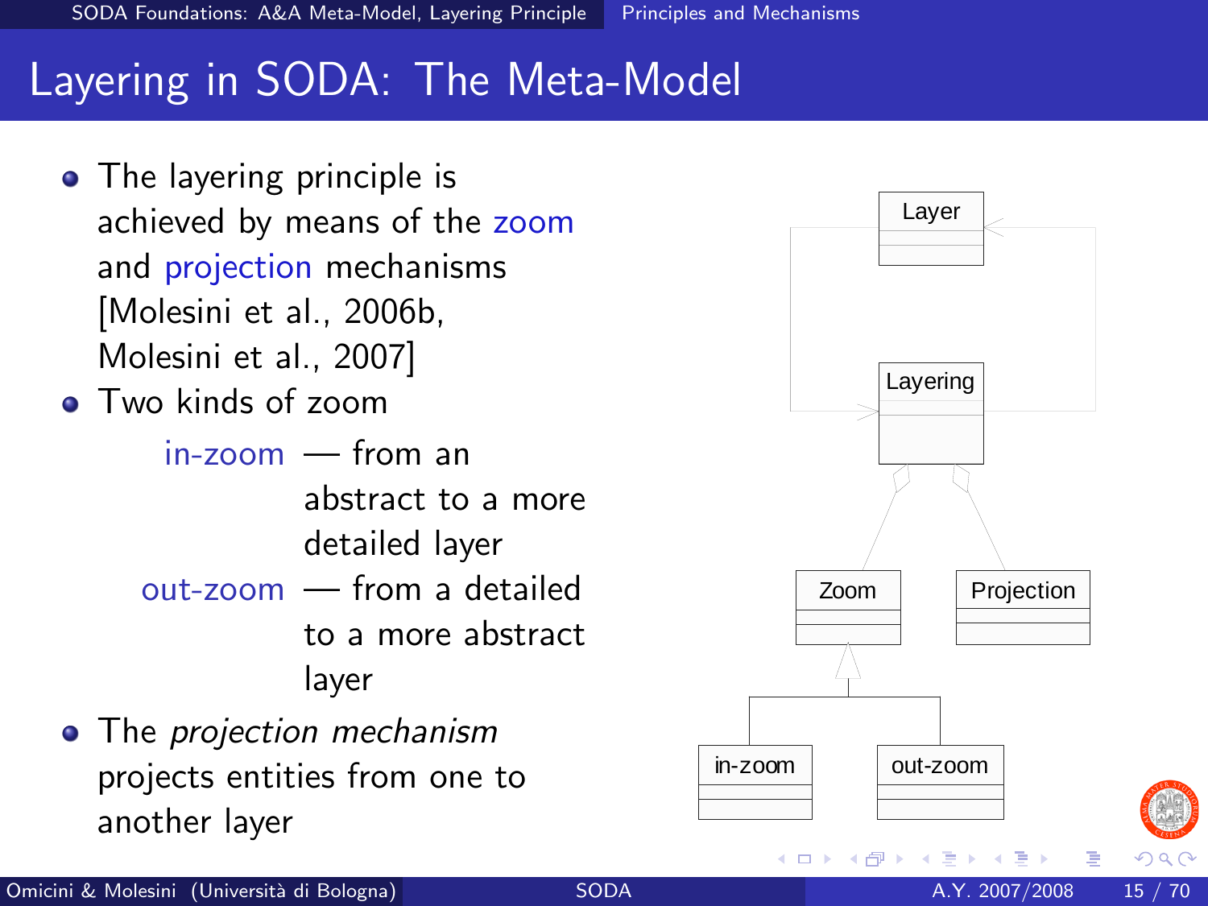# Layering in SODA: The Meta-Model

- The layering principle is achieved by means of the zoom and projection mechanisms [Molesini et al., 2006b, Molesini et al., 2007]
- Two kinds of zoom
  - in-zoom — from an abstract to a more detailed layer
  - out-zoom — from a detailed to a more abstract layer
- The *projection mechanism* projects entities from one to another layer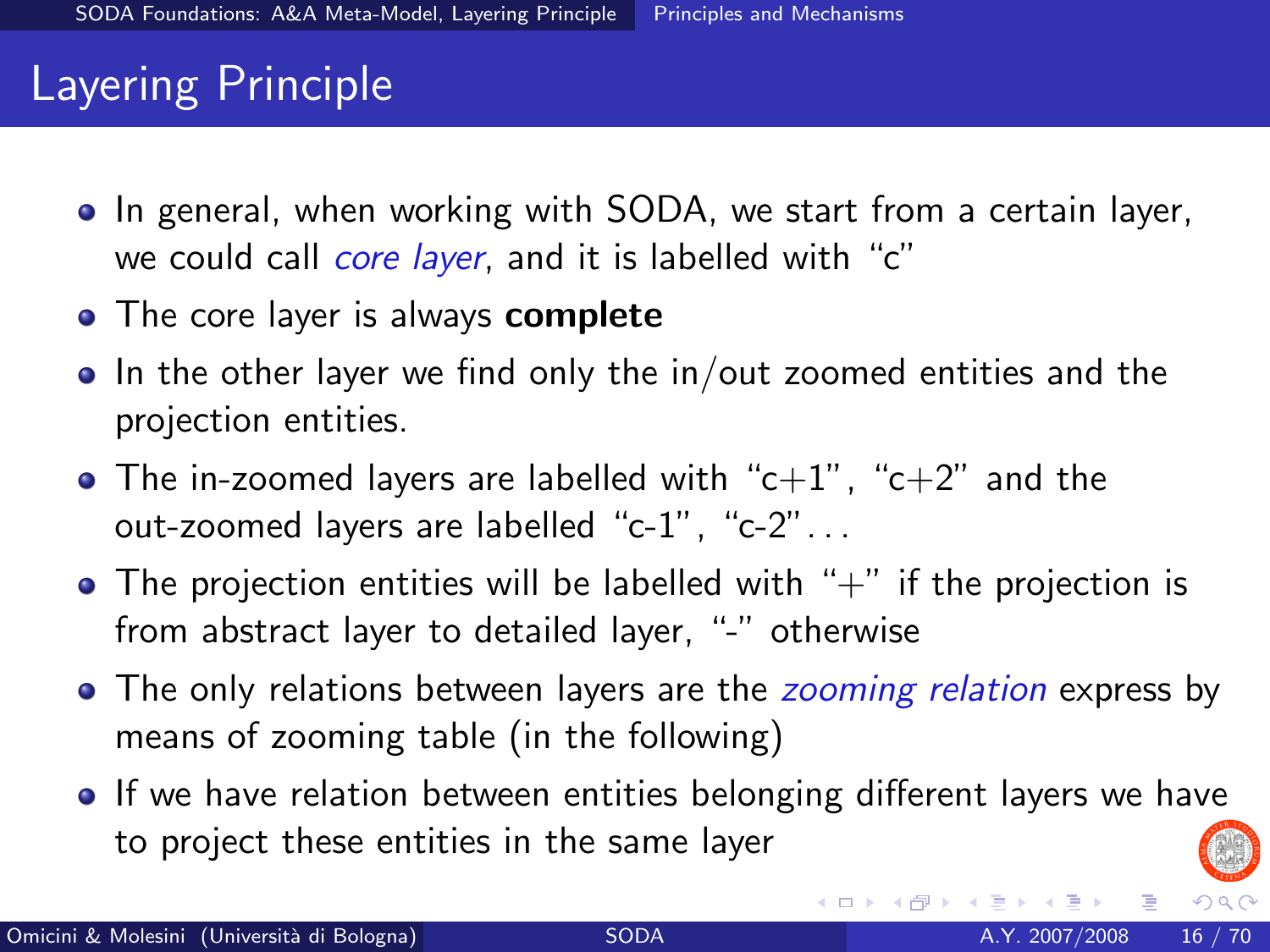# Layering Principle

- In general, when working with SODA, we start from a certain layer, we could call *core layer*, and it is labelled with "c"
- The core layer is always **complete**
- In the other layer we find only the in/out zoomed entities and the projection entities.
- The in-zoomed layers are labelled with "c+1", "c+2" and the out-zoomed layers are labelled "c-1", "c-2"...
- The projection entities will be labelled with "+" if the projection is from abstract layer to detailed layer, "-" otherwise
- The only relations between layers are the *zooming relation* express by means of zooming table (in the following)
- If we have relation between entities belonging different layers we have to project these entities in the same layer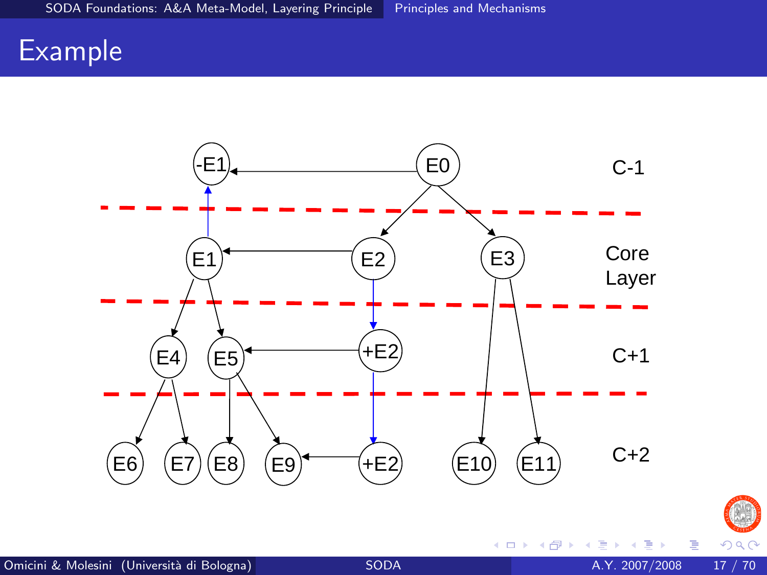# Example

-E1, E0 — C-1

E1, E2, E3 — Core Layer

E4, E5, +E2 — C+1

E6, E7, E8, E9, +E2, E10, E11 — C+2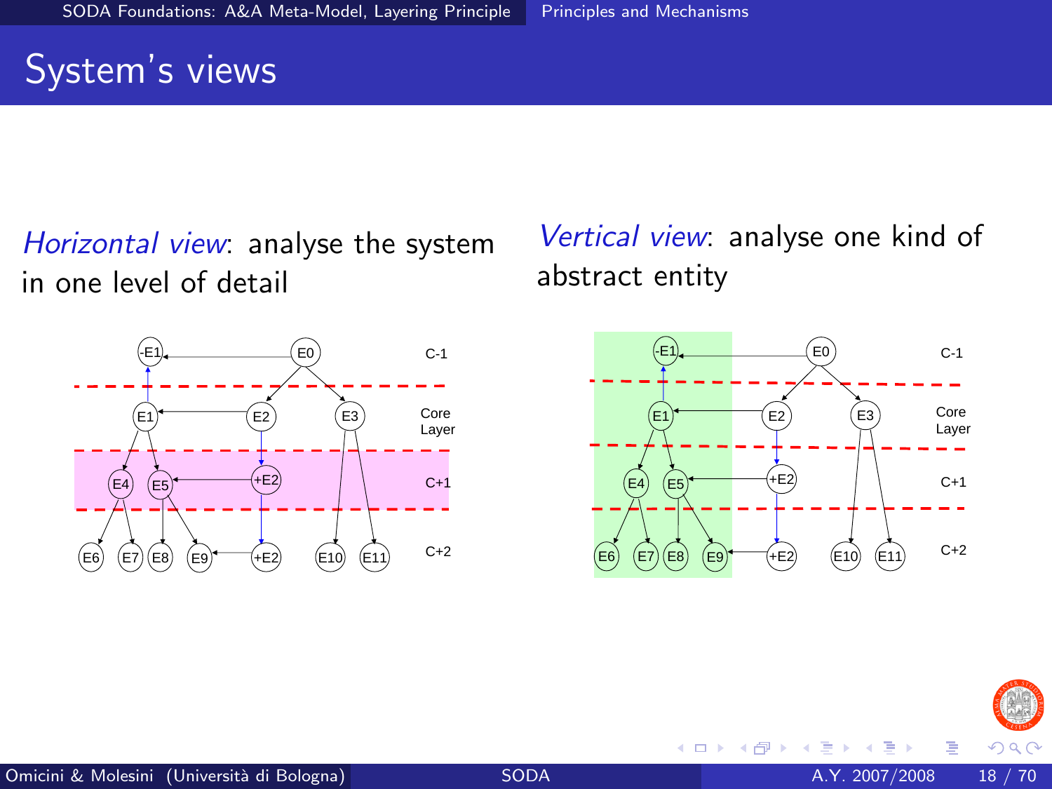# System's views

*Horizontal view*: analyse the system in one level of detail

*Vertical view*: analyse one kind of abstract entity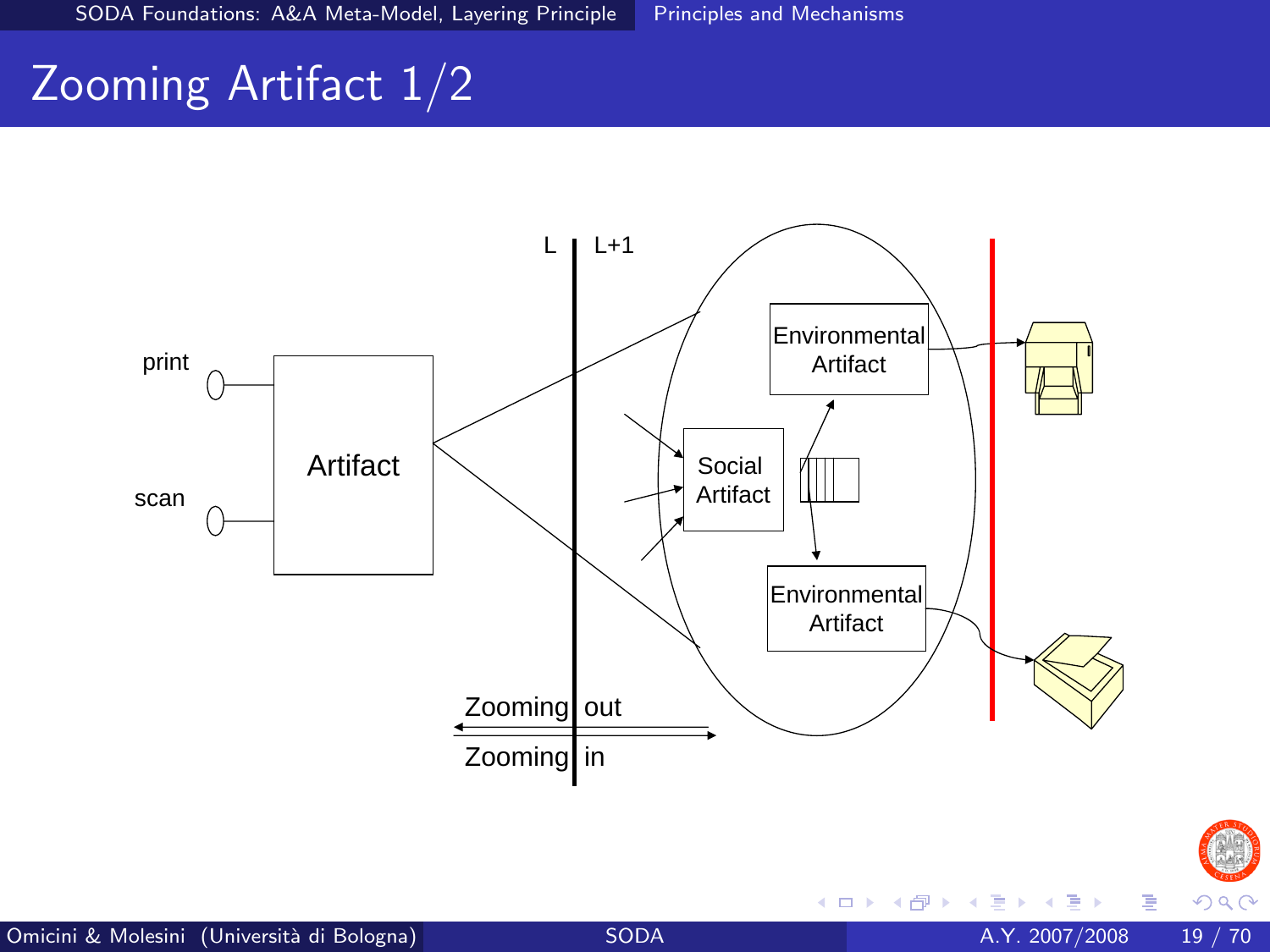# Zooming Artifact 1/2

print

scan

Artifact

L L+1

Environmental Artifact

Social Artifact

Environmental Artifact

Zooming out

Zooming in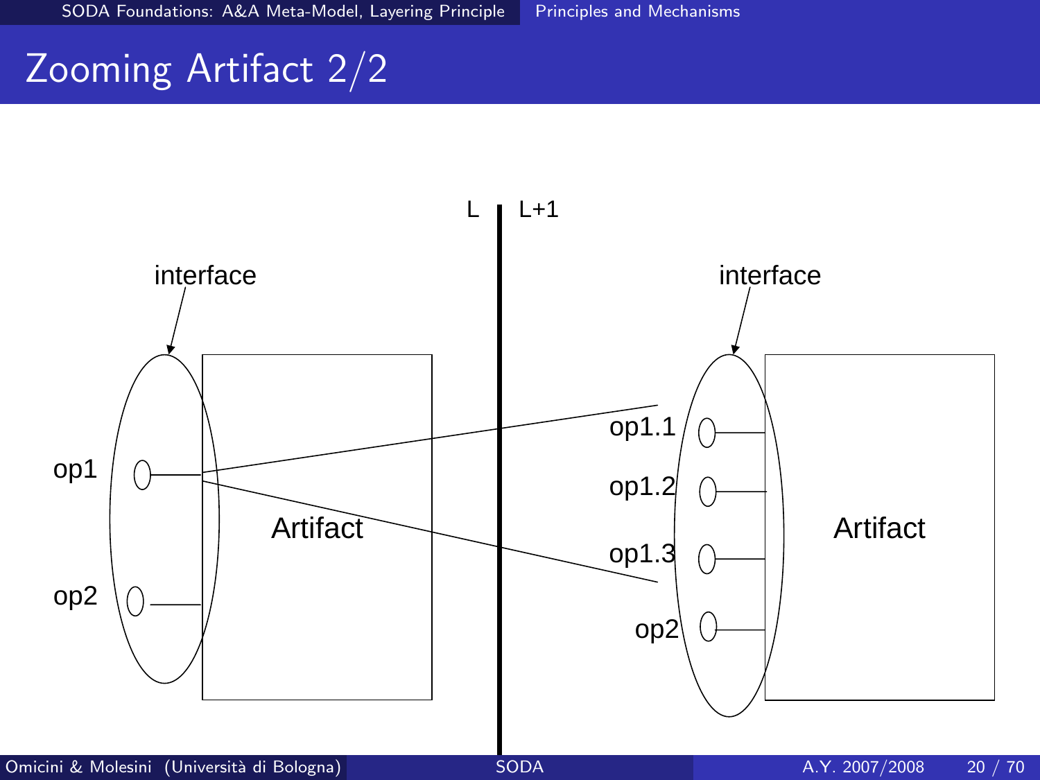# Zooming Artifact 2/2

L | L+1

interface

op1

op2

Artifact

interface

op1.1

op1.2

op1.3

op2

Artifact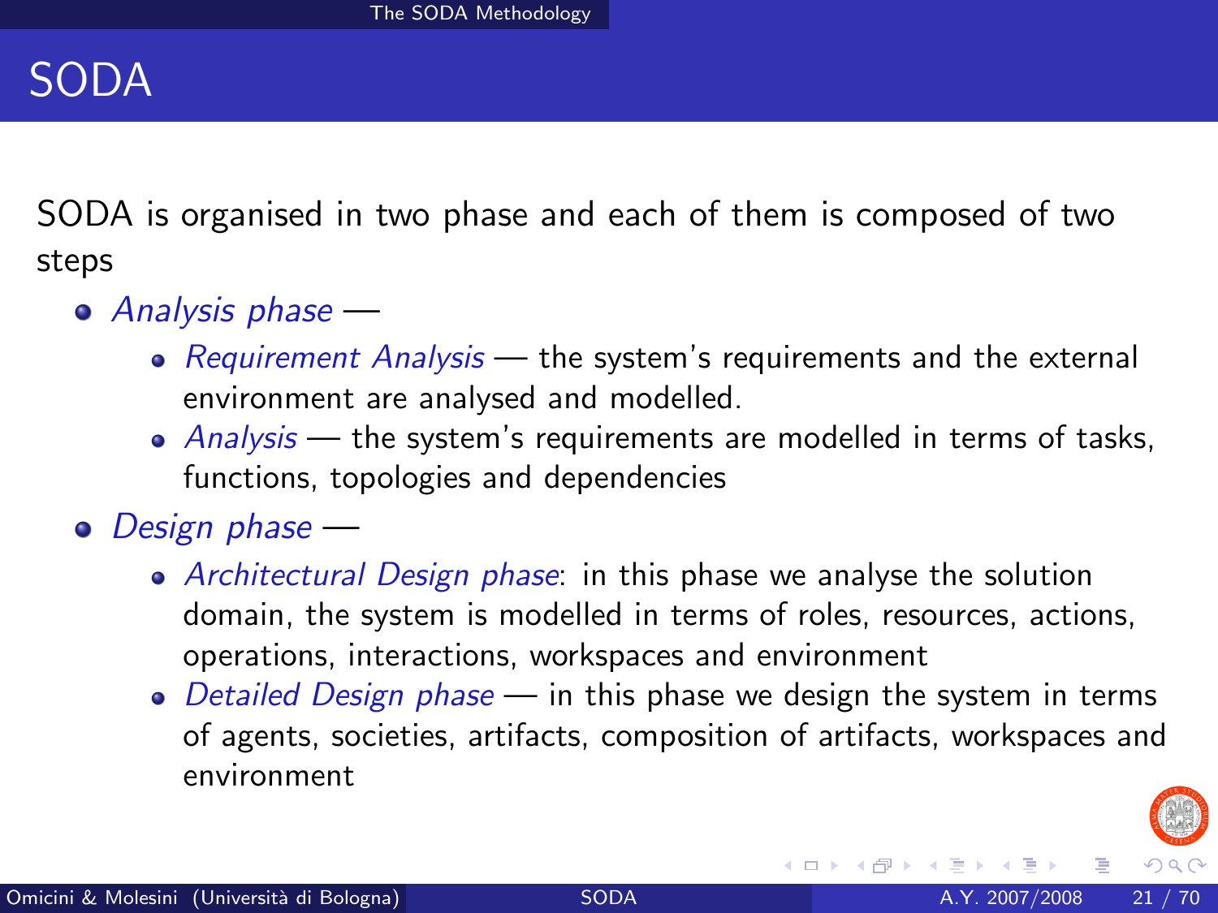# SODA

SODA is organised in two phase and each of them is composed of two steps

- *Analysis phase* —
  - *Requirement Analysis* — the system's requirements and the external environment are analysed and modelled.
  - *Analysis* — the system's requirements are modelled in terms of tasks, functions, topologies and dependencies
- *Design phase* —
  - *Architectural Design phase*: in this phase we analyse the solution domain, the system is modelled in terms of roles, resources, actions, operations, interactions, workspaces and environment
  - *Detailed Design phase* — in this phase we design the system in terms of agents, societies, artifacts, composition of artifacts, workspaces and environment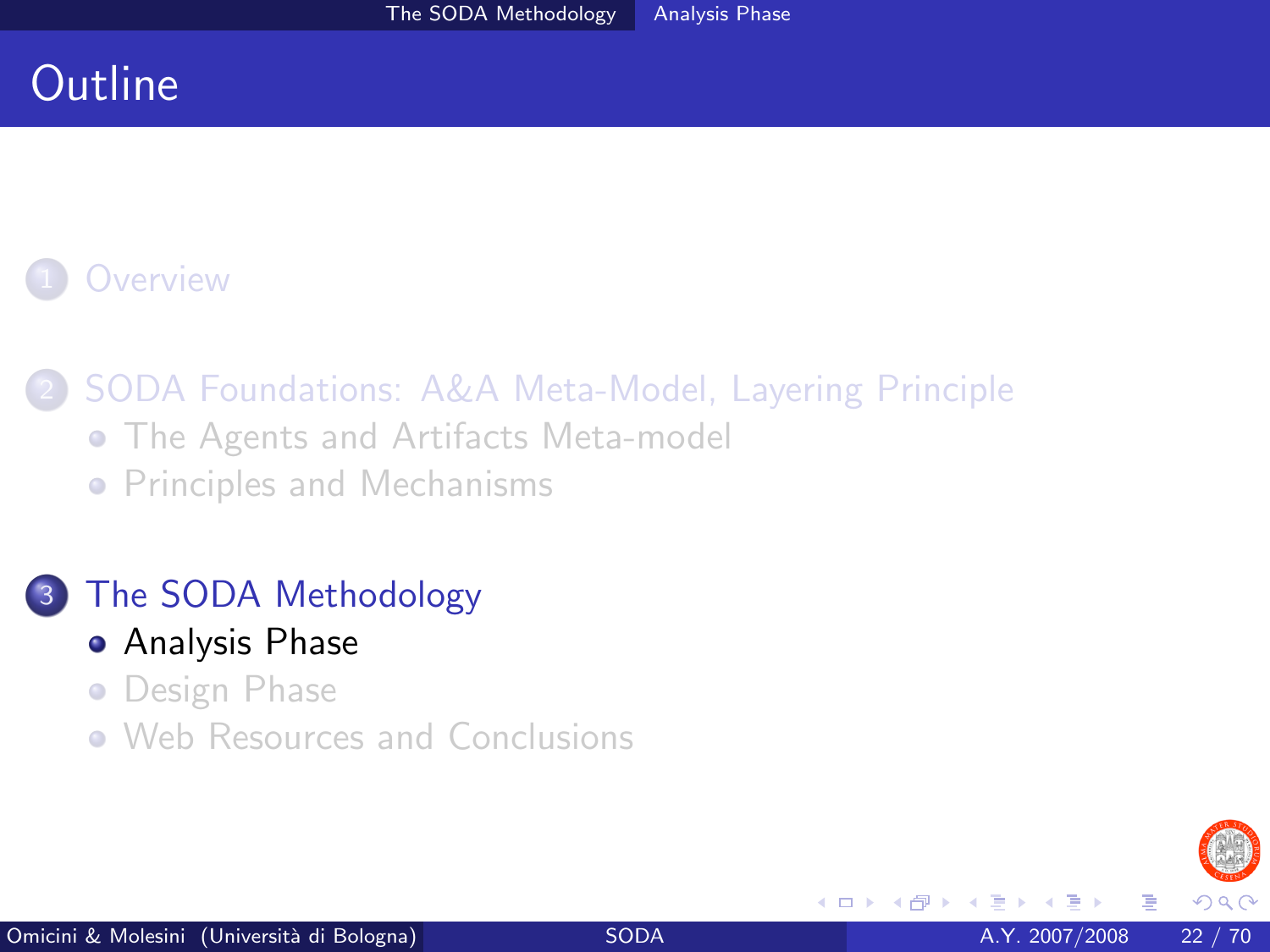# Outline

1. Overview
2. SODA Foundations: A&A Meta-Model, Layering Principle
   - The Agents and Artifacts Meta-model
   - Principles and Mechanisms
3. The SODA Methodology
   - Analysis Phase
   - Design Phase
   - Web Resources and Conclusions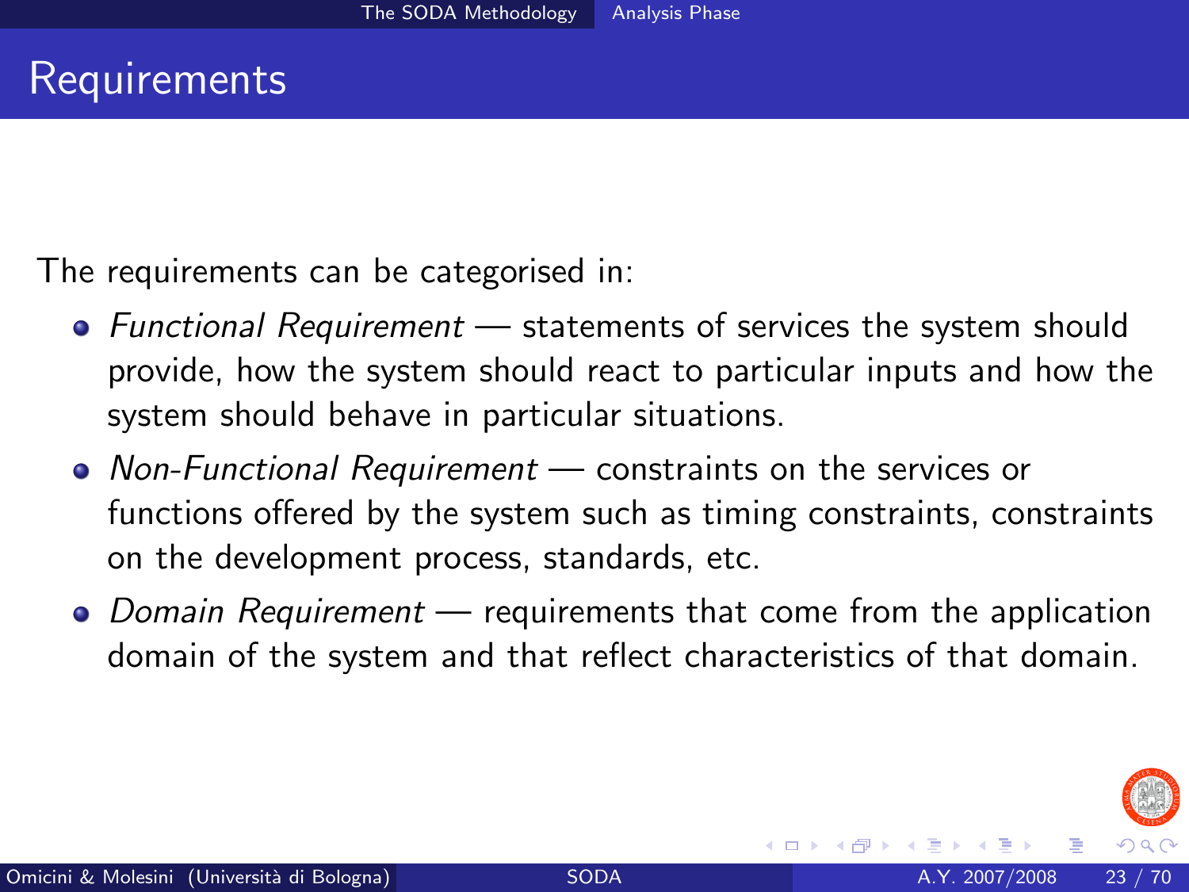# Requirements

The requirements can be categorised in:

- *Functional Requirement* — statements of services the system should provide, how the system should react to particular inputs and how the system should behave in particular situations.
- *Non-Functional Requirement* — constraints on the services or functions offered by the system such as timing constraints, constraints on the development process, standards, etc.
- *Domain Requirement* — requirements that come from the application domain of the system and that reflect characteristics of that domain.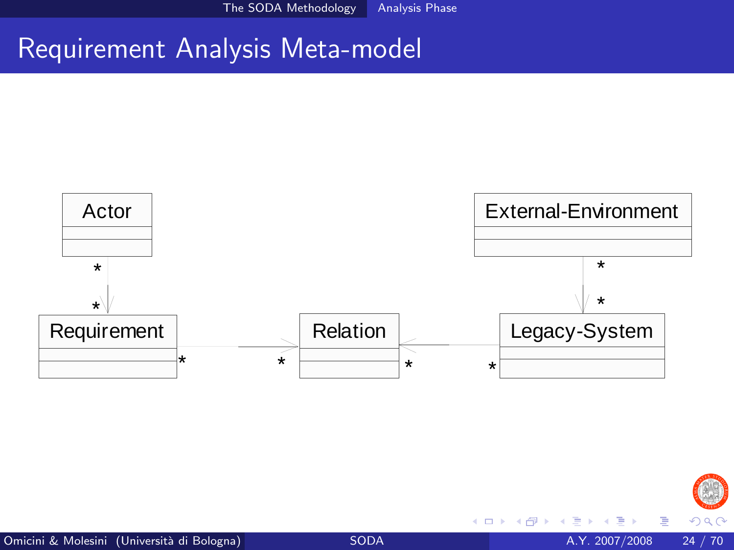# Requirement Analysis Meta-model

Actor

External-Environment

Requirement

Relation

Legacy-System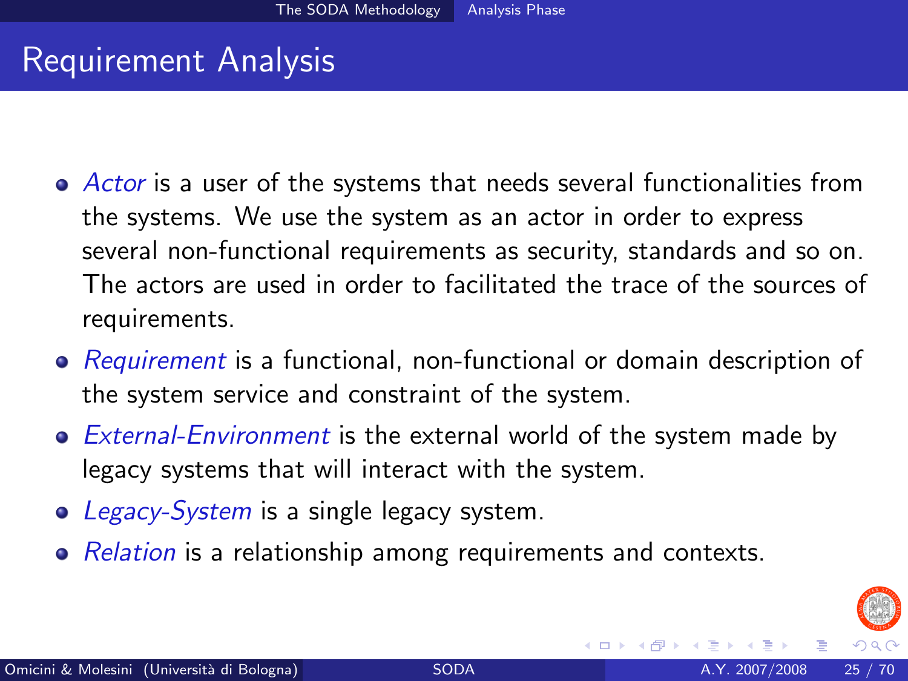# Requirement Analysis

- *Actor* is a user of the systems that needs several functionalities from the systems. We use the system as an actor in order to express several non-functional requirements as security, standards and so on. The actors are used in order to facilitated the trace of the sources of requirements.
- *Requirement* is a functional, non-functional or domain description of the system service and constraint of the system.
- *External-Environment* is the external world of the system made by legacy systems that will interact with the system.
- *Legacy-System* is a single legacy system.
- *Relation* is a relationship among requirements and contexts.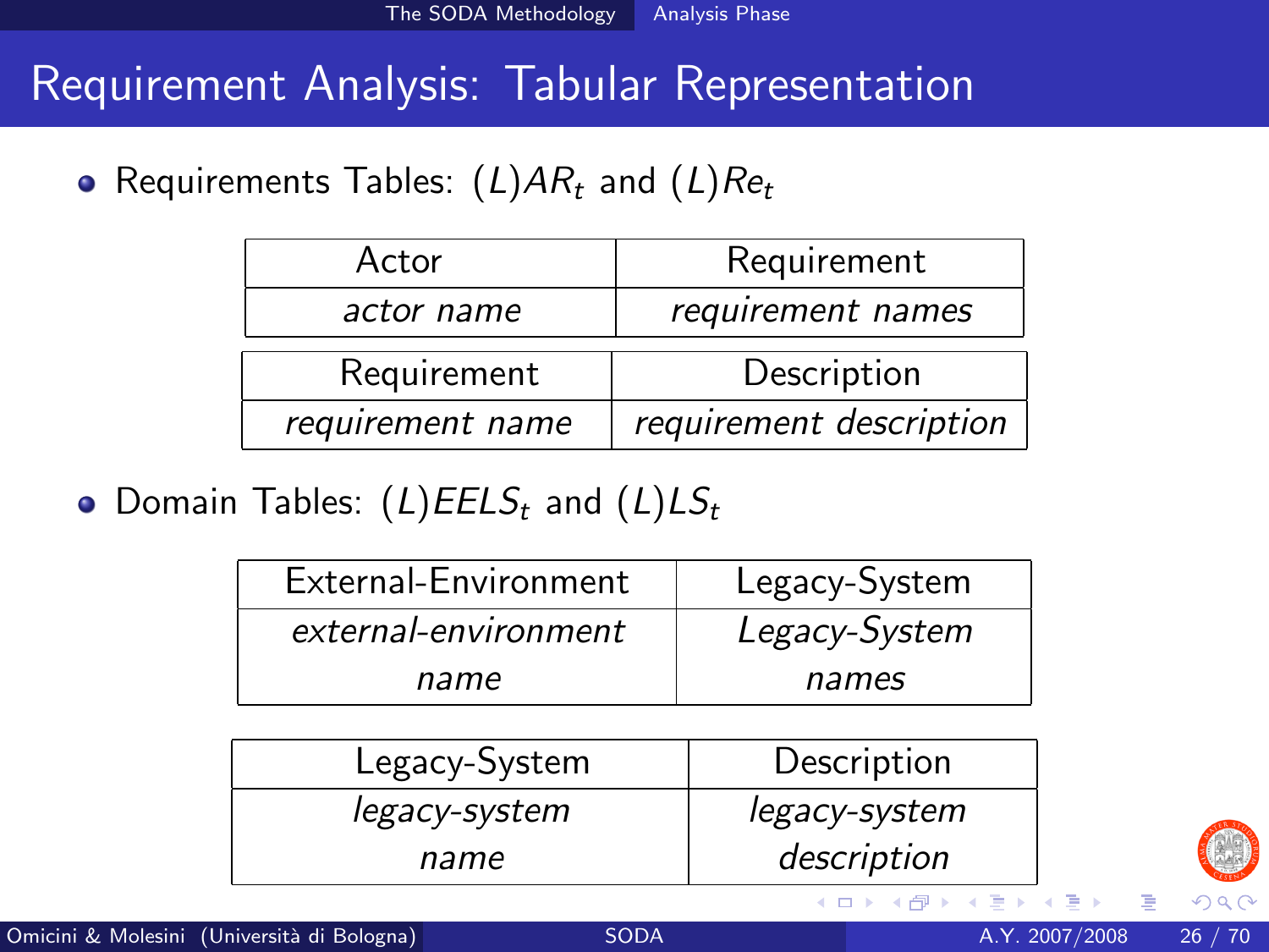# Requirement Analysis: Tabular Representation

- Requirements Tables: $(L)AR_t$ and $(L)Re_t$

| Actor | Requirement |
|---|---|
| *actor name* | *requirement names* |

| Requirement | Description |
|---|---|
| *requirement name* | *requirement description* |

- Domain Tables: $(L)EELS_t$ and $(L)LS_t$

| External-Environment | Legacy-System |
|---|---|
| *external-environment name* | *Legacy-System names* |

| Legacy-System | Description |
|---|---|
| *legacy-system name* | *legacy-system description* |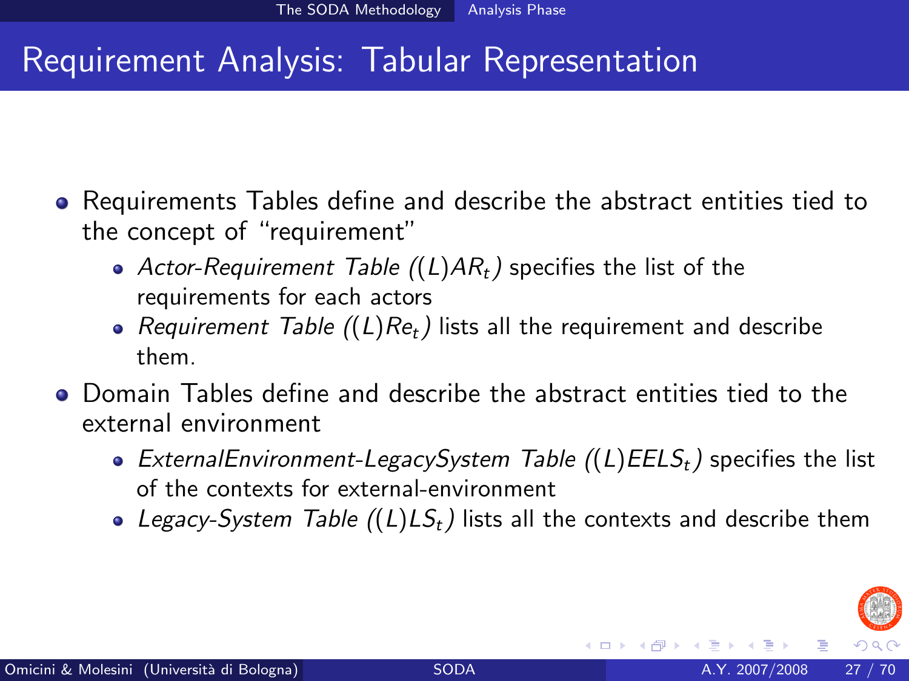# Requirement Analysis: Tabular Representation

- Requirements Tables define and describe the abstract entities tied to the concept of "requirement"
  - *Actor-Requirement Table* ($(L)AR_t$) specifies the list of the requirements for each actors
  - *Requirement Table* ($(L)Re_t$) lists all the requirement and describe them.
- Domain Tables define and describe the abstract entities tied to the external environment
  - *ExternalEnvironment-LegacySystem Table* ($(L)EELS_t$) specifies the list of the contexts for external-environment
  - *Legacy-System Table* ($(L)LS_t$) lists all the contexts and describe them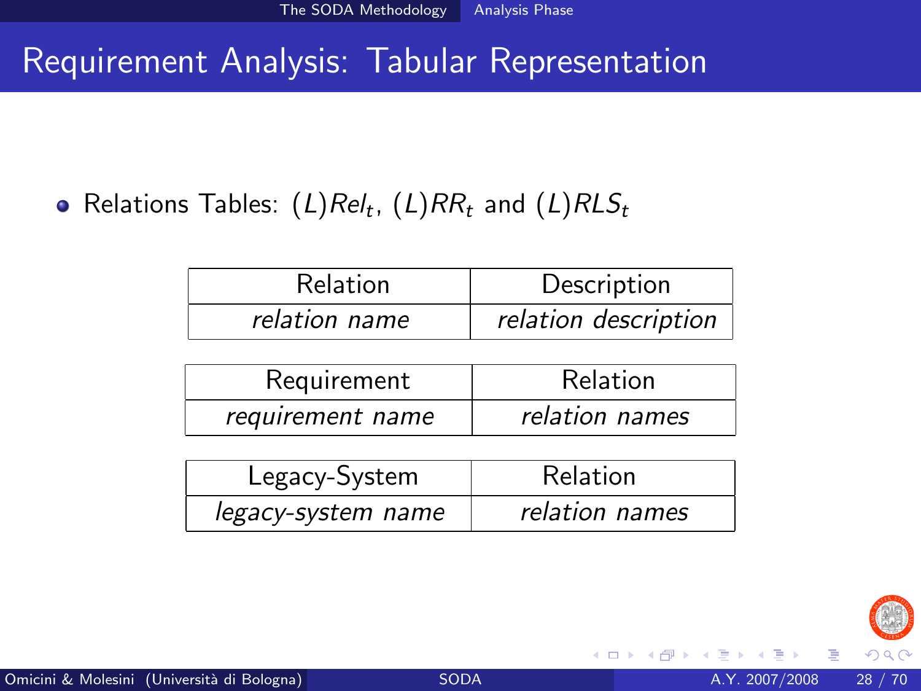# Requirement Analysis: Tabular Representation

- Relations Tables: $(L)Rel_t$, $(L)RR_t$ and $(L)RLS_t$

| Relation | Description |
|---|---|
| *relation name* | *relation description* |

| Requirement | Relation |
|---|---|
| *requirement name* | *relation names* |

| Legacy-System | Relation |
|---|---|
| *legacy-system name* | *relation names* |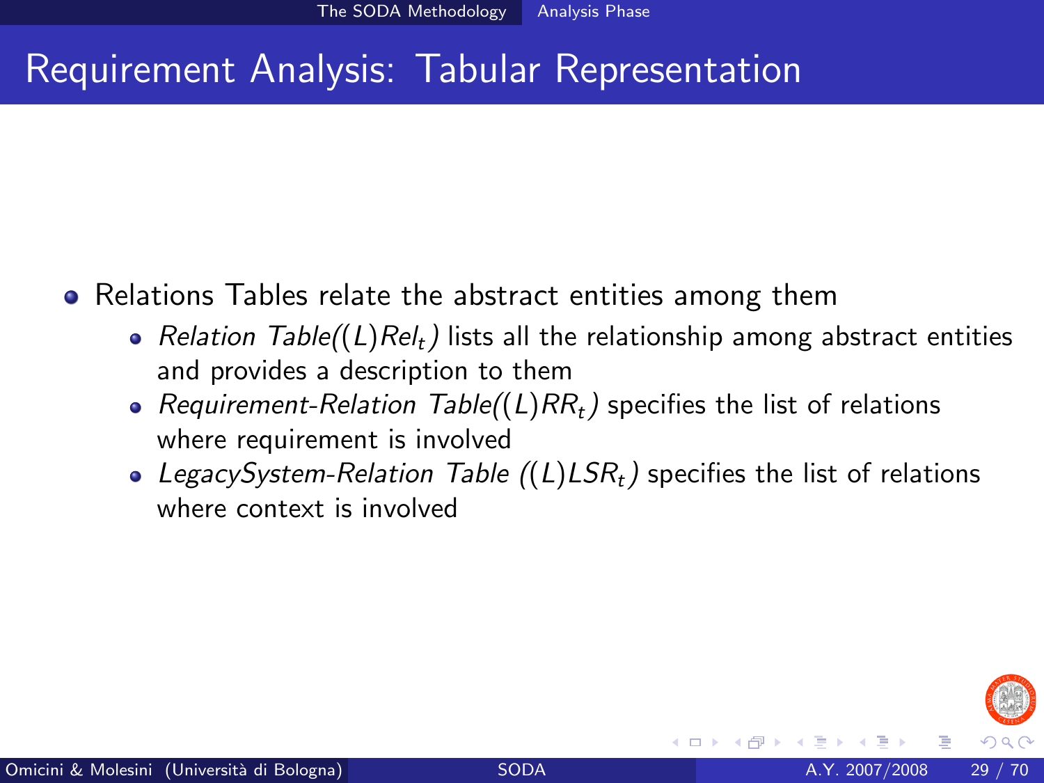# Requirement Analysis: Tabular Representation

- Relations Tables relate the abstract entities among them
  - *Relation Table*($(L)Rel_t$) lists all the relationship among abstract entities and provides a description to them
  - *Requirement-Relation Table*($(L)RR_t$) specifies the list of relations where requirement is involved
  - *LegacySystem-Relation Table* ($(L)LSR_t$) specifies the list of relations where context is involved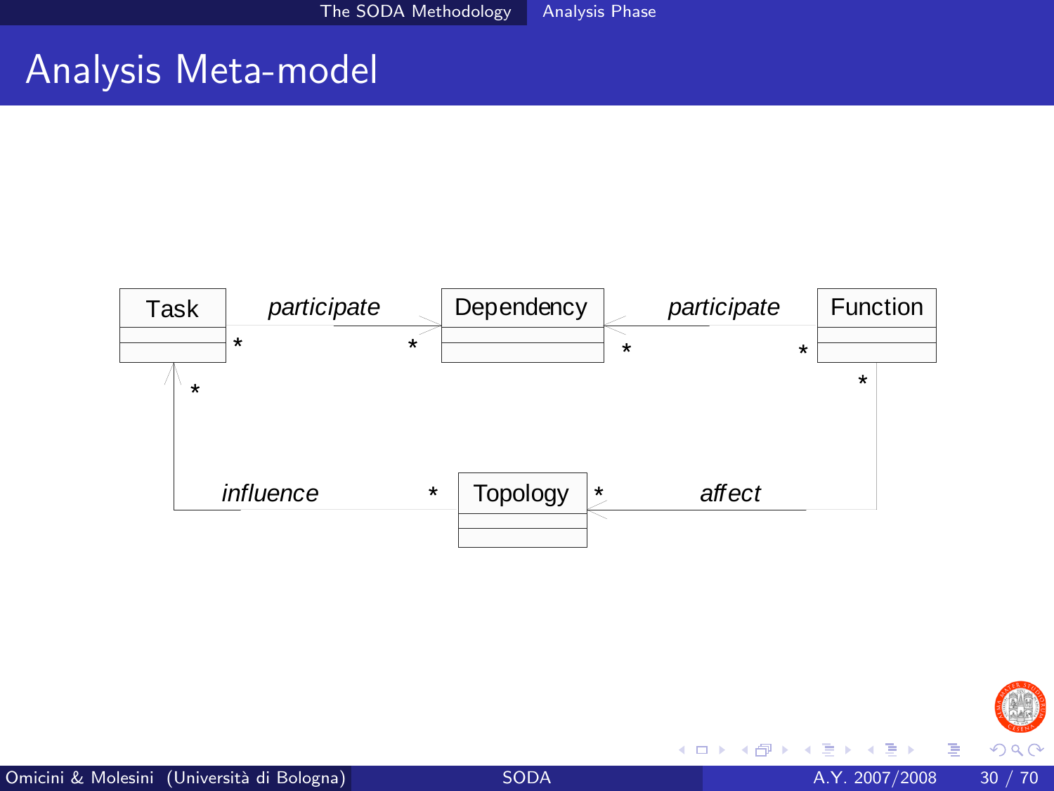# Analysis Meta-model

Task, Dependency, Function, Topology

- Task *participate* Dependency (* — *)
- Function *participate* Dependency (* — *)
- Topology *influence* Task (* — *)
- Function *affect* Topology (* — *)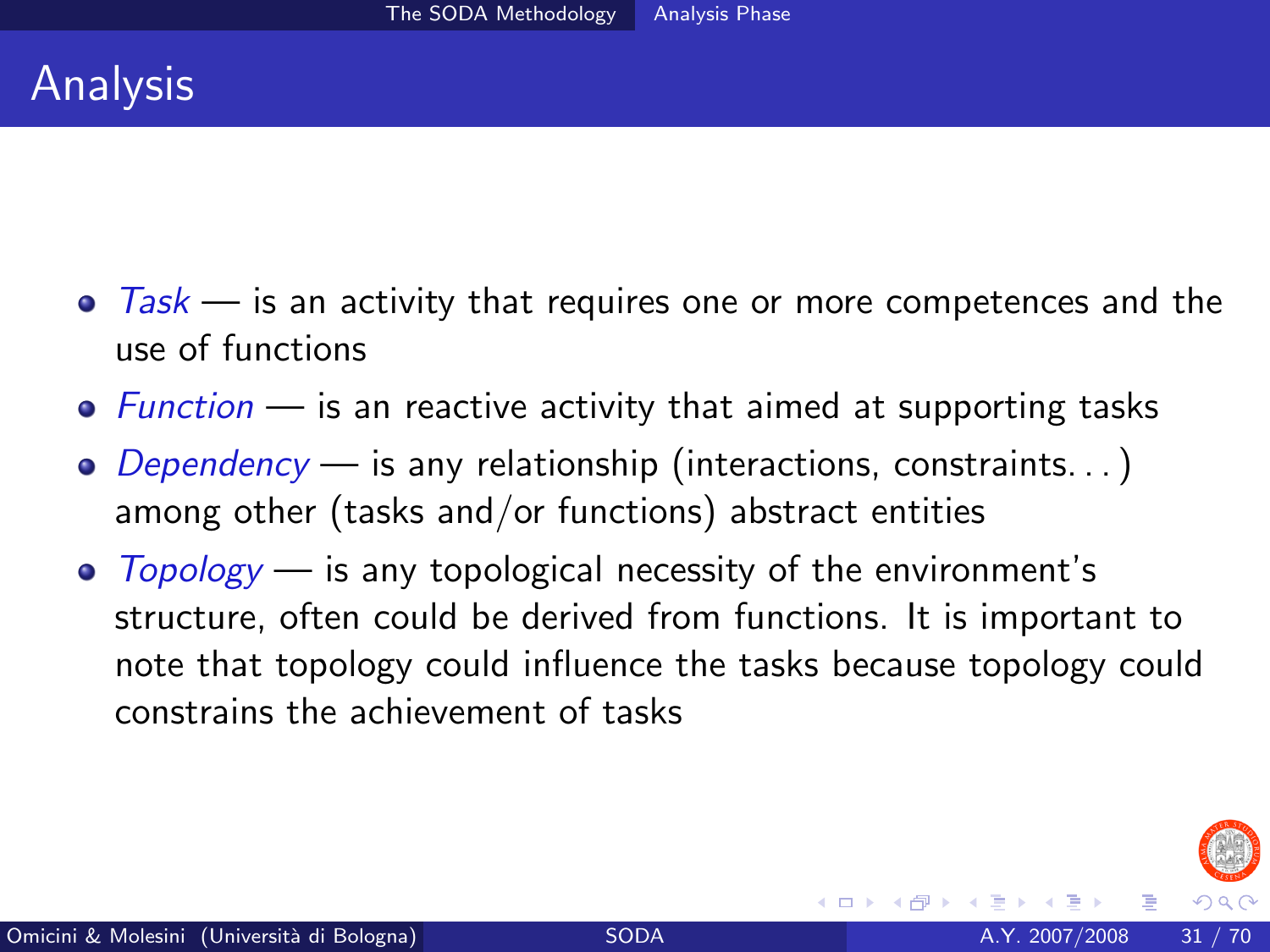# Analysis

- *Task* — is an activity that requires one or more competences and the use of functions
- *Function* — is an reactive activity that aimed at supporting tasks
- *Dependency* — is any relationship (interactions, constraints. . . ) among other (tasks and/or functions) abstract entities
- *Topology* — is any topological necessity of the environment's structure, often could be derived from functions. It is important to note that topology could influence the tasks because topology could constrains the achievement of tasks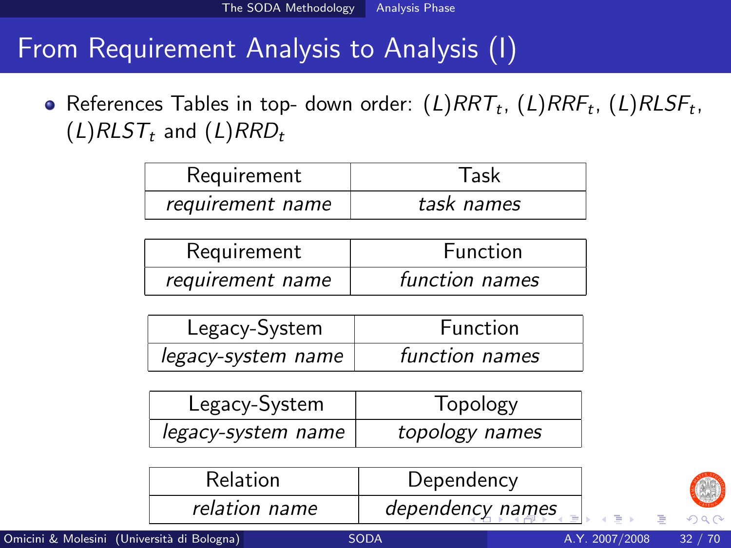# From Requirement Analysis to Analysis (I)

- References Tables in top- down order: $(L)RRT_t$, $(L)RRF_t$, $(L)RLSF_t$, $(L)RLST_t$ and $(L)RRD_t$

| Requirement | Task |
| --- | --- |
| *requirement name* | *task names* |

| Requirement | Function |
| --- | --- |
| *requirement name* | *function names* |

| Legacy-System | Function |
| --- | --- |
| *legacy-system name* | *function names* |

| Legacy-System | Topology |
| --- | --- |
| *legacy-system name* | *topology names* |

| Relation | Dependency |
| --- | --- |
| *relation name* | *dependency names* |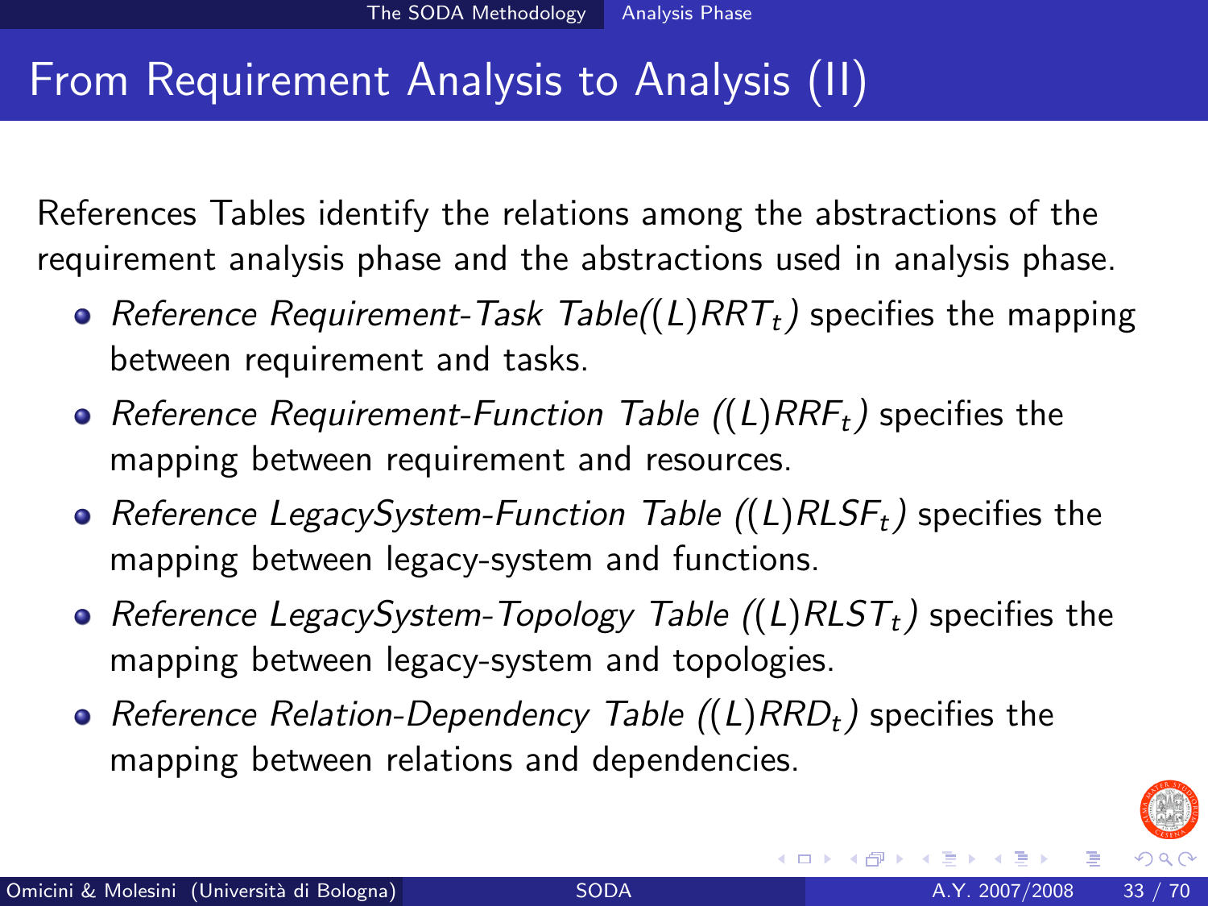# From Requirement Analysis to Analysis (II)

References Tables identify the relations among the abstractions of the requirement analysis phase and the abstractions used in analysis phase.

- *Reference Requirement-Task Table($(L)RRT_t$)* specifies the mapping between requirement and tasks.
- *Reference Requirement-Function Table ($(L)RRF_t$)* specifies the mapping between requirement and resources.
- *Reference LegacySystem-Function Table ($(L)RLSF_t$)* specifies the mapping between legacy-system and functions.
- *Reference LegacySystem-Topology Table ($(L)RLST_t$)* specifies the mapping between legacy-system and topologies.
- *Reference Relation-Dependency Table ($(L)RRD_t$)* specifies the mapping between relations and dependencies.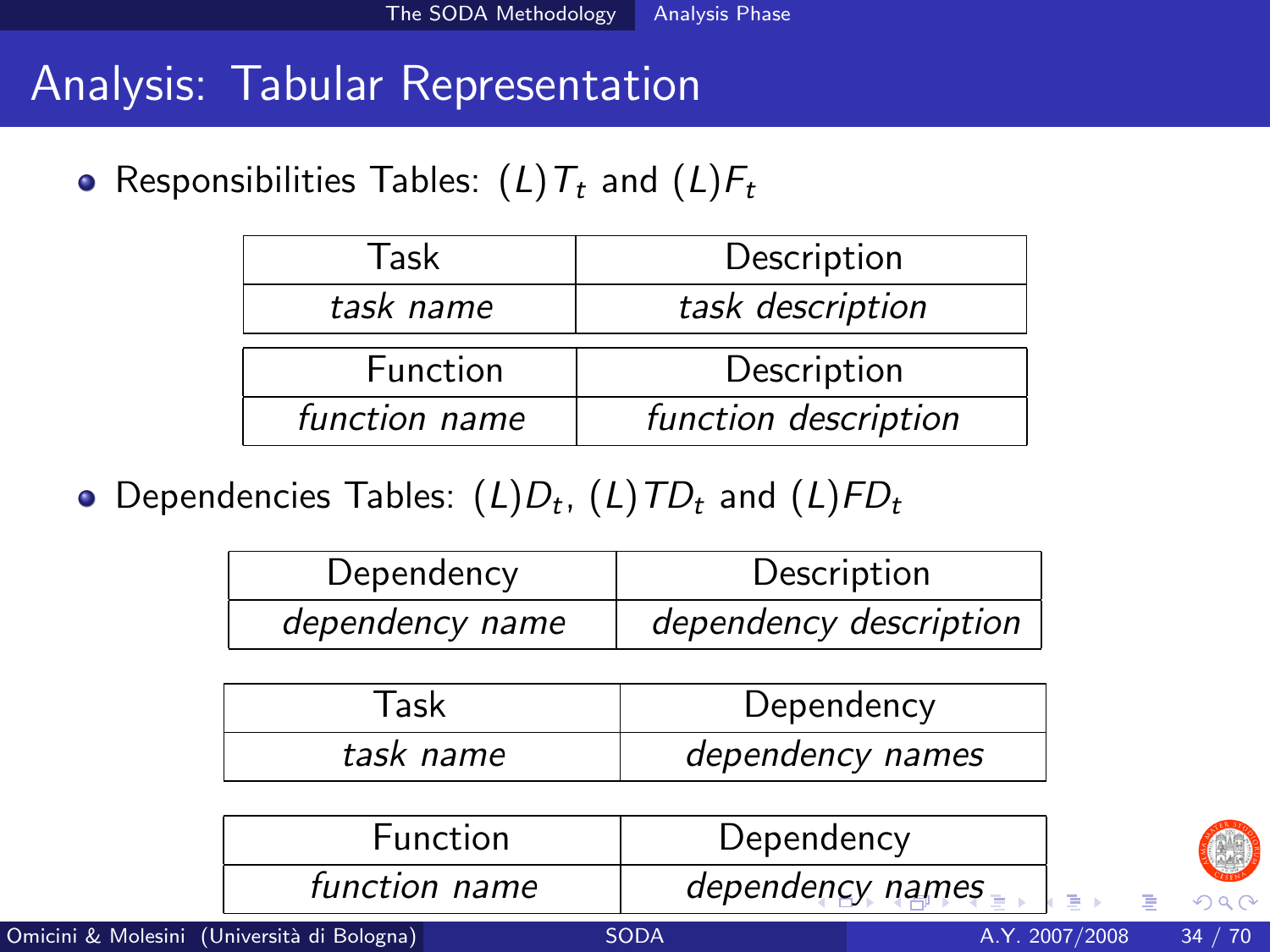# Analysis: Tabular Representation

- Responsibilities Tables: $(L)T_t$ and $(L)F_t$

| Task | Description |
|---|---|
| *task name* | *task description* |

| Function | Description |
|---|---|
| *function name* | *function description* |

- Dependencies Tables: $(L)D_t$, $(L)TD_t$ and $(L)FD_t$

| Dependency | Description |
|---|---|
| *dependency name* | *dependency description* |

| Task | Dependency |
|---|---|
| *task name* | *dependency names* |

| Function | Dependency |
|---|---|
| *function name* | *dependency names* |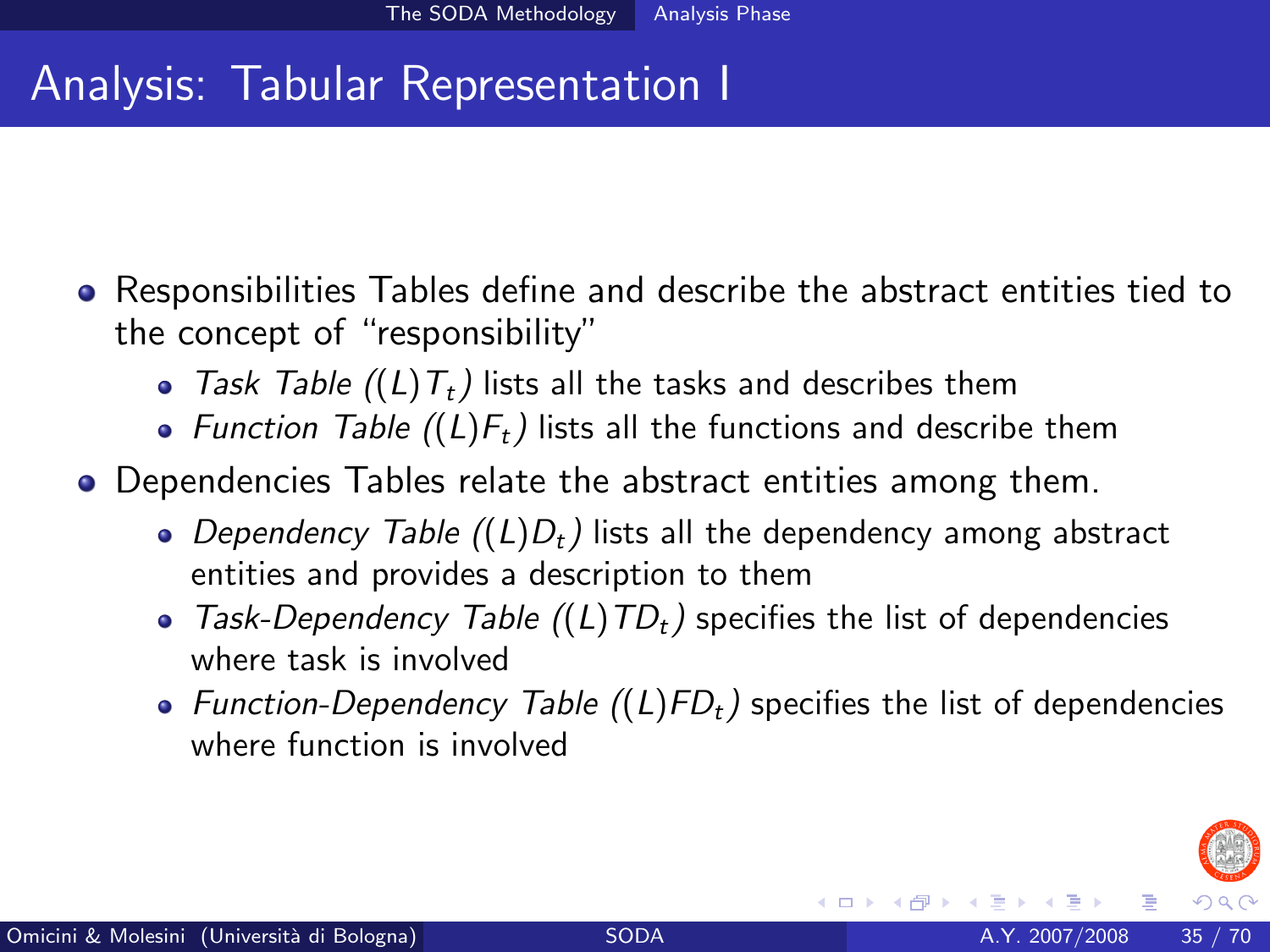# Analysis: Tabular Representation I

- Responsibilities Tables define and describe the abstract entities tied to the concept of "responsibility"
  - *Task Table* $((L)T_t)$ lists all the tasks and describes them
  - *Function Table* $((L)F_t)$ lists all the functions and describe them
- Dependencies Tables relate the abstract entities among them.
  - *Dependency Table* $((L)D_t)$ lists all the dependency among abstract entities and provides a description to them
  - *Task-Dependency Table* $((L)TD_t)$ specifies the list of dependencies where task is involved
  - *Function-Dependency Table* $((L)FD_t)$ specifies the list of dependencies where function is involved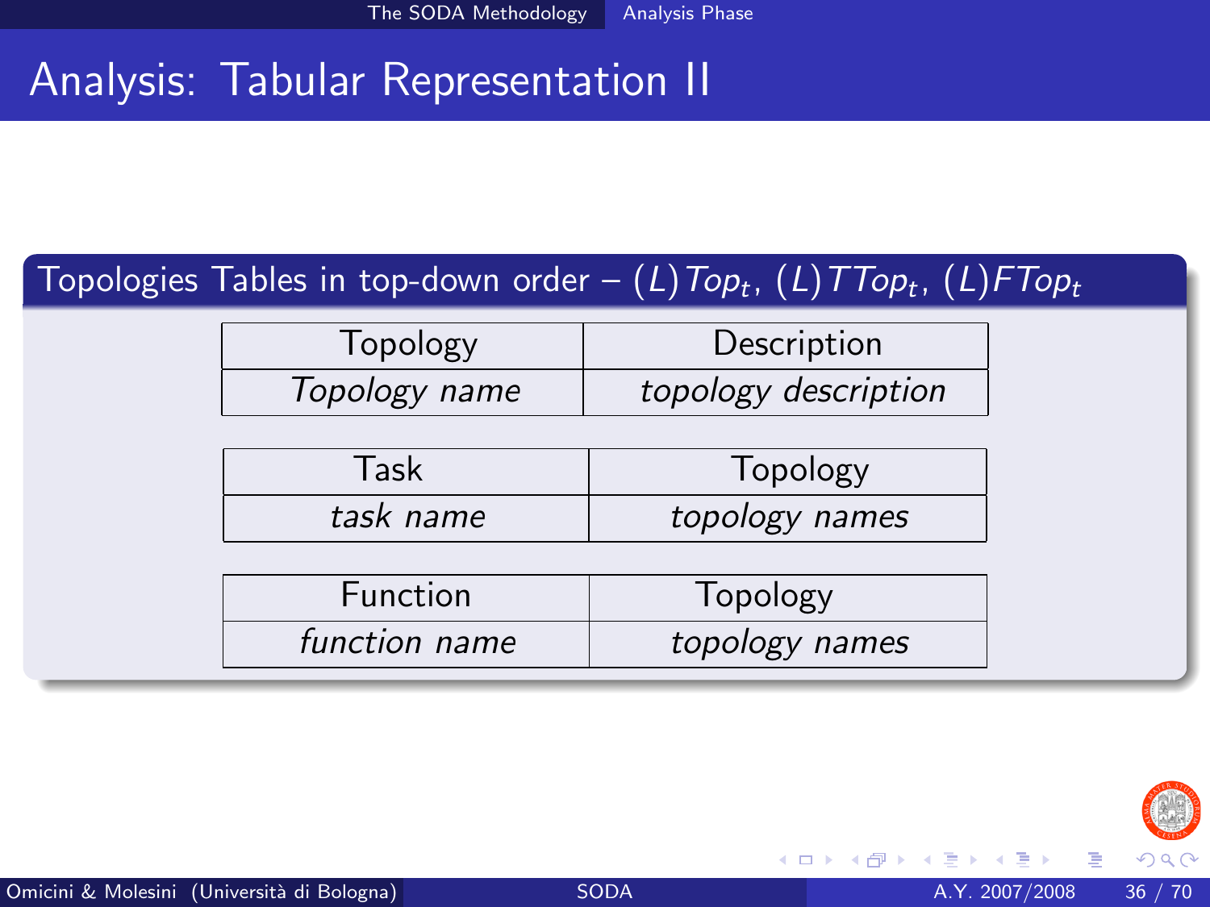# Analysis: Tabular Representation II

## Topologies Tables in top-down order – $(L)Top_t$, $(L)TTop_t$, $(L)FTop_t$

| Topology | Description |
|---|---|
| *Topology name* | *topology description* |

| Task | Topology |
|---|---|
| *task name* | *topology names* |

| Function | Topology |
|---|---|
| *function name* | *topology names* |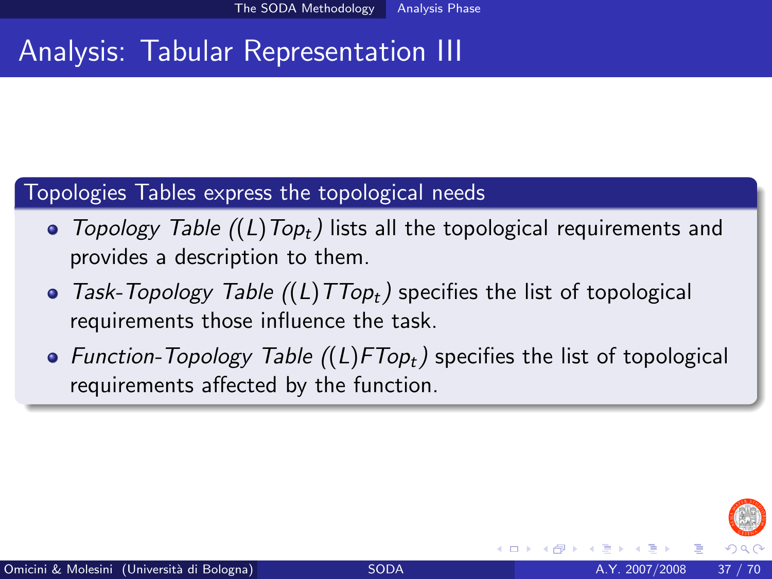# Analysis: Tabular Representation III

## Topologies Tables express the topological needs

- *Topology Table* ($(L)Top_t$) lists all the topological requirements and provides a description to them.
- *Task-Topology Table* ($(L)TTop_t$) specifies the list of topological requirements those influence the task.
- *Function-Topology Table* ($(L)FTop_t$) specifies the list of topological requirements affected by the function.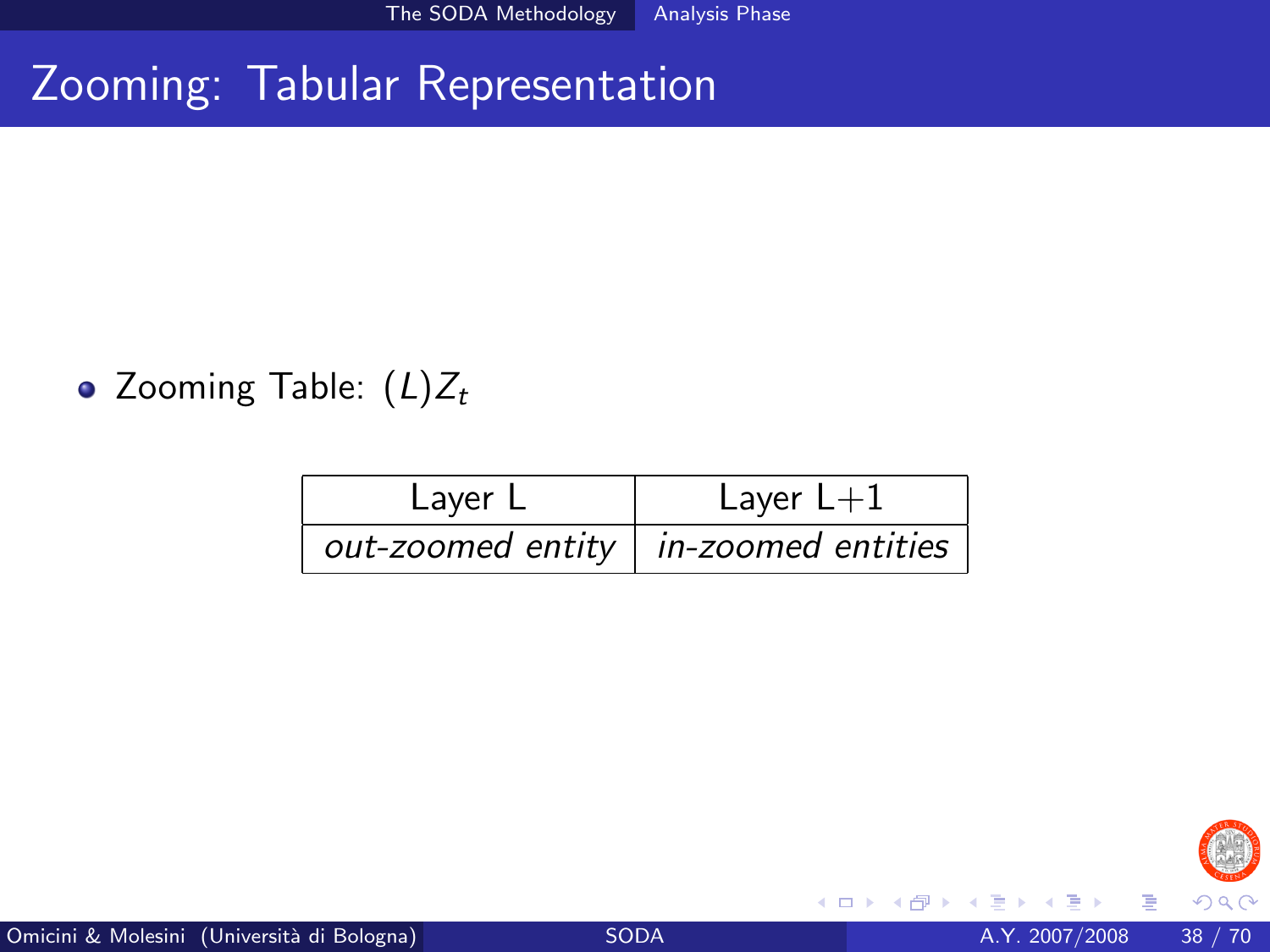# Zooming: Tabular Representation

- Zooming Table: $(L)Z_t$

| Layer L | Layer L+1 |
|---|---|
| *out-zoomed entity* | *in-zoomed entities* |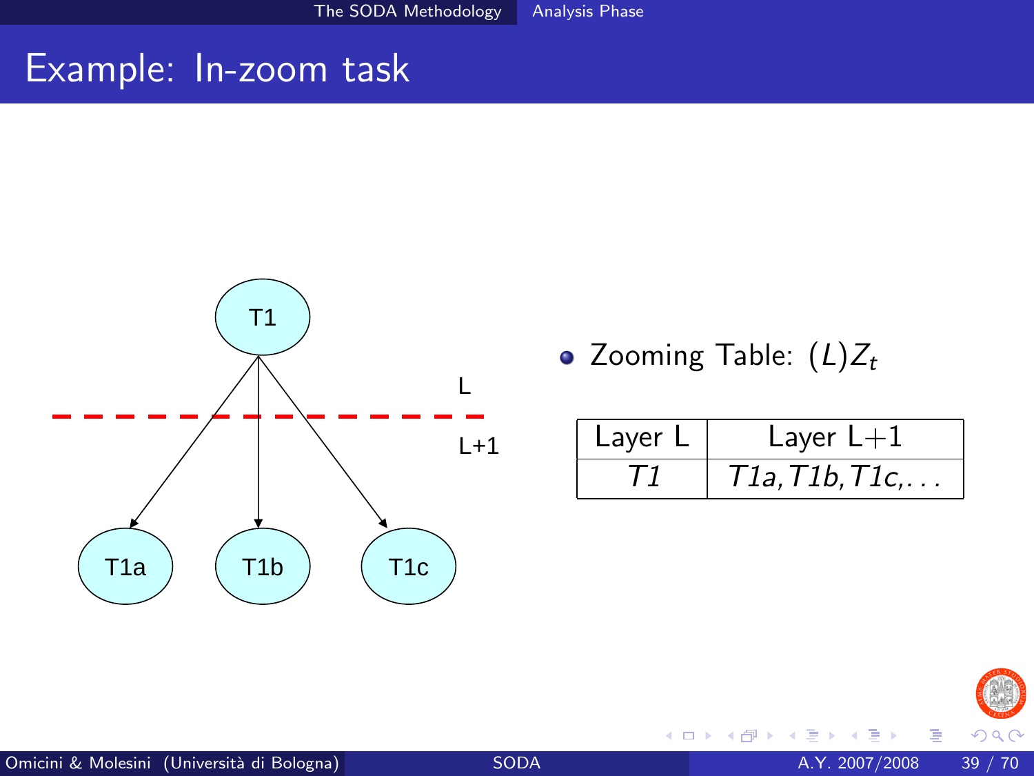# Example: In-zoom task

T1

L

L+1

T1a T1b T1c

- Zooming Table: $(L)Z_t$

| Layer L | Layer L+1 |
|---|---|
| *T1* | *T1a, T1b, T1c, ...* |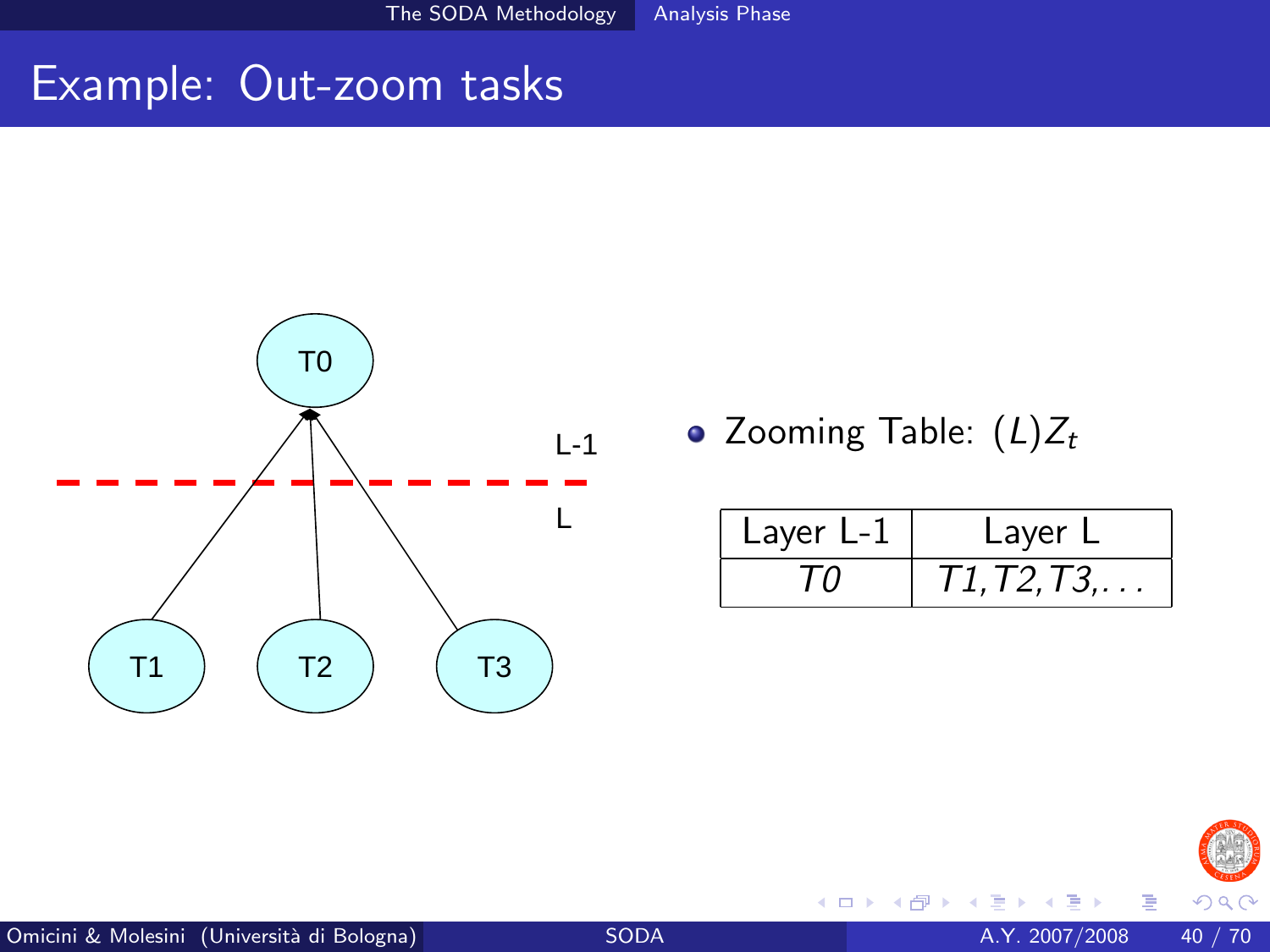# Example: Out-zoom tasks

T0

L-1

L

T1 T2 T3

- Zooming Table: $(L)Z_t$

| Layer L-1 | Layer L |
|---|---|
| *T0* | *T1, T2, T3, ...* |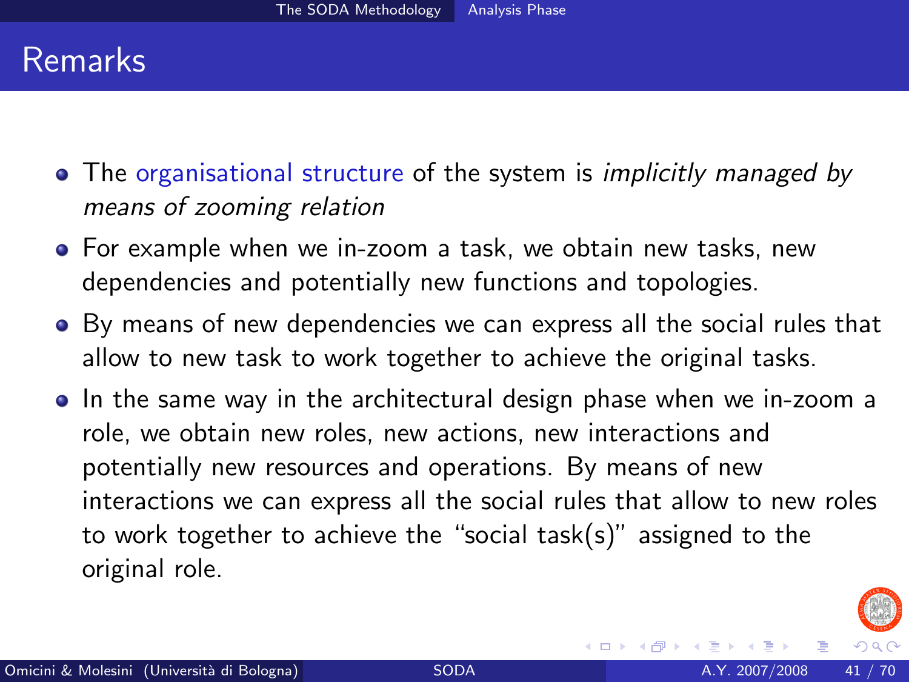# Remarks

- The organisational structure of the system is *implicitly managed by means of zooming relation*
- For example when we in-zoom a task, we obtain new tasks, new dependencies and potentially new functions and topologies.
- By means of new dependencies we can express all the social rules that allow to new task to work together to achieve the original tasks.
- In the same way in the architectural design phase when we in-zoom a role, we obtain new roles, new actions, new interactions and potentially new resources and operations. By means of new interactions we can express all the social rules that allow to new roles to work together to achieve the "social task(s)" assigned to the original role.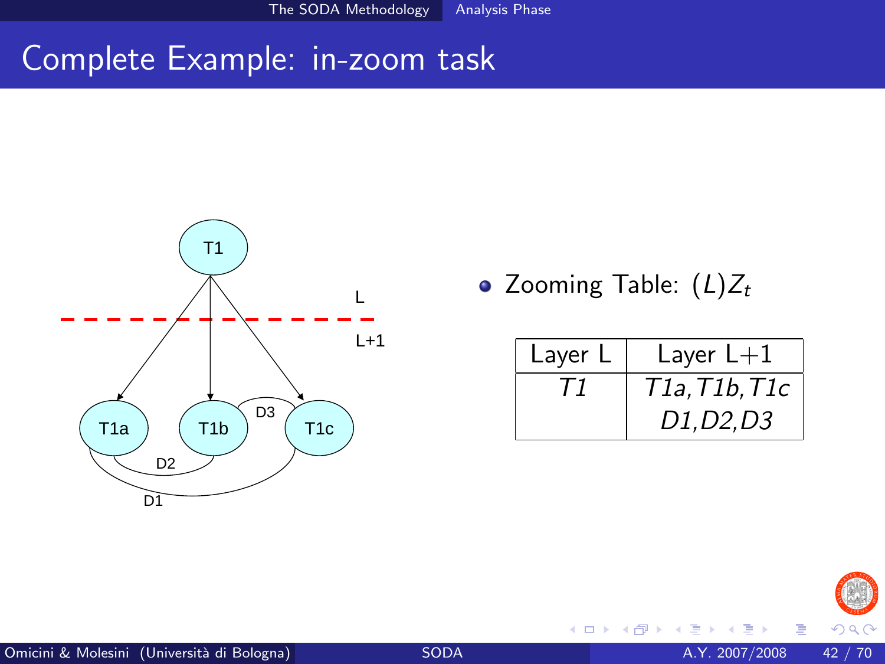# Complete Example: in-zoom task

- Zooming Table: $(L)Z_t$

| Layer L | Layer L+1 |
|---|---|
| *T1* | *T1a, T1b, T1c* |
| | *D1, D2, D3* |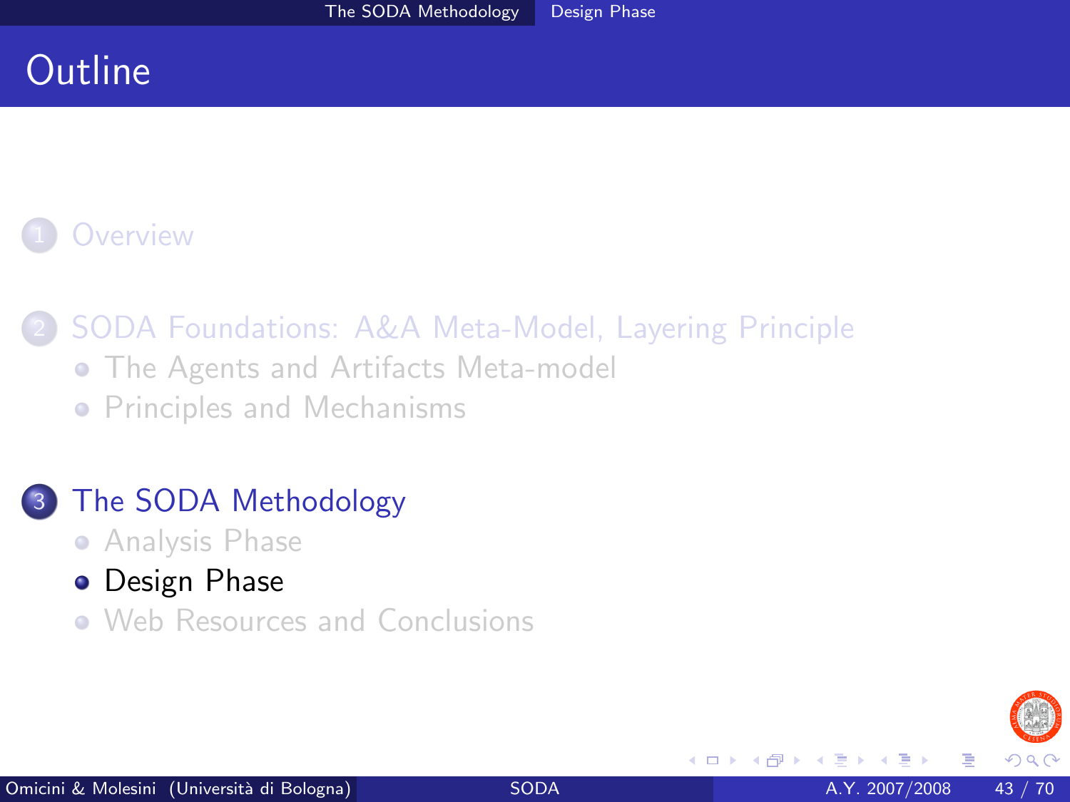# Outline

1. Overview

2. SODA Foundations: A&A Meta-Model, Layering Principle
   - The Agents and Artifacts Meta-model
   - Principles and Mechanisms

3. The SODA Methodology
   - Analysis Phase
   - Design Phase
   - Web Resources and Conclusions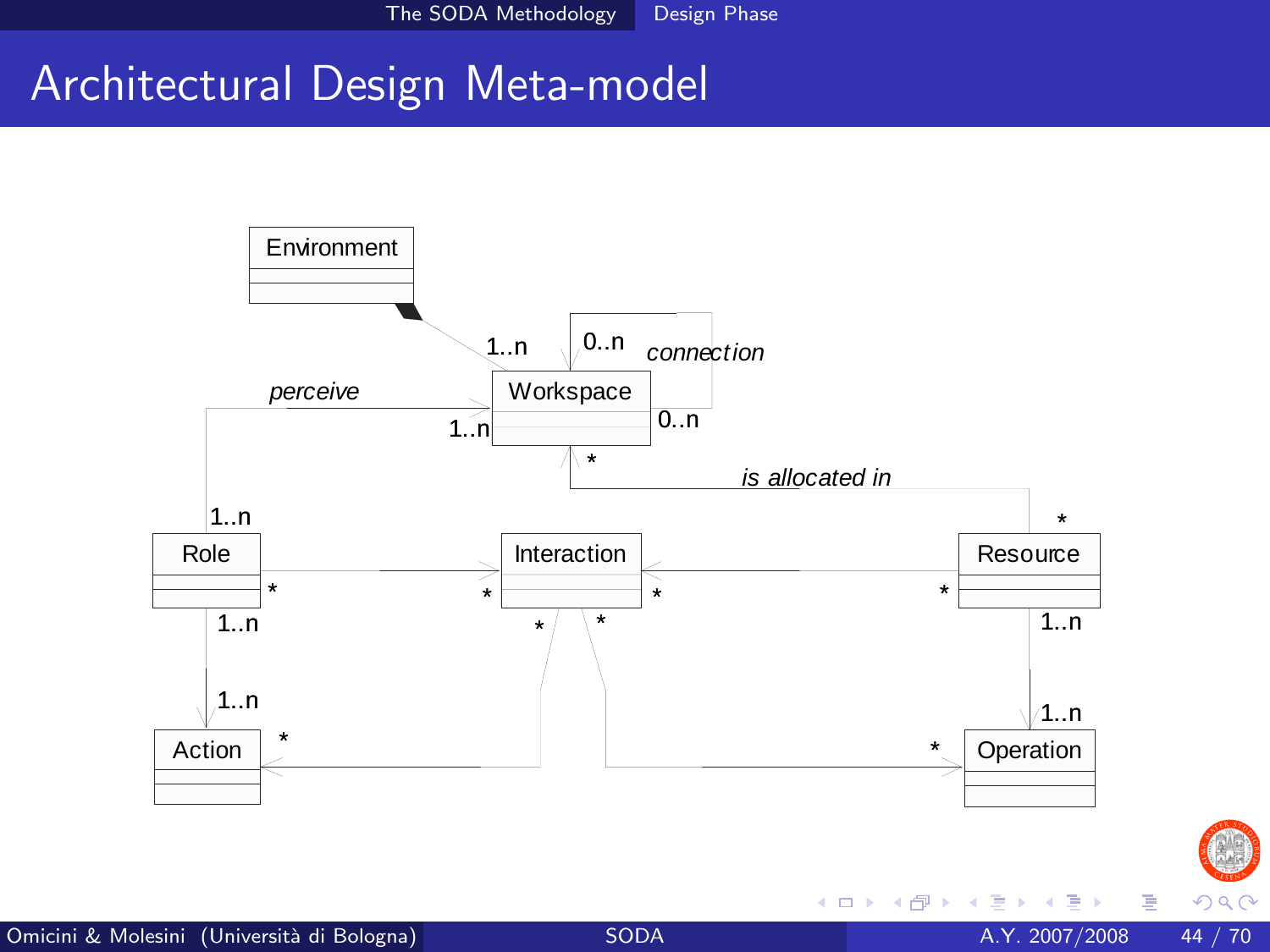# Architectural Design Meta-model

Environment

Workspace

Role

Interaction

Resource

Action

Operation

perceive

connection

is allocated in

1..n

0..n

0..n

1..n

*

1..n

*

*

*

*

*

1..n

1..n

1..n

1..n

*

*

*

*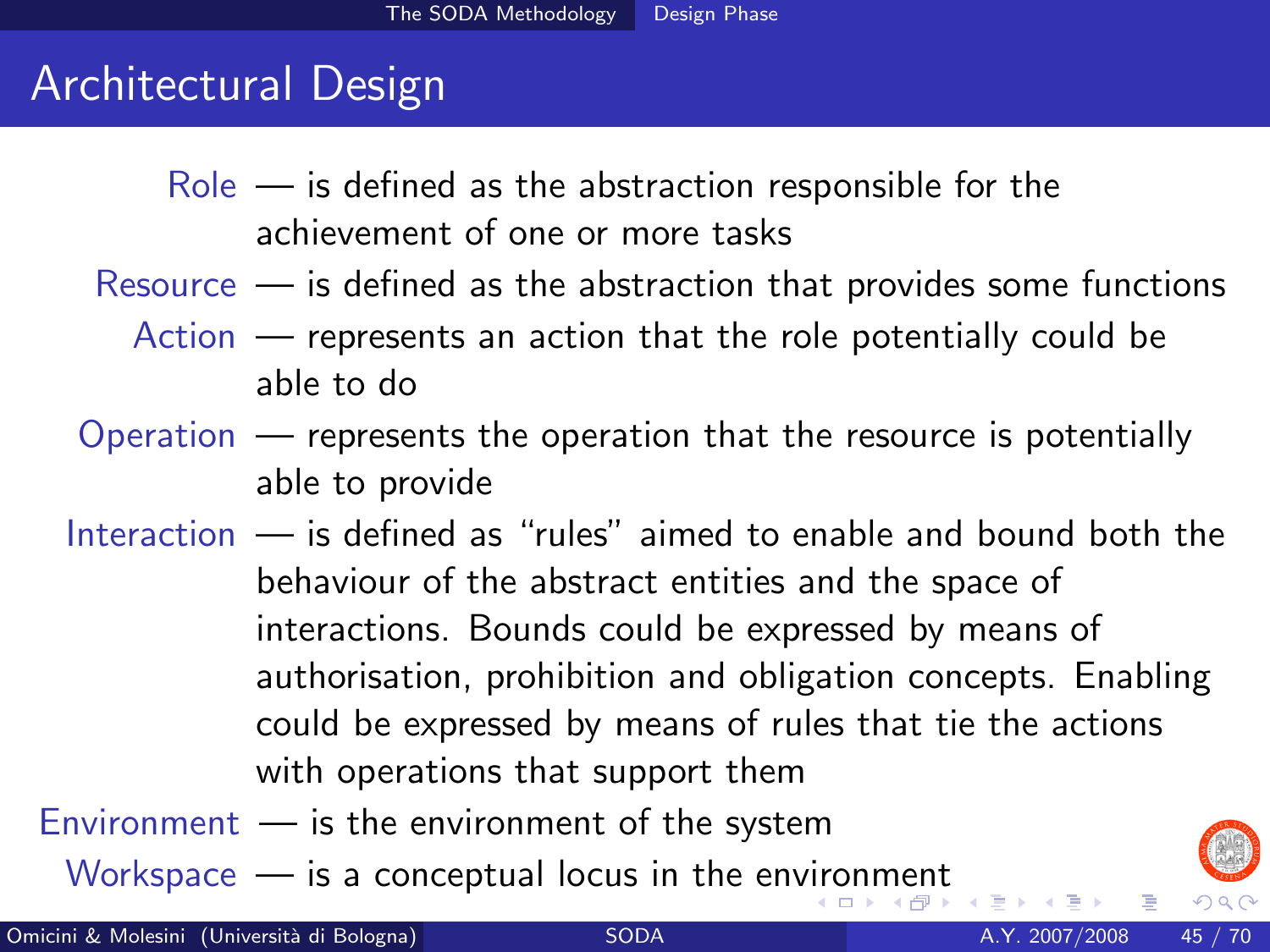# Architectural Design

**Role** — is defined as the abstraction responsible for the achievement of one or more tasks

**Resource** — is defined as the abstraction that provides some functions

**Action** — represents an action that the role potentially could be able to do

**Operation** — represents the operation that the resource is potentially able to provide

**Interaction** — is defined as "rules" aimed to enable and bound both the behaviour of the abstract entities and the space of interactions. Bounds could be expressed by means of authorisation, prohibition and obligation concepts. Enabling could be expressed by means of rules that tie the actions with operations that support them

**Environment** — is the environment of the system

**Workspace** — is a conceptual locus in the environment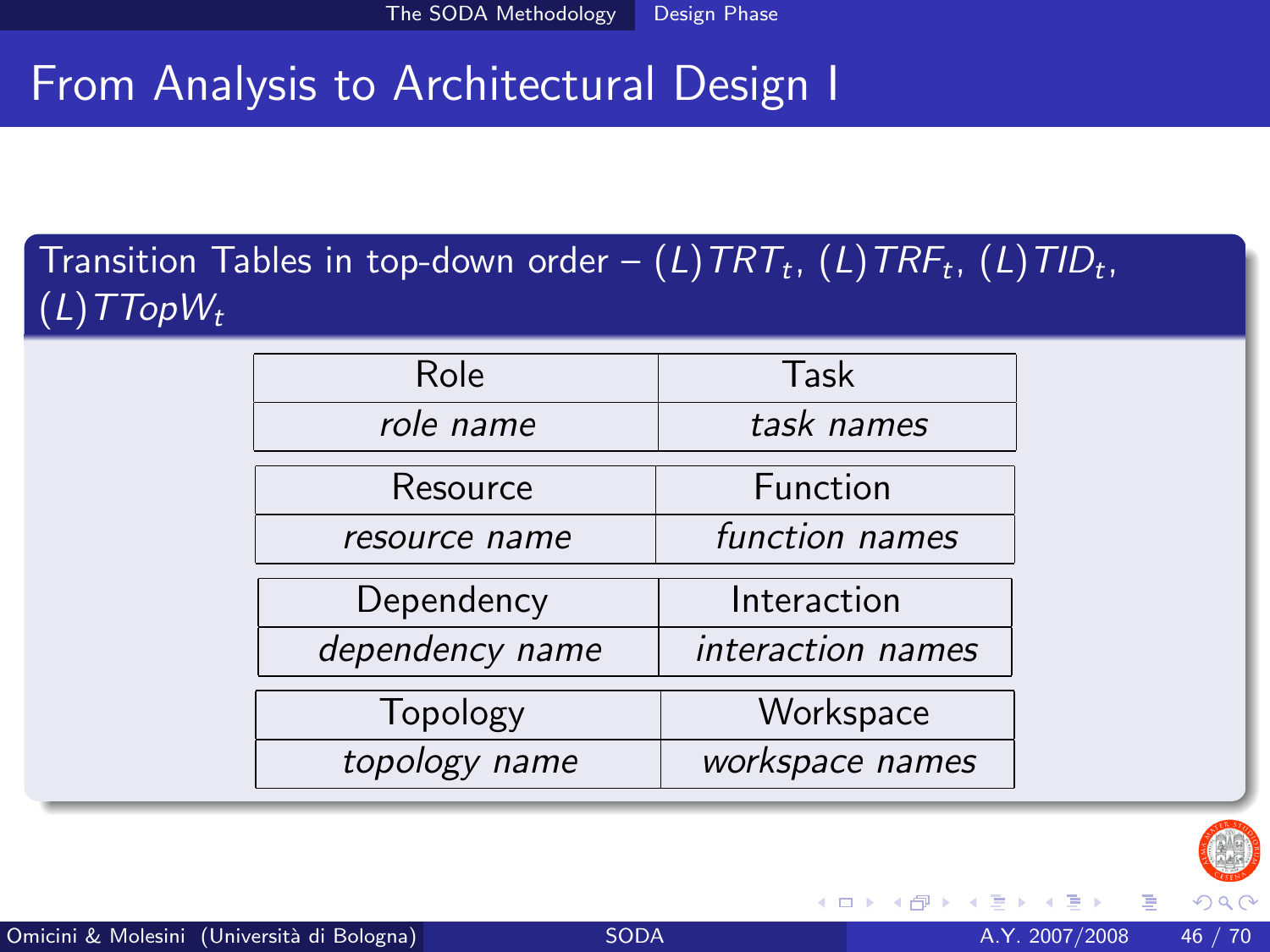# From Analysis to Architectural Design I

**Transition Tables in top-down order – $(L)TRT_t$, $(L)TRF_t$, $(L)TID_t$, $(L)TTopW_t$**

| Role | Task |
|---|---|
| *role name* | *task names* |

| Resource | Function |
|---|---|
| *resource name* | *function names* |

| Dependency | Interaction |
|---|---|
| *dependency name* | *interaction names* |

| Topology | Workspace |
|---|---|
| *topology name* | *workspace names* |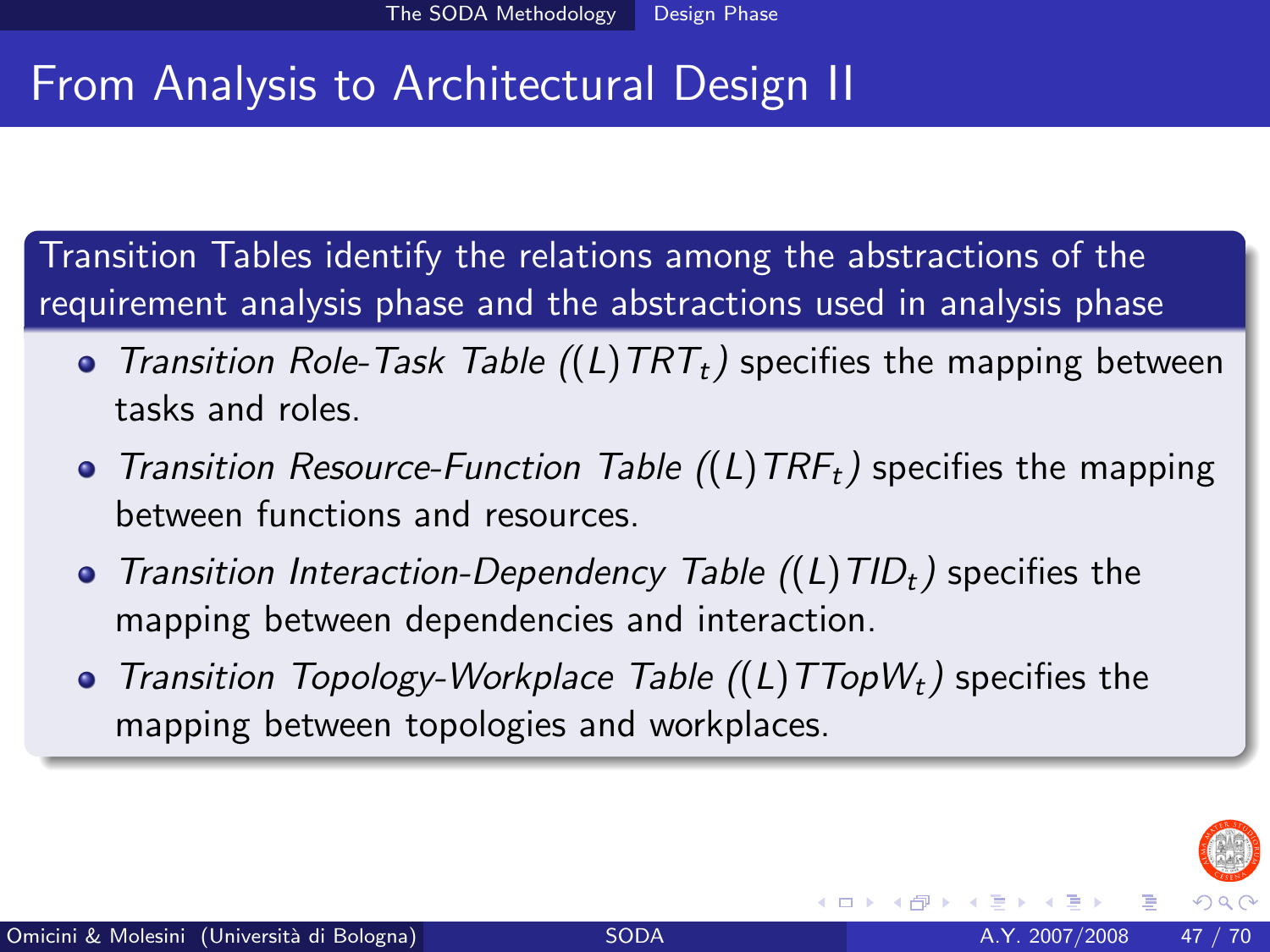# From Analysis to Architectural Design II

**Transition Tables identify the relations among the abstractions of the requirement analysis phase and the abstractions used in analysis phase**

- *Transition Role-Task Table* ($(L)TRT_t$) specifies the mapping between tasks and roles.
- *Transition Resource-Function Table* ($(L)TRF_t$) specifies the mapping between functions and resources.
- *Transition Interaction-Dependency Table* ($(L)TID_t$) specifies the mapping between dependencies and interaction.
- *Transition Topology-Workplace Table* ($(L)TTopW_t$) specifies the mapping between topologies and workplaces.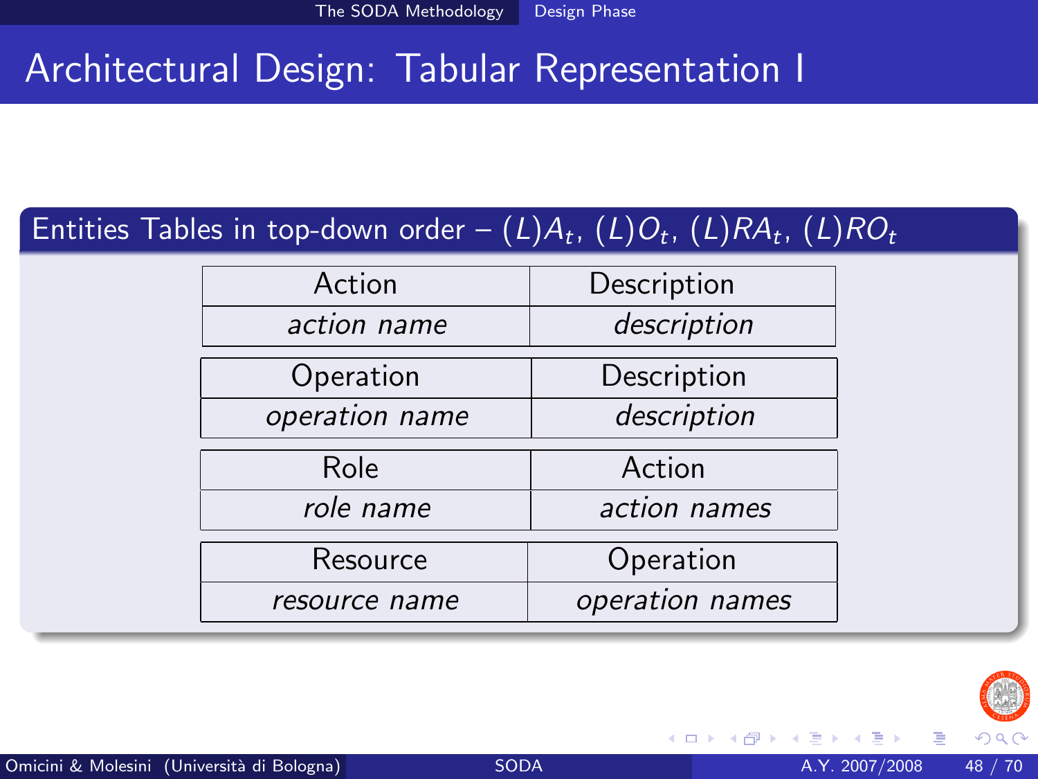# Architectural Design: Tabular Representation I

## Entities Tables in top-down order – $(L)A_t$, $(L)O_t$, $(L)RA_t$, $(L)RO_t$

| Action | Description |
|---|---|
| *action name* | *description* |

| Operation | Description |
|---|---|
| *operation name* | *description* |

| Role | Action |
|---|---|
| *role name* | *action names* |

| Resource | Operation |
|---|---|
| *resource name* | *operation names* |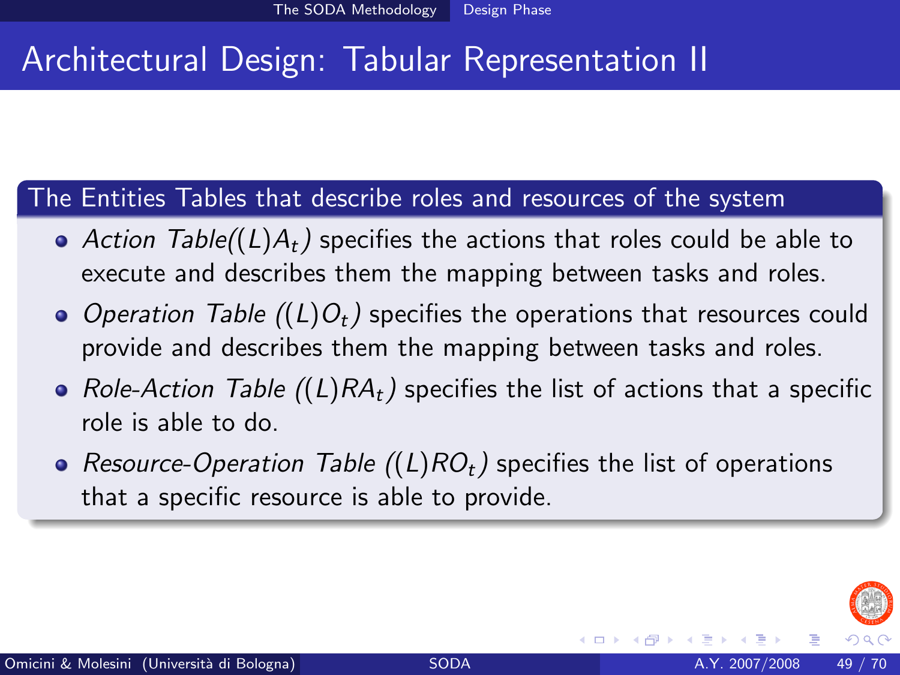# Architectural Design: Tabular Representation II

## The Entities Tables that describe roles and resources of the system

- *Action Table($(L)A_t$)* specifies the actions that roles could be able to execute and describes them the mapping between tasks and roles.
- *Operation Table ($(L)O_t$)* specifies the operations that resources could provide and describes them the mapping between tasks and roles.
- *Role-Action Table ($(L)RA_t$)* specifies the list of actions that a specific role is able to do.
- *Resource-Operation Table ($(L)RO_t$)* specifies the list of operations that a specific resource is able to provide.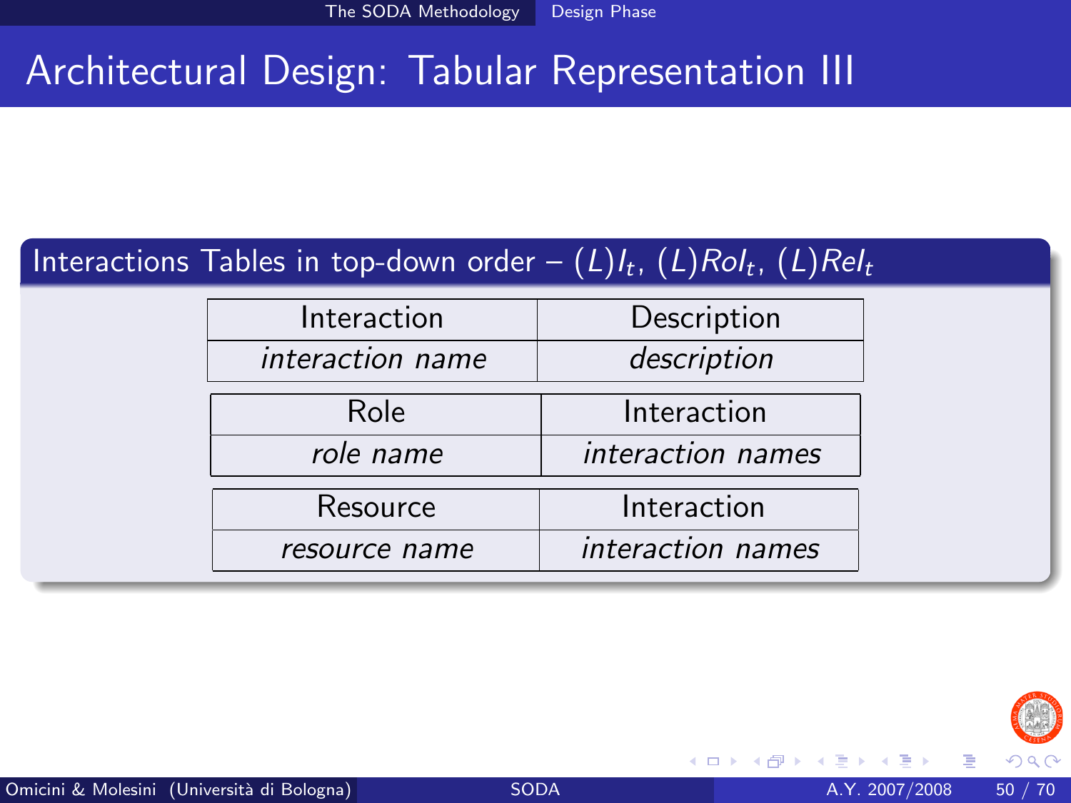# Architectural Design: Tabular Representation III

## Interactions Tables in top-down order – $(L)I_t$, $(L)RoI_t$, $(L)ReI_t$

| Interaction | Description |
| --- | --- |
| *interaction name* | *description* |

| Role | Interaction |
| --- | --- |
| *role name* | *interaction names* |

| Resource | Interaction |
| --- | --- |
| *resource name* | *interaction names* |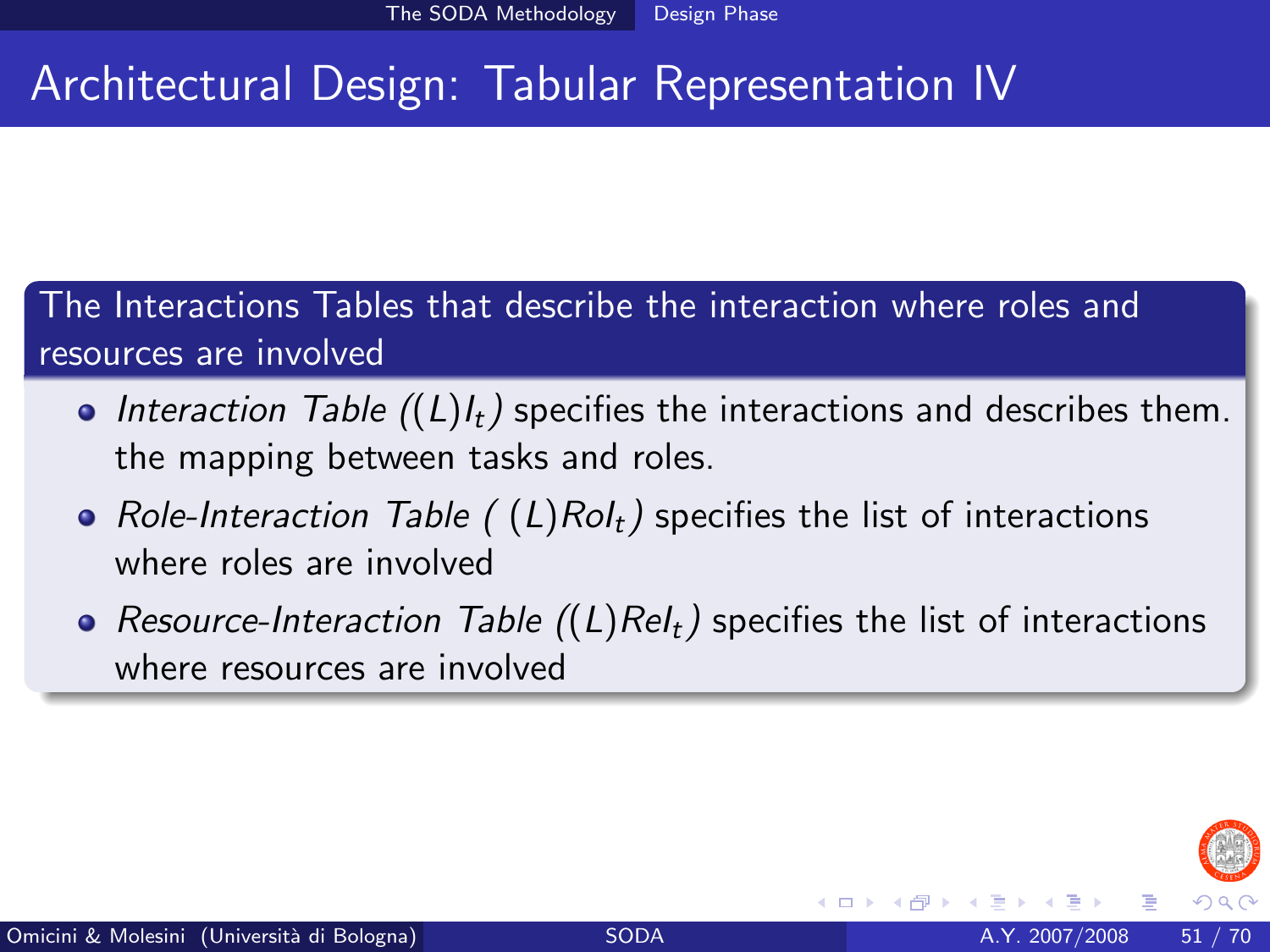# Architectural Design: Tabular Representation IV

**The Interactions Tables that describe the interaction where roles and resources are involved**

- *Interaction Table* ($(L)I_t$) specifies the interactions and describes them. the mapping between tasks and roles.
- *Role-Interaction Table* ( $(L)RoI_t$) specifies the list of interactions where roles are involved
- *Resource-Interaction Table* ($(L)ReI_t$) specifies the list of interactions where resources are involved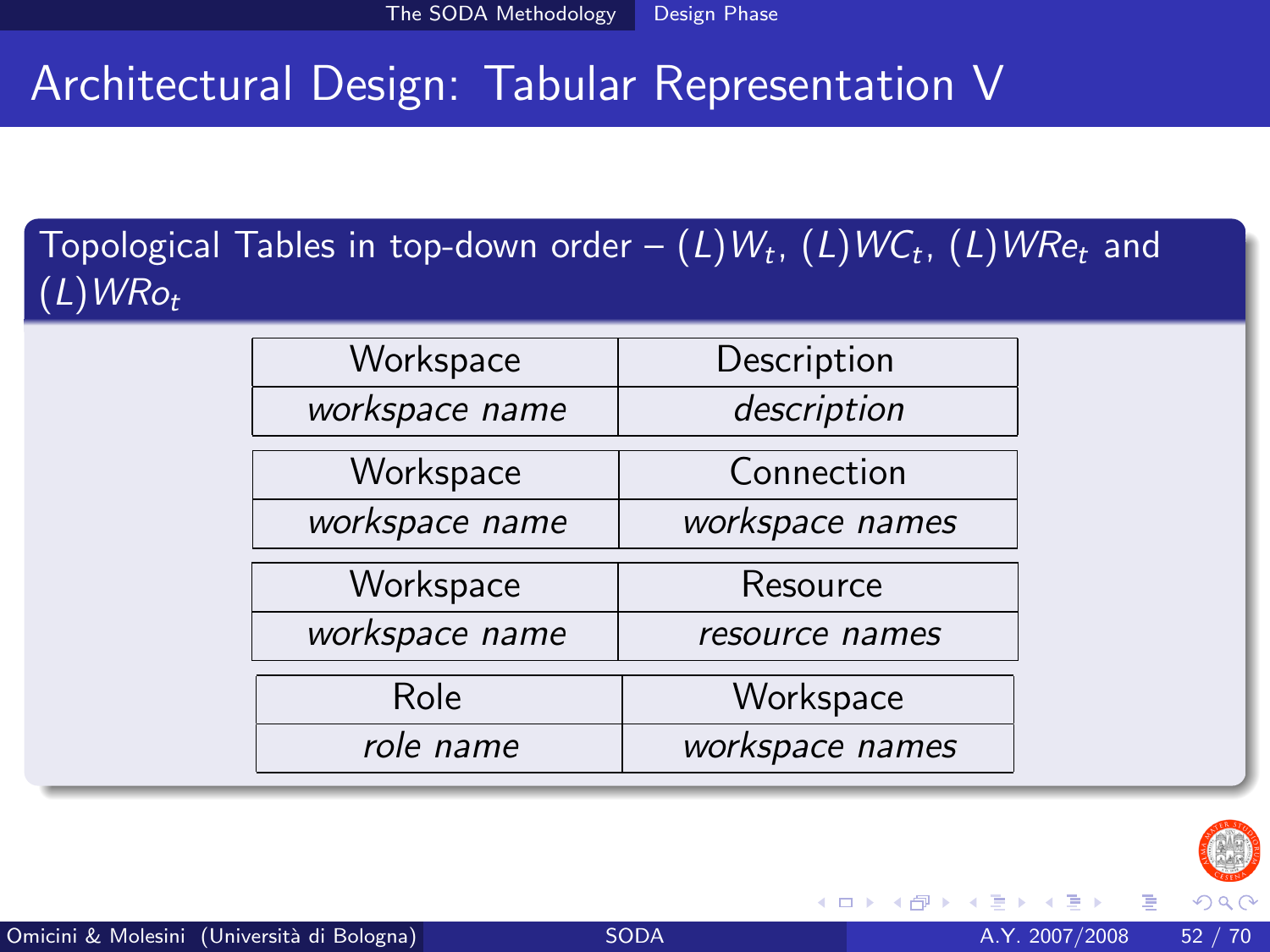# Architectural Design: Tabular Representation V

## Topological Tables in top-down order – $(L)W_t$, $(L)WC_t$, $(L)WRe_t$ and $(L)WRo_t$

| Workspace | Description |
|---|---|
| *workspace name* | *description* |

| Workspace | Connection |
|---|---|
| *workspace name* | *workspace names* |

| Workspace | Resource |
|---|---|
| *workspace name* | *resource names* |

| Role | Workspace |
|---|---|
| *role name* | *workspace names* |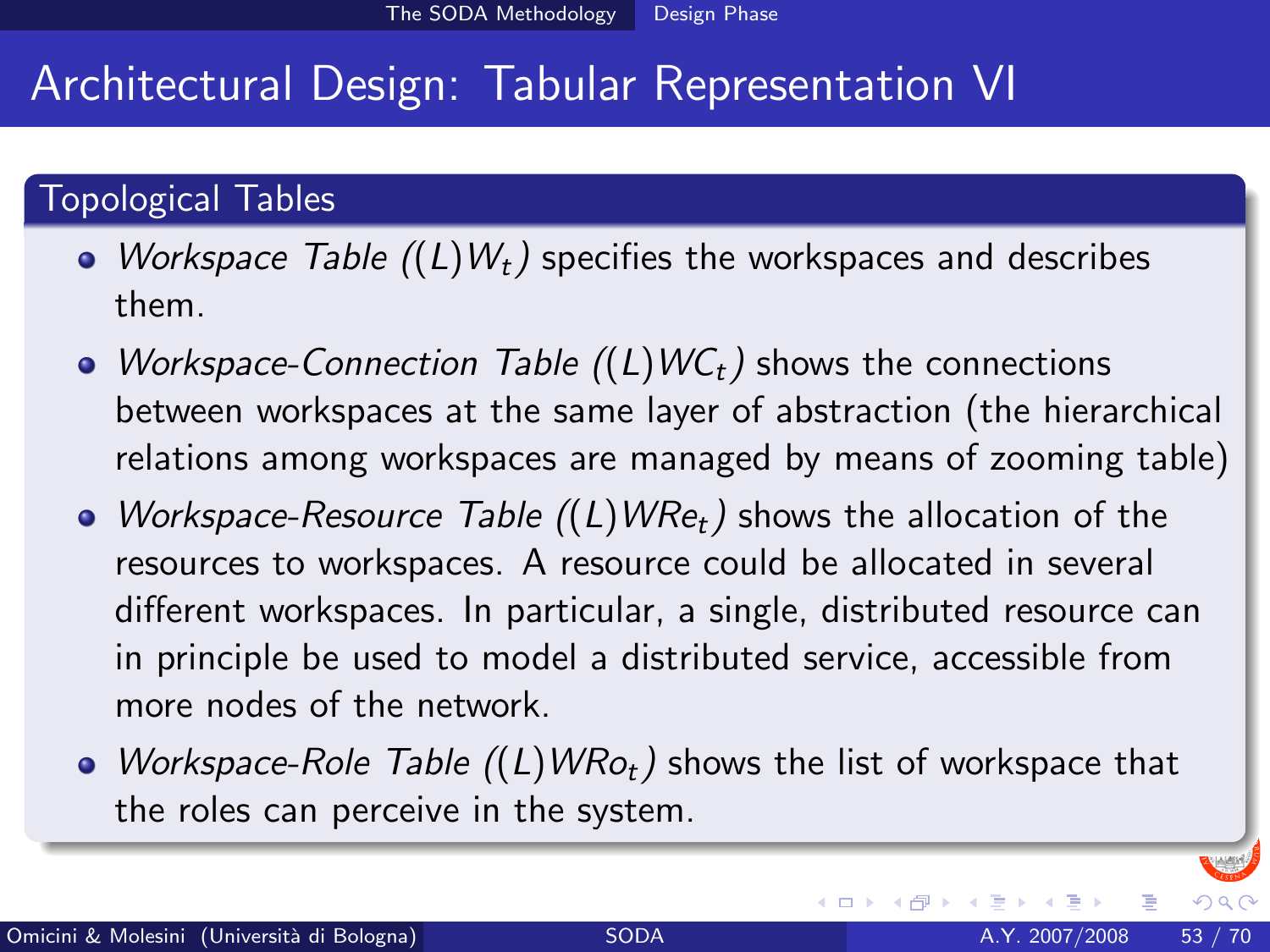# Architectural Design: Tabular Representation VI

## Topological Tables

- *Workspace Table* $((L)W_t)$ specifies the workspaces and describes them.
- *Workspace-Connection Table* $((L)WC_t)$ shows the connections between workspaces at the same layer of abstraction (the hierarchical relations among workspaces are managed by means of zooming table)
- *Workspace-Resource Table* $((L)WRe_t)$ shows the allocation of the resources to workspaces. A resource could be allocated in several different workspaces. In particular, a single, distributed resource can in principle be used to model a distributed service, accessible from more nodes of the network.
- *Workspace-Role Table* $((L)WRo_t)$ shows the list of workspace that the roles can perceive in the system.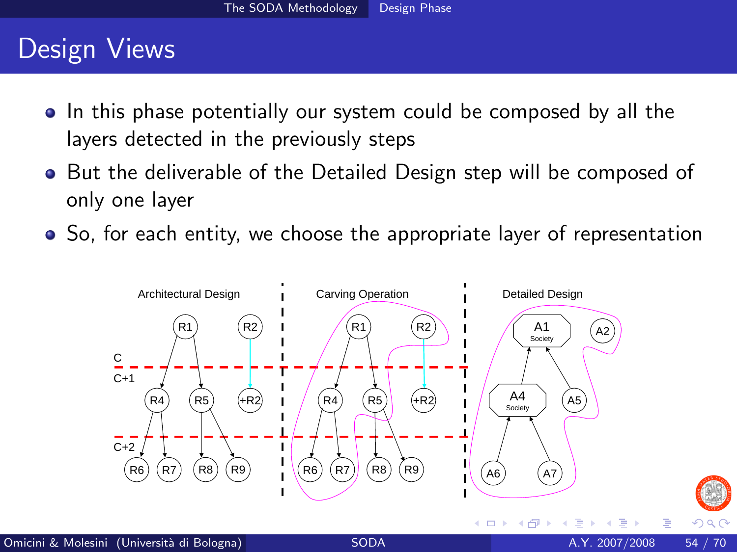# Design Views

- In this phase potentially our system could be composed by all the layers detected in the previously steps
- But the deliverable of the Detailed Design step will be composed of only one layer
- So, for each entity, we choose the appropriate layer of representation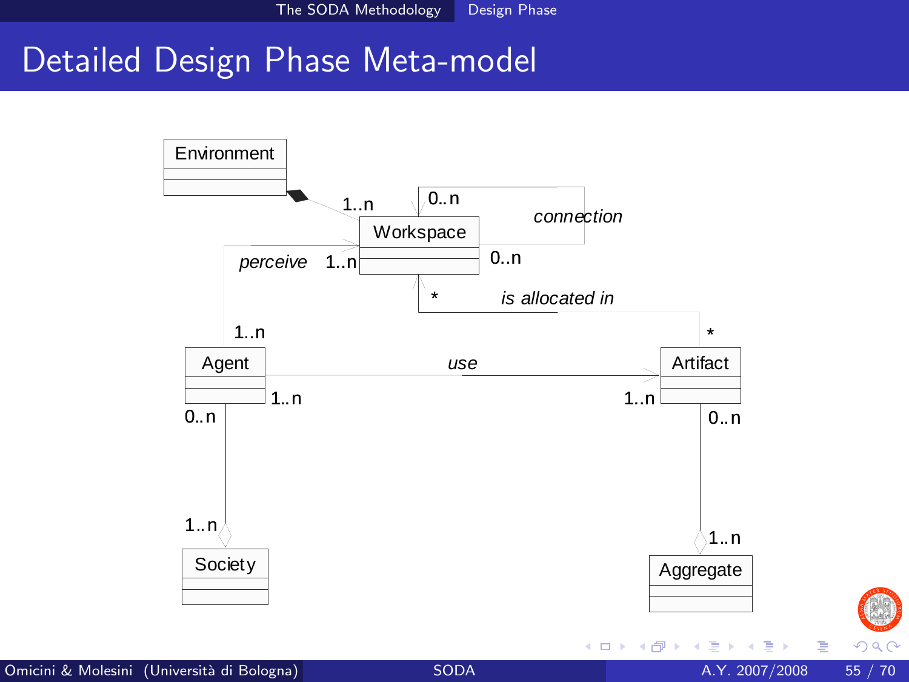# Detailed Design Phase Meta-model

Environment

Workspace

Agent

Artifact

Society

Aggregate

connection

perceive

is allocated in

use

1..n

0..n

0..n

1..n

*

1..n

*

1..n

1..n

0..n

0..n

1..n

1..n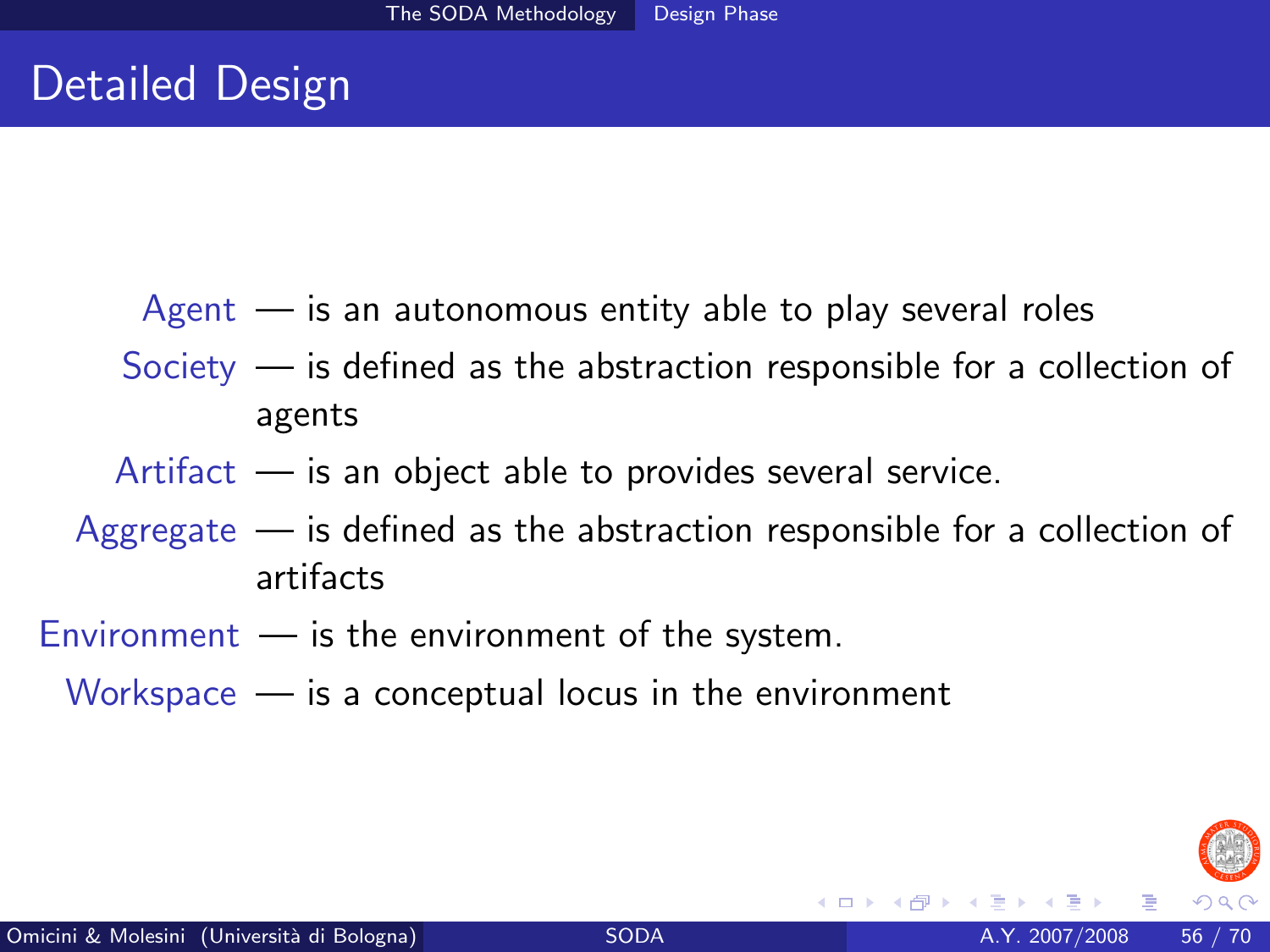# Detailed Design

**Agent** — is an autonomous entity able to play several roles

**Society** — is defined as the abstraction responsible for a collection of agents

**Artifact** — is an object able to provides several service.

**Aggregate** — is defined as the abstraction responsible for a collection of artifacts

**Environment** — is the environment of the system.

**Workspace** — is a conceptual locus in the environment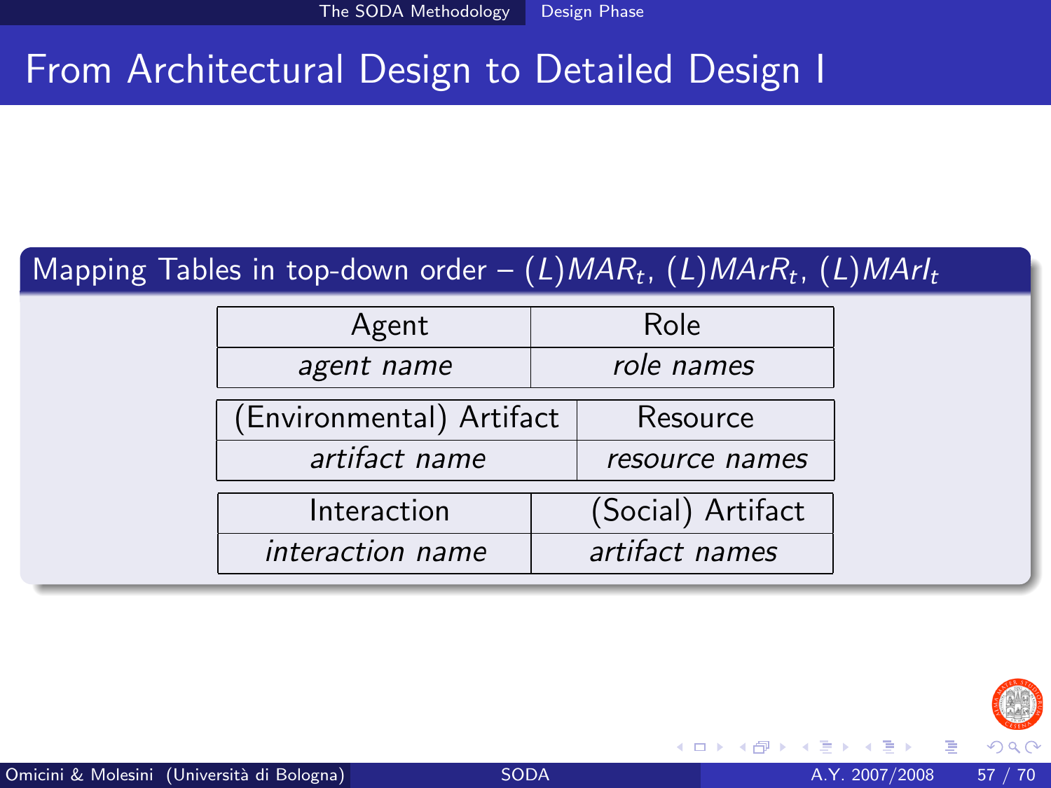# From Architectural Design to Detailed Design I

## Mapping Tables in top-down order – $(L)MAR_t$, $(L)MArR_t$, $(L)MArI_t$

| Agent | Role |
|---|---|
| *agent name* | *role names* |

| (Environmental) Artifact | Resource |
|---|---|
| *artifact name* | *resource names* |

| Interaction | (Social) Artifact |
|---|---|
| *interaction name* | *artifact names* |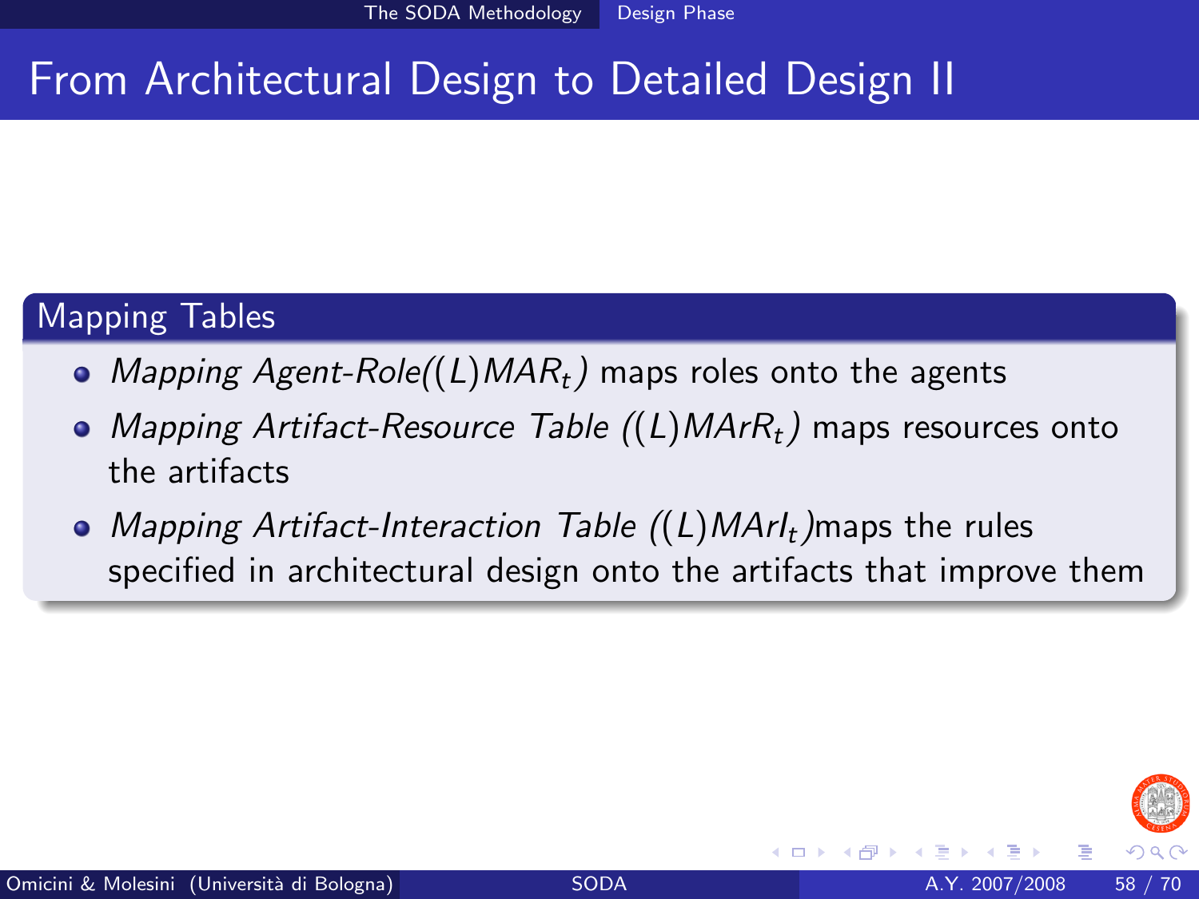# From Architectural Design to Detailed Design II

## Mapping Tables

- *Mapping Agent-Role*($(L)MAR_t$) maps roles onto the agents
- *Mapping Artifact-Resource Table* ($(L)MArR_t$) maps resources onto the artifacts
- *Mapping Artifact-Interaction Table* ($(L)MArI_t$)maps the rules specified in architectural design onto the artifacts that improve them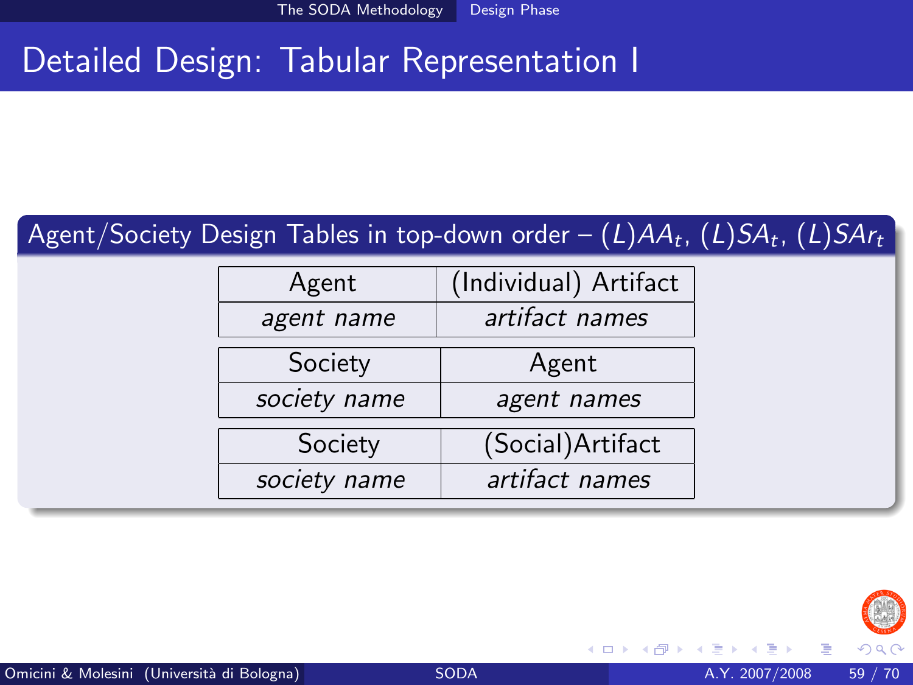# Detailed Design: Tabular Representation I

## Agent/Society Design Tables in top-down order – $(L)AA_t$, $(L)SA_t$, $(L)SAr_t$

| Agent | (Individual) Artifact |
|---|---|
| *agent name* | *artifact names* |

| Society | Agent |
|---|---|
| *society name* | *agent names* |

| Society | (Social)Artifact |
|---|---|
| *society name* | *artifact names* |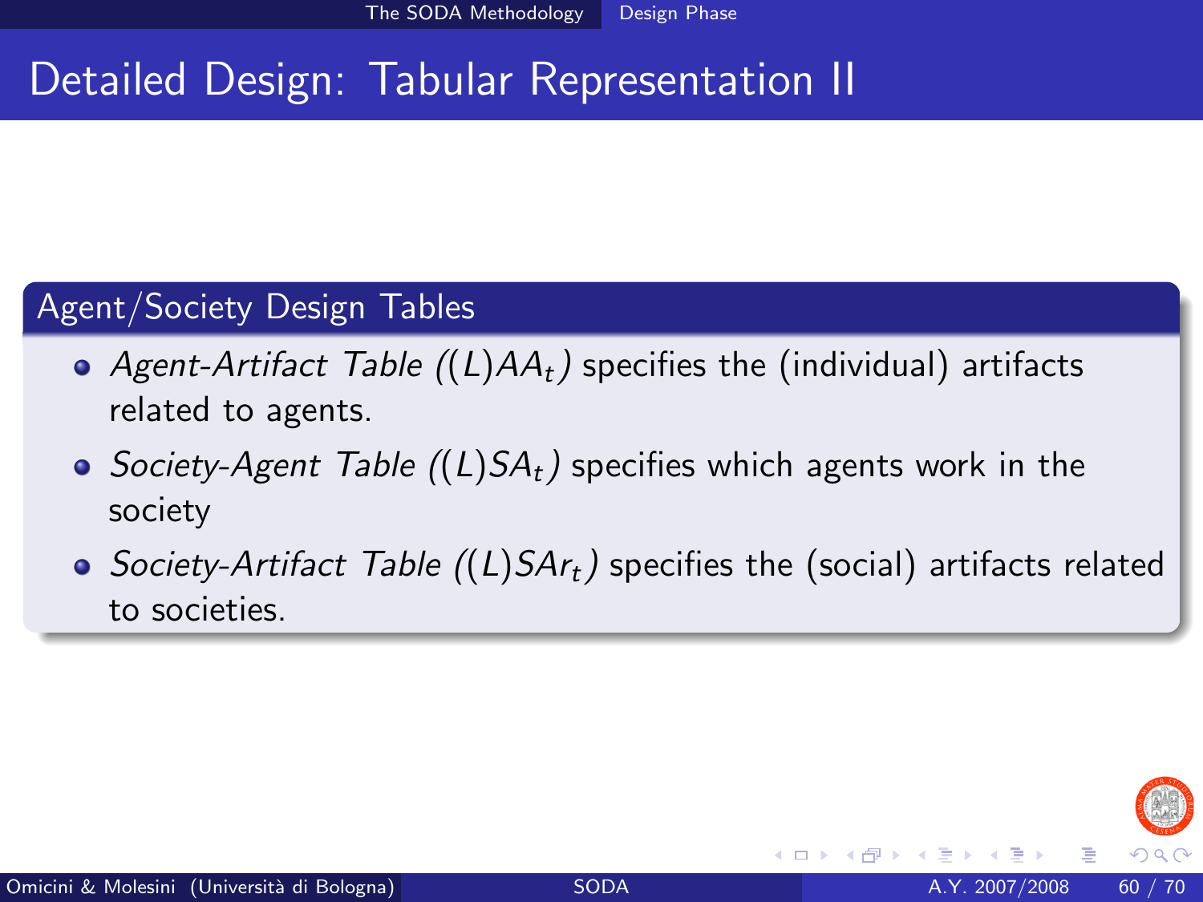# Detailed Design: Tabular Representation II

## Agent/Society Design Tables

- *Agent-Artifact Table* ($(L)AA_t$) specifies the (individual) artifacts related to agents.
- *Society-Agent Table* ($(L)SA_t$) specifies which agents work in the society
- *Society-Artifact Table* ($(L)SAr_t$) specifies the (social) artifacts related to societies.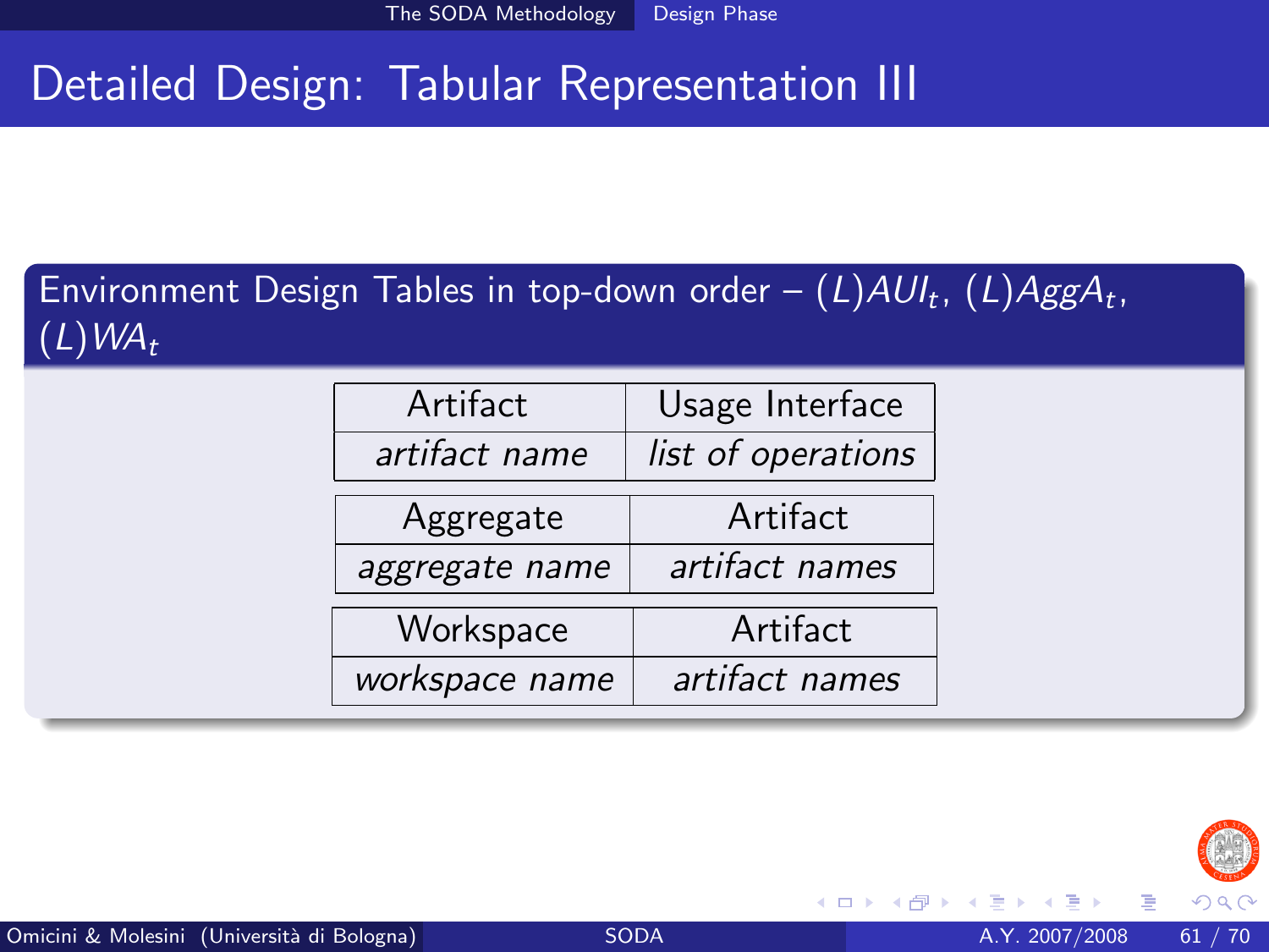# Detailed Design: Tabular Representation III

**Environment Design Tables in top-down order – $(L)AUI_t$, $(L)AggA_t$, $(L)WA_t$**

| Artifact | Usage Interface |
|---|---|
| *artifact name* | *list of operations* |

| Aggregate | Artifact |
|---|---|
| *aggregate name* | *artifact names* |

| Workspace | Artifact |
|---|---|
| *workspace name* | *artifact names* |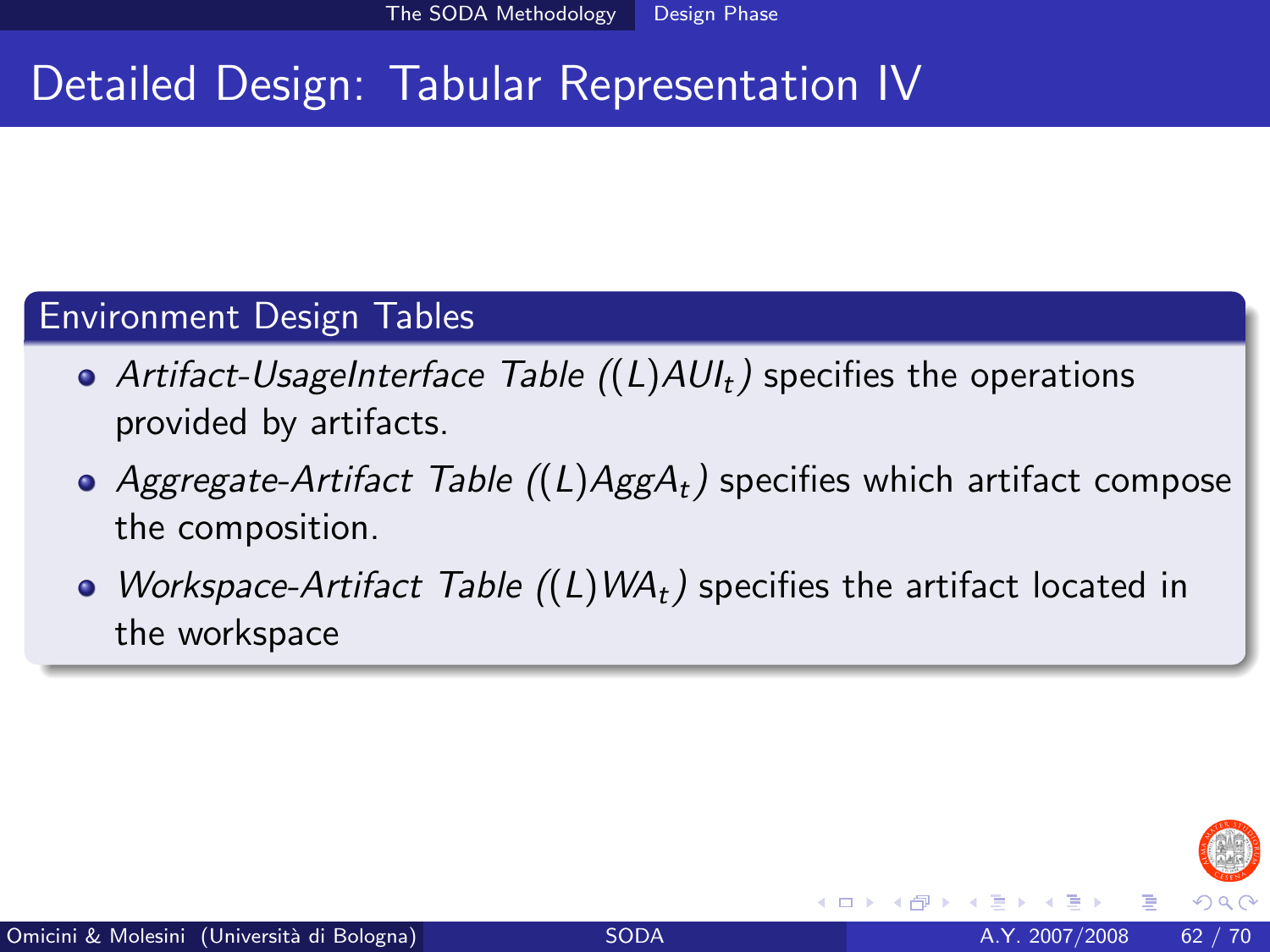# Detailed Design: Tabular Representation IV

## Environment Design Tables

- *Artifact-UsageInterface Table ($(L)AUI_t$)* specifies the operations provided by artifacts.
- *Aggregate-Artifact Table ($(L)AggA_t$)* specifies which artifact compose the composition.
- *Workspace-Artifact Table ($(L)WA_t$)* specifies the artifact located in the workspace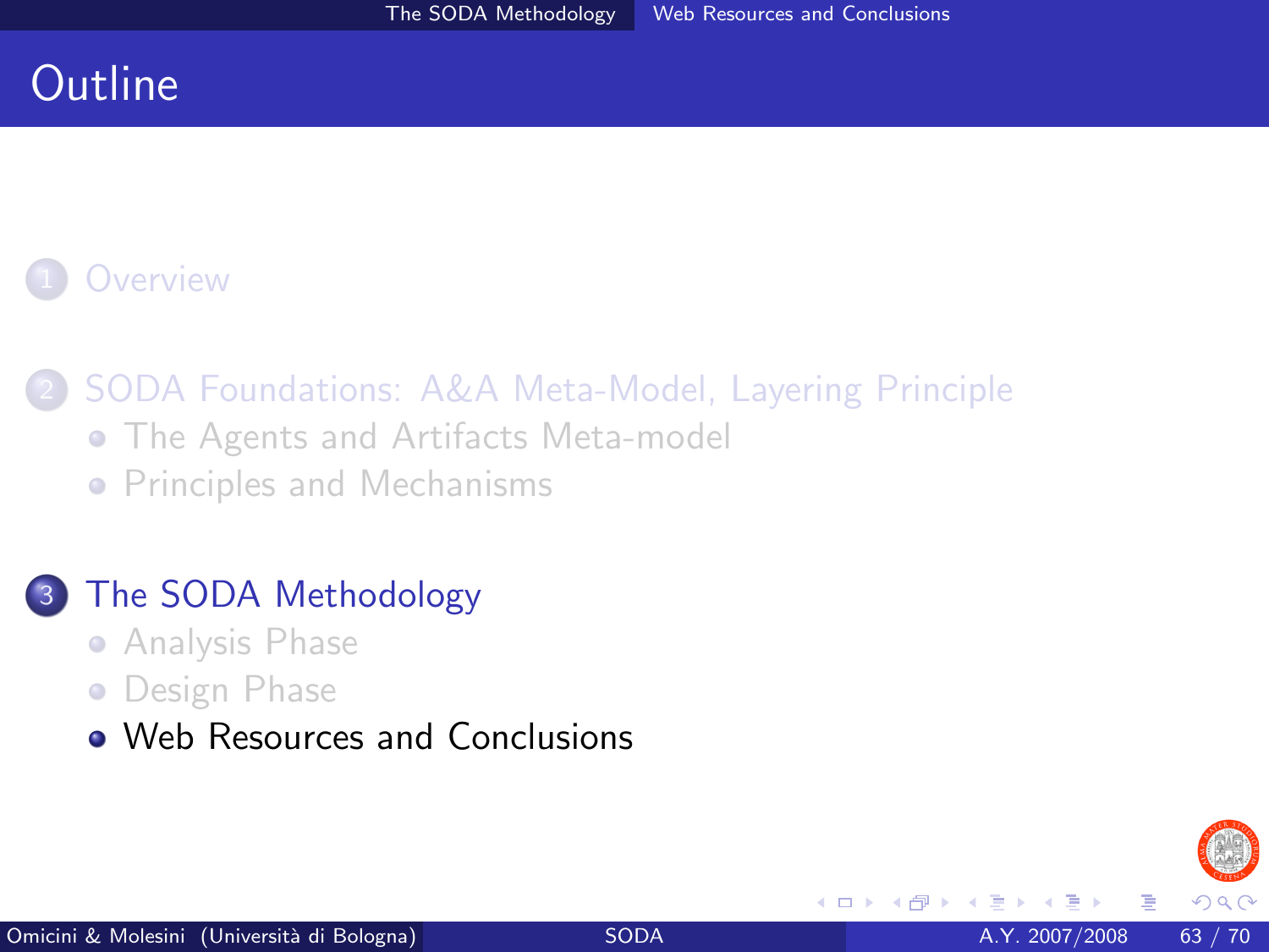# Outline

1. Overview
2. SODA Foundations: A&A Meta-Model, Layering Principle
   - The Agents and Artifacts Meta-model
   - Principles and Mechanisms
3. The SODA Methodology
   - Analysis Phase
   - Design Phase
   - Web Resources and Conclusions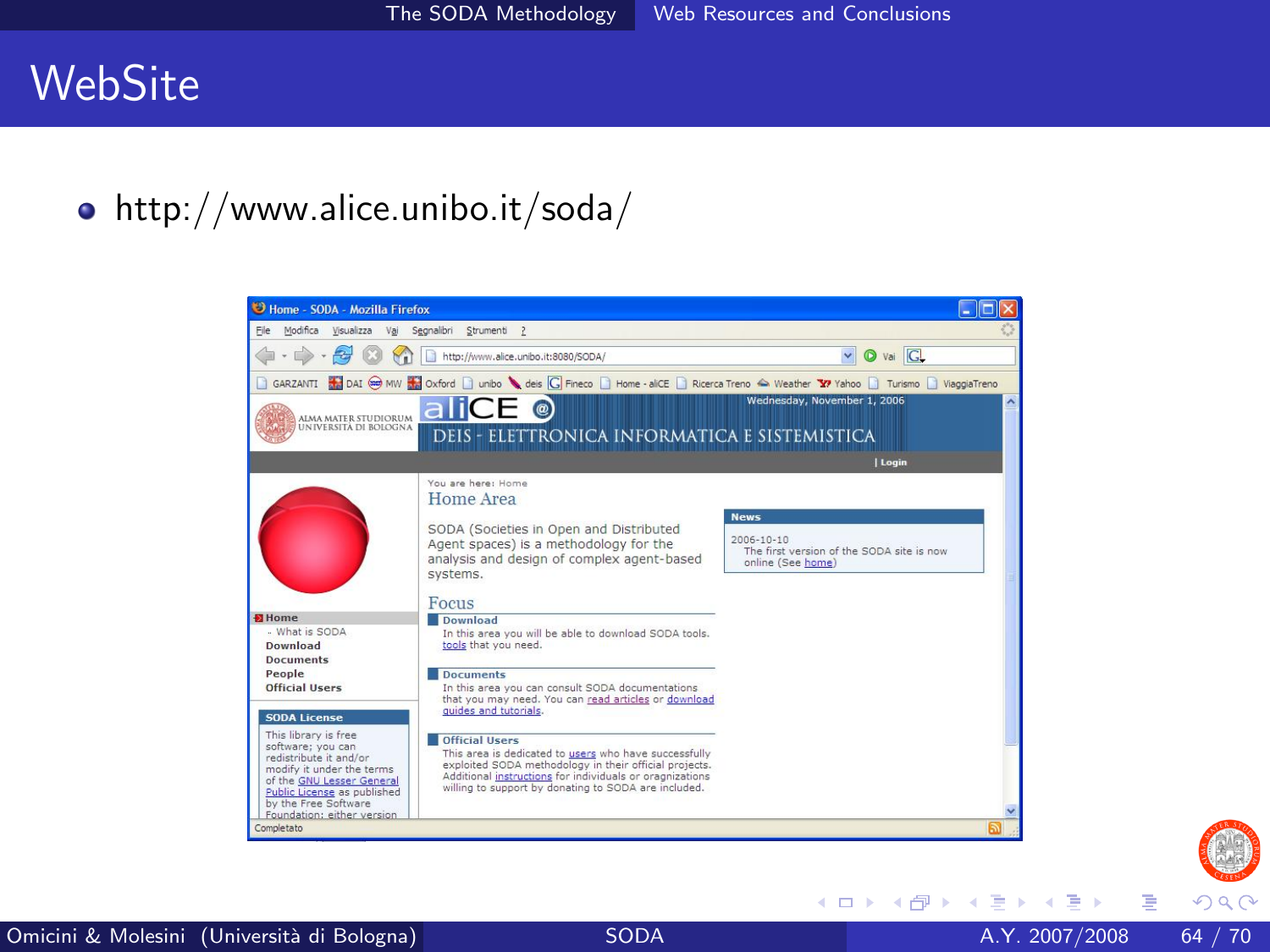# WebSite

- http://www.alice.unibo.it/soda/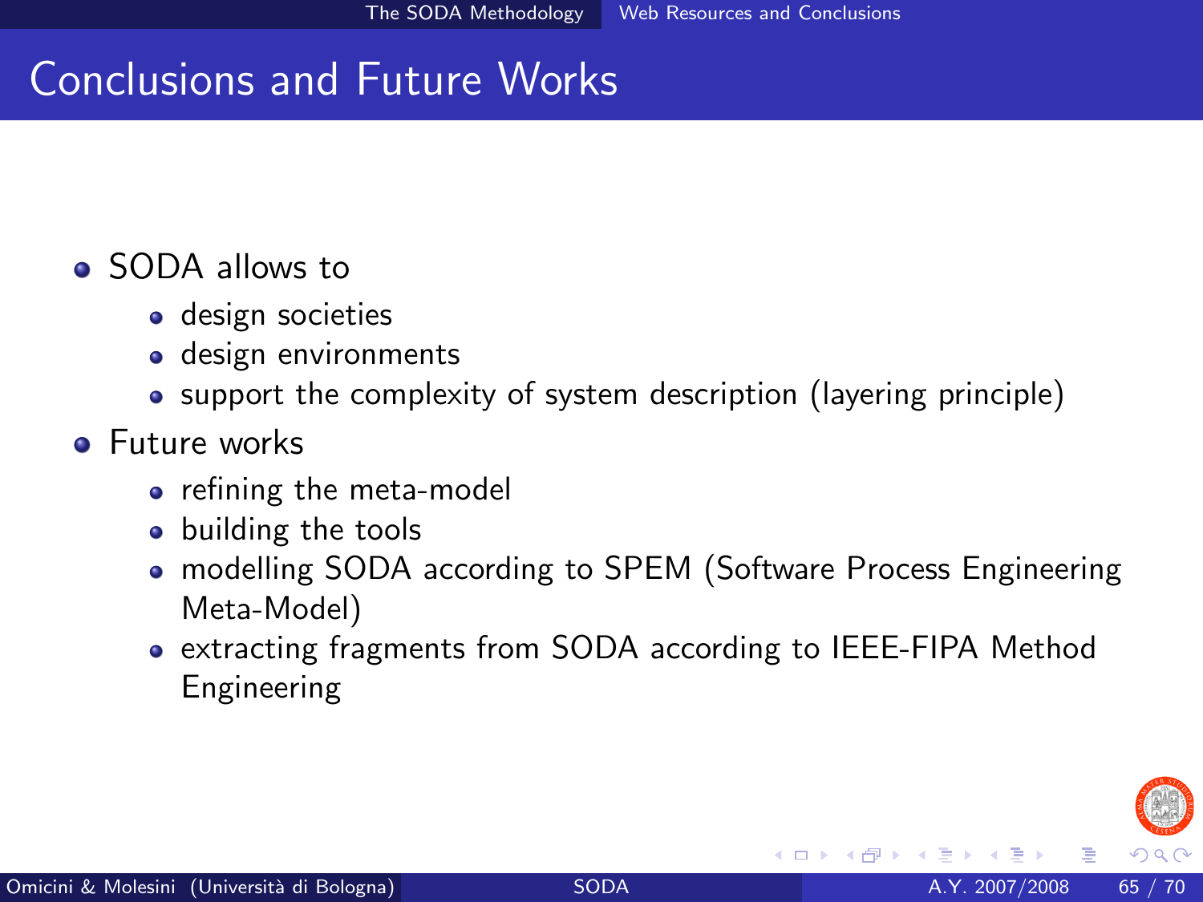# Conclusions and Future Works

- SODA allows to
  - design societies
  - design environments
  - support the complexity of system description (layering principle)
- Future works
  - refining the meta-model
  - building the tools
  - modelling SODA according to SPEM (Software Process Engineering Meta-Model)
  - extracting fragments from SODA according to IEEE-FIPA Method Engineering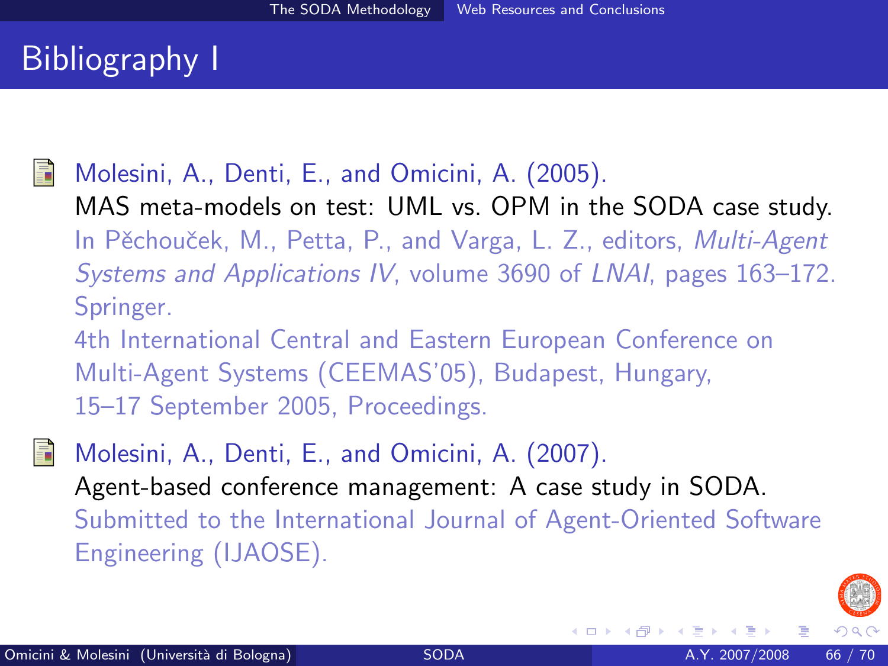# Bibliography I

- Molesini, A., Denti, E., and Omicini, A. (2005).
  MAS meta-models on test: UML vs. OPM in the SODA case study.
  In Pěchouček, M., Petta, P., and Varga, L. Z., editors, *Multi-Agent Systems and Applications IV*, volume 3690 of *LNAI*, pages 163–172. Springer.
  4th International Central and Eastern European Conference on Multi-Agent Systems (CEEMAS'05), Budapest, Hungary, 15–17 September 2005, Proceedings.

- Molesini, A., Denti, E., and Omicini, A. (2007).
  Agent-based conference management: A case study in SODA.
  Submitted to the International Journal of Agent-Oriented Software Engineering (IJAOSE).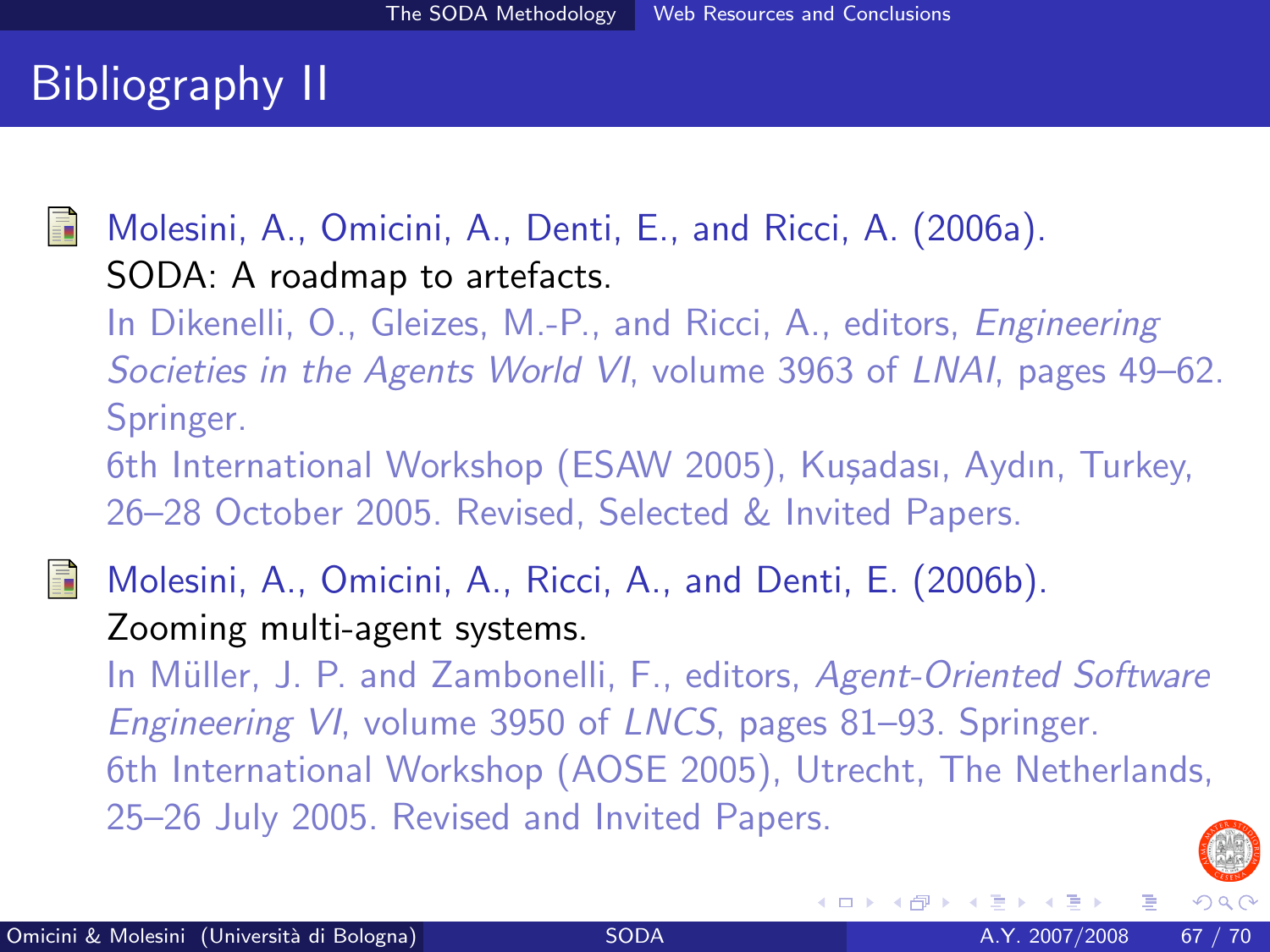# Bibliography II

- Molesini, A., Omicini, A., Denti, E., and Ricci, A. (2006a).
  SODA: A roadmap to artefacts.
  In Dikenelli, O., Gleizes, M.-P., and Ricci, A., editors, *Engineering Societies in the Agents World VI*, volume 3963 of *LNAI*, pages 49–62. Springer.
  6th International Workshop (ESAW 2005), Kuşadası, Aydın, Turkey, 26–28 October 2005. Revised, Selected & Invited Papers.

- Molesini, A., Omicini, A., Ricci, A., and Denti, E. (2006b).
  Zooming multi-agent systems.
  In Müller, J. P. and Zambonelli, F., editors, *Agent-Oriented Software Engineering VI*, volume 3950 of *LNCS*, pages 81–93. Springer.
  6th International Workshop (AOSE 2005), Utrecht, The Netherlands, 25–26 July 2005. Revised and Invited Papers.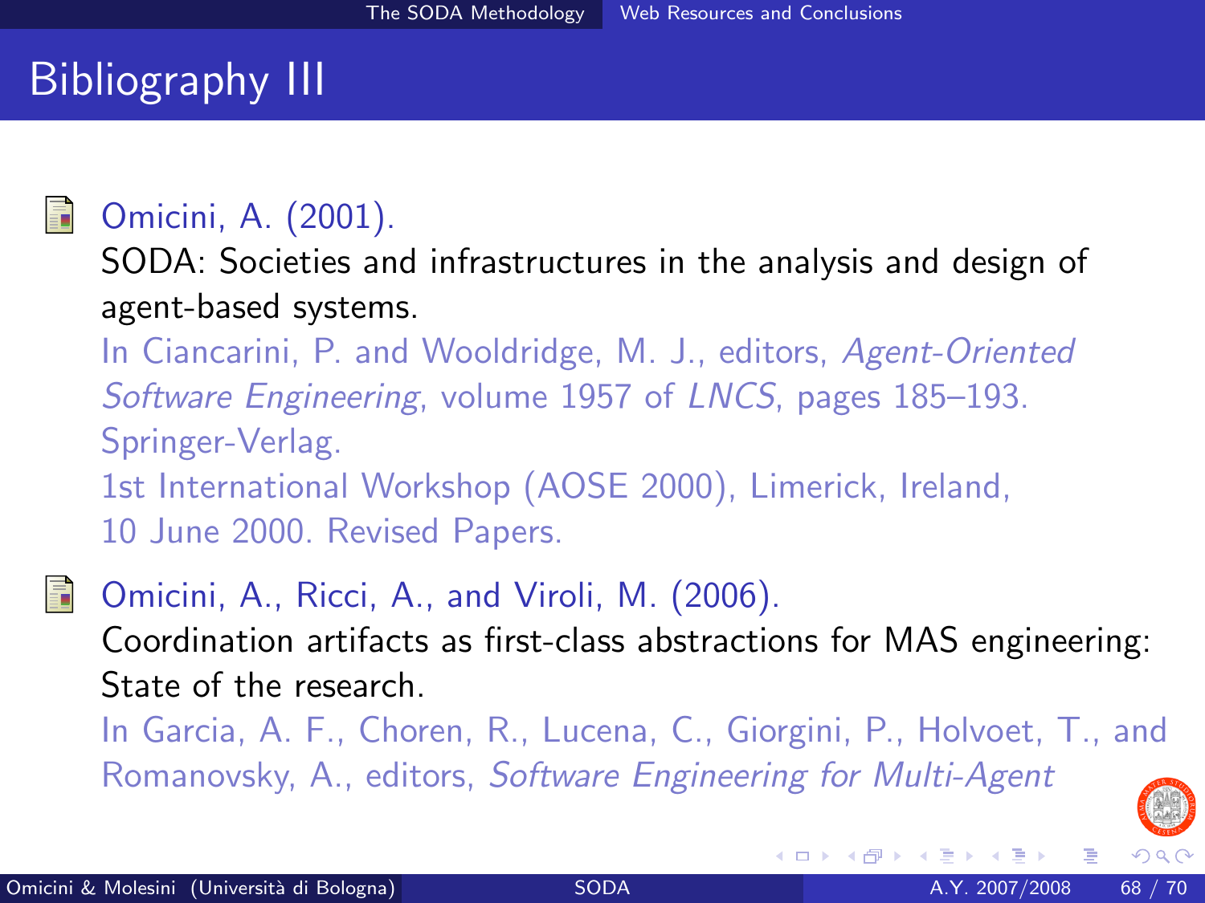# Bibliography III

- Omicini, A. (2001).
  SODA: Societies and infrastructures in the analysis and design of agent-based systems.
  In Ciancarini, P. and Wooldridge, M. J., editors, *Agent-Oriented Software Engineering*, volume 1957 of *LNCS*, pages 185–193. Springer-Verlag.
  1st International Workshop (AOSE 2000), Limerick, Ireland, 10 June 2000. Revised Papers.

- Omicini, A., Ricci, A., and Viroli, M. (2006).
  Coordination artifacts as first-class abstractions for MAS engineering: State of the research.
  In Garcia, A. F., Choren, R., Lucena, C., Giorgini, P., Holvoet, T., and Romanovsky, A., editors, *Software Engineering for Multi-Agent*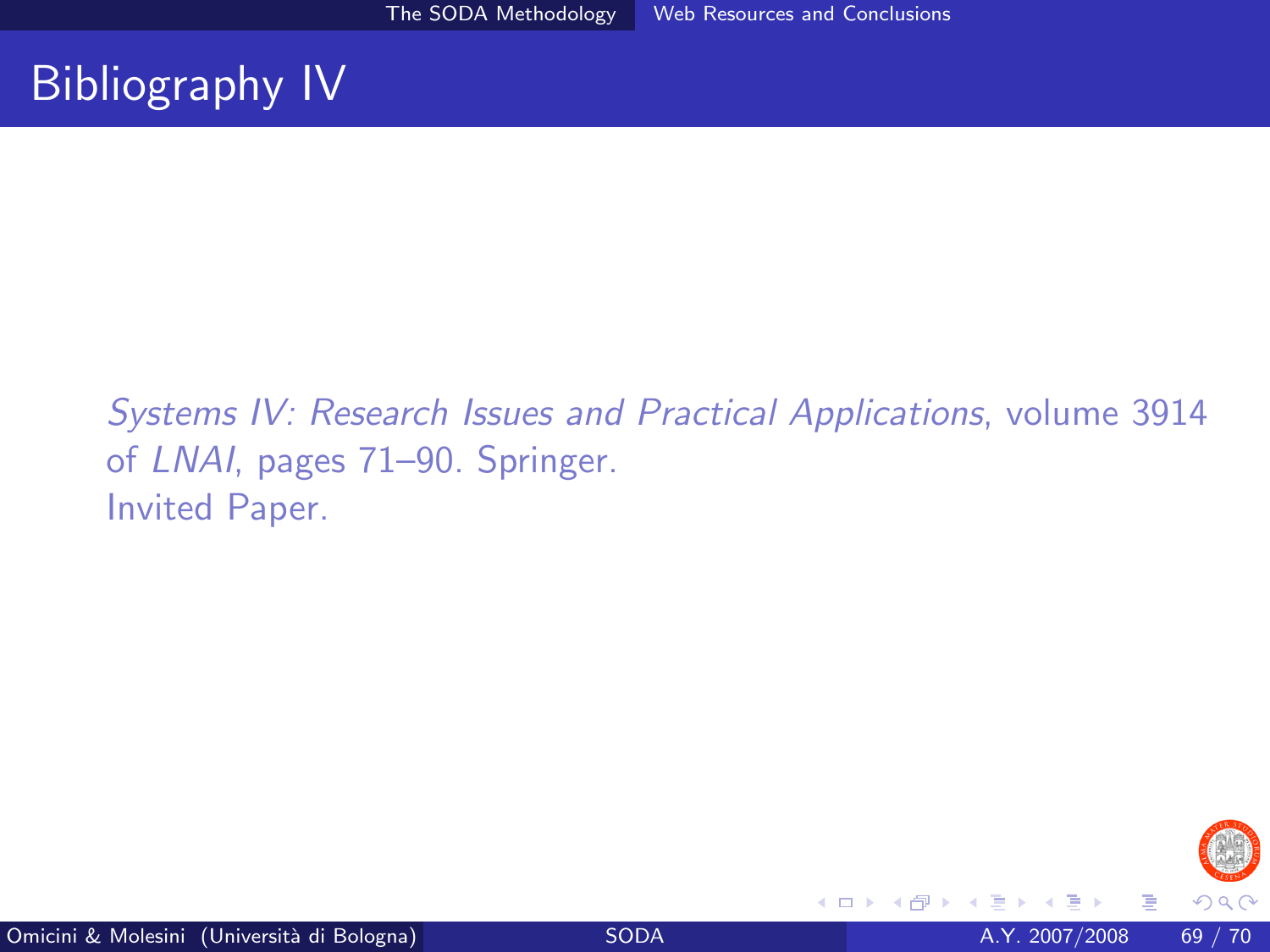# Bibliography IV

*Systems IV: Research Issues and Practical Applications*, volume 3914 of *LNAI*, pages 71–90. Springer.
Invited Paper.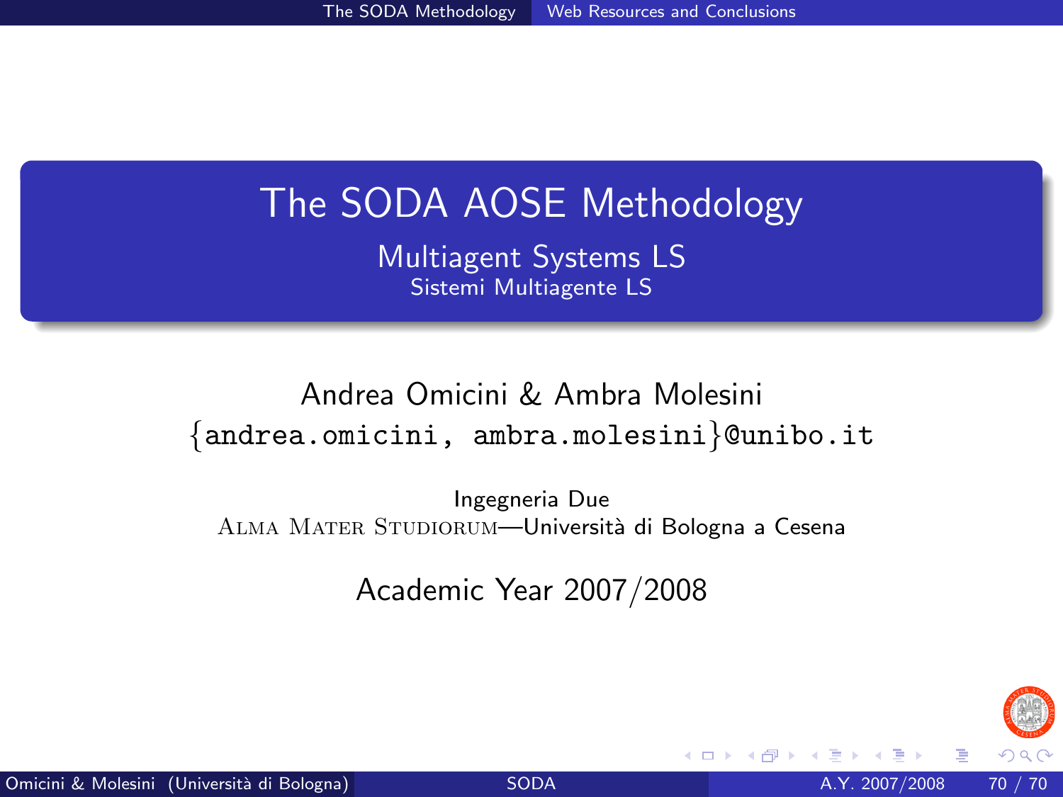# The SODA AOSE Methodology

## Multiagent Systems LS

### Sistemi Multiagente LS

Andrea Omicini & Ambra Molesini

{andrea.omicini, ambra.molesini}@unibo.it

Ingegneria Due

Alma Mater Studiorum—Università di Bologna a Cesena

Academic Year 2007/2008